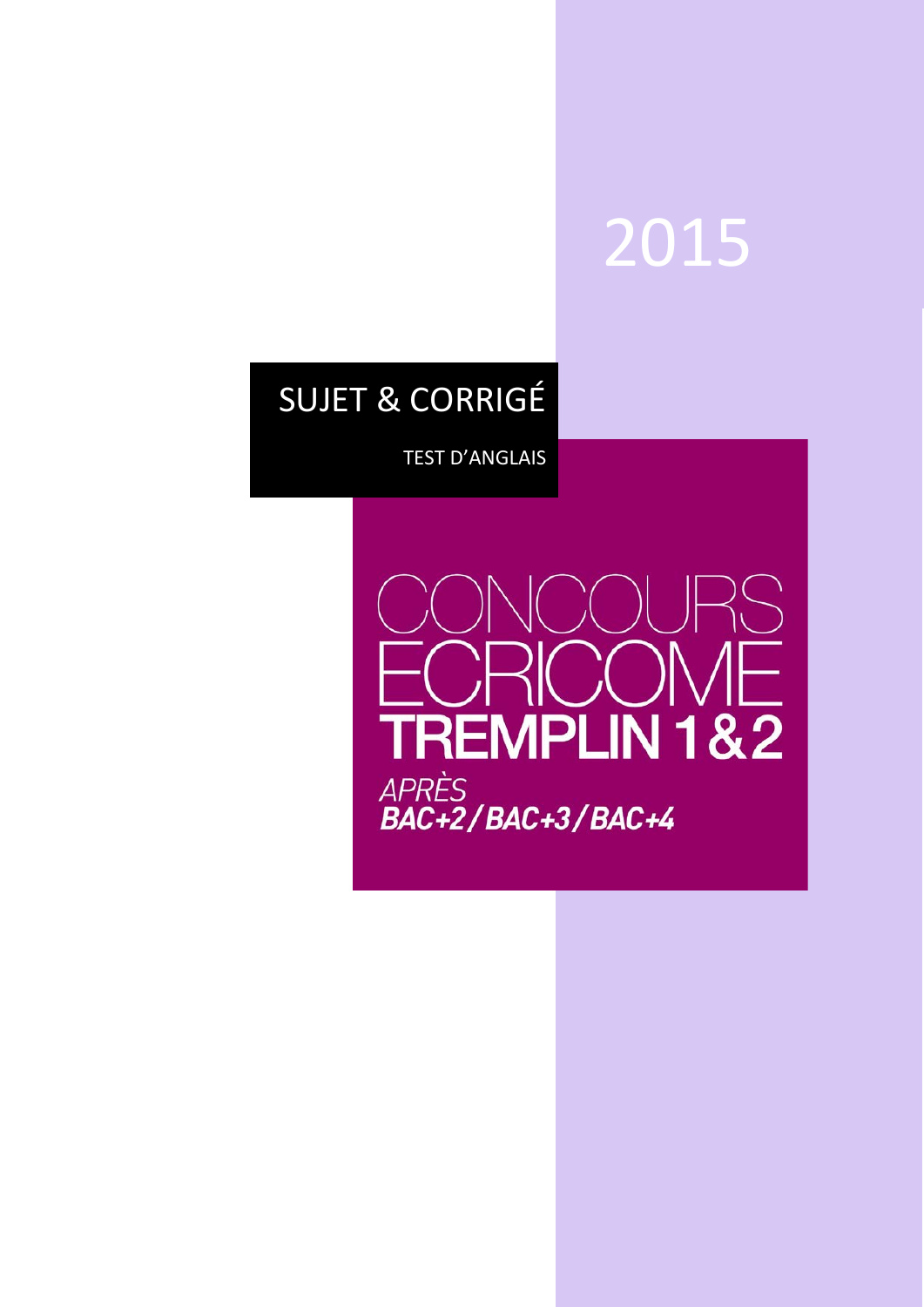# 2015

## SUJET & CORRIGÉ

TEST D'ANGLAIS

# CONCOURS ECRICOME TREMPLIN 1&2

*APRÈS*
***BAC+2/BAC+3/BAC+4***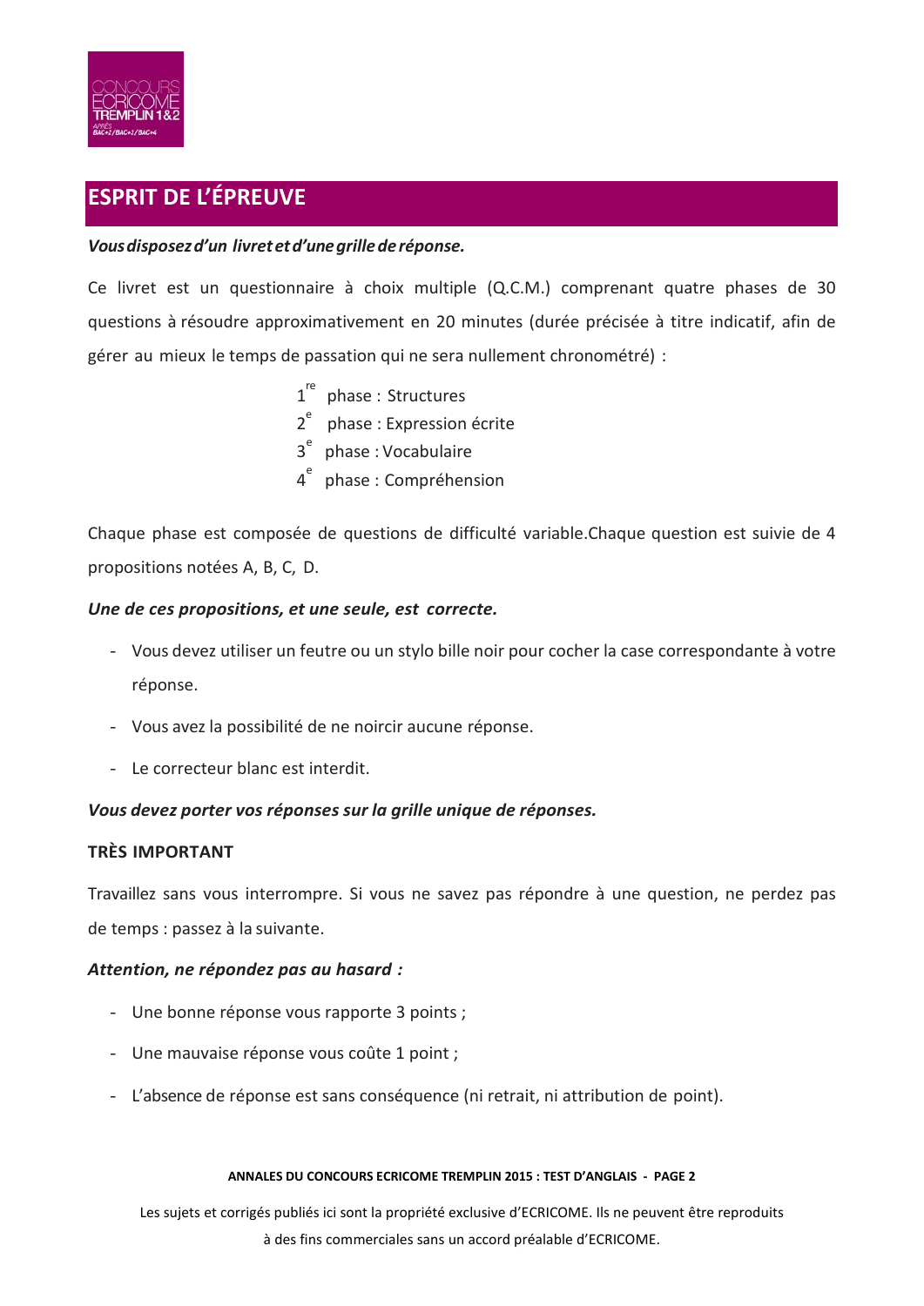## ESPRIT DE L'ÉPREUVE

***Vous disposez d'un livret et d'une grille de réponse.***

Ce livret est un questionnaire à choix multiple (Q.C.M.) comprenant quatre phases de 30 questions à résoudre approximativement en 20 minutes (durée précisée à titre indicatif, afin de gérer au mieux le temps de passation qui ne sera nullement chronométré) :

1re phase : Structures
2e phase : Expression écrite
3e phase : Vocabulaire
4e phase : Compréhension

Chaque phase est composée de questions de difficulté variable.Chaque question est suivie de 4 propositions notées A, B, C, D.

***Une de ces propositions, et une seule, est correcte.***

- Vous devez utiliser un feutre ou un stylo bille noir pour cocher la case correspondante à votre réponse.
- Vous avez la possibilité de ne noircir aucune réponse.
- Le correcteur blanc est interdit.

***Vous devez porter vos réponses sur la grille unique de réponses.***

**TRÈS IMPORTANT**

Travaillez sans vous interrompre. Si vous ne savez pas répondre à une question, ne perdez pas de temps : passez à la suivante.

***Attention, ne répondez pas au hasard :***

- Une bonne réponse vous rapporte 3 points ;
- Une mauvaise réponse vous coûte 1 point ;
- L'absence de réponse est sans conséquence (ni retrait, ni attribution de point).

Les sujets et corrigés publiés ici sont la propriété exclusive d'ECRICOME. Ils ne peuvent être reproduits à des fins commerciales sans un accord préalable d'ECRICOME.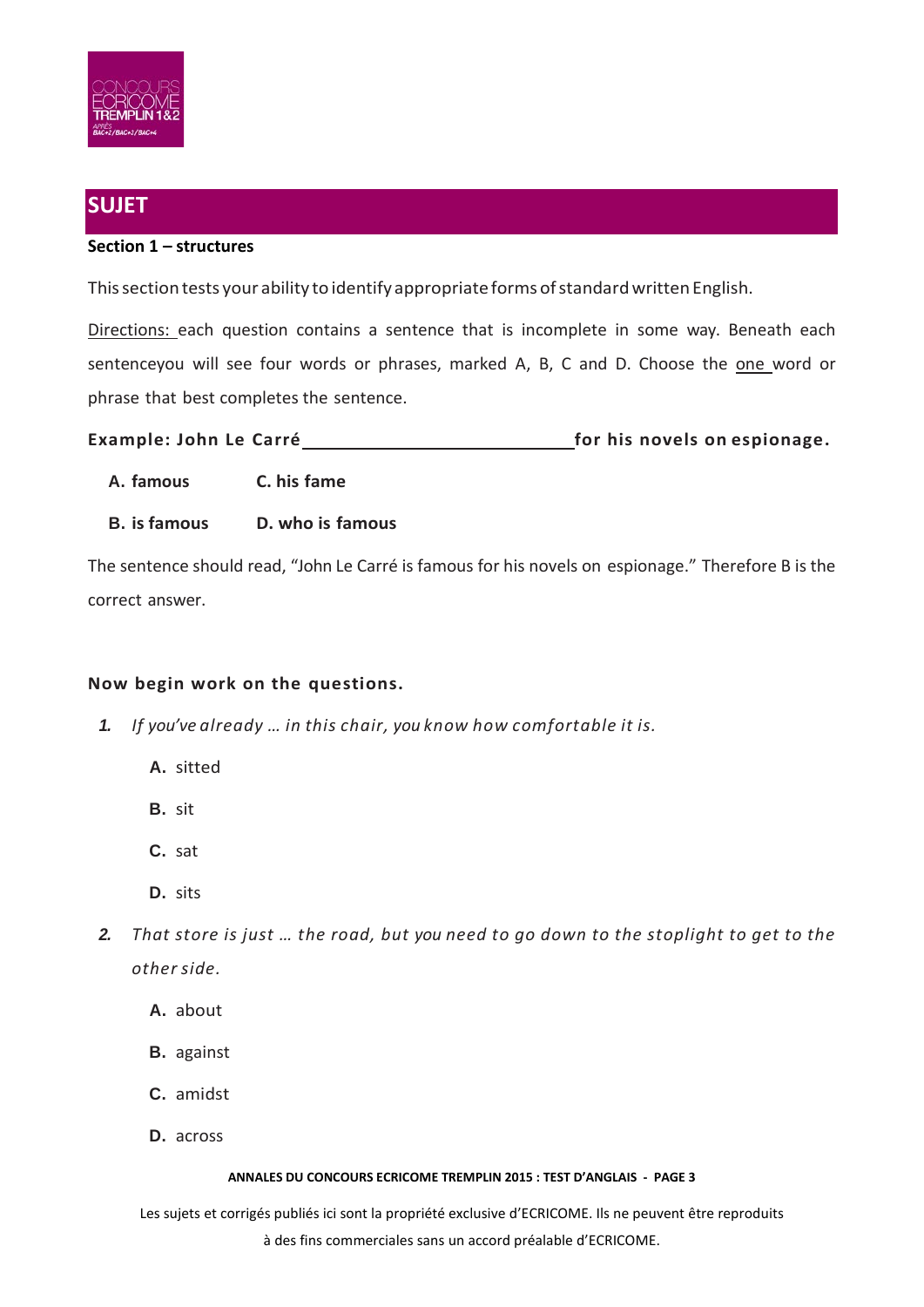## SUJET

**Section 1 – structures**

This section tests your ability to identify appropriate forms of standard written English.

Directions: each question contains a sentence that is incomplete in some way. Beneath each sentenceyou will see four words or phrases, marked A, B, C and D. Choose the one word or phrase that best completes the sentence.

**Example: John Le Carré \_\_\_\_\_\_\_\_\_\_\_\_\_\_\_\_\_\_\_\_\_\_\_\_\_\_\_\_ for his novels on espionage.**

**A. famous** **C. his fame**

**B. is famous** **D. who is famous**

The sentence should read, "John Le Carré is famous for his novels on espionage." Therefore B is the correct answer.

**Now begin work on the questions.**

1. *If you've already … in this chair, you know how comfortable it is.*

   **A.** sitted

   **B.** sit

   **C.** sat

   **D.** sits

2. *That store is just … the road, but you need to go down to the stoplight to get to the other side.*

   **A.** about

   **B.** against

   **C.** amidst

   **D.** across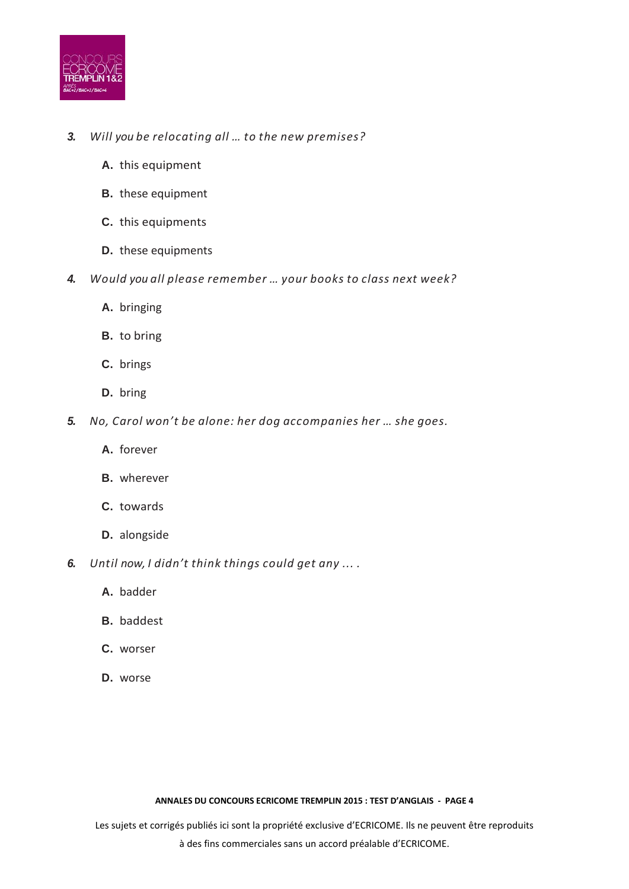3. *Will you be relocating all … to the new premises?*

   **A.** this equipment

   **B.** these equipment

   **C.** this equipments

   **D.** these equipments

4. *Would you all please remember … your books to class next week?*

   **A.** bringing

   **B.** to bring

   **C.** brings

   **D.** bring

5. *No, Carol won't be alone: her dog accompanies her … she goes.*

   **A.** forever

   **B.** wherever

   **C.** towards

   **D.** alongside

6. *Until now, I didn't think things could get any … .*

   **A.** badder

   **B.** baddest

   **C.** worser

   **D.** worse

Les sujets et corrigés publiés ici sont la propriété exclusive d'ECRICOME. Ils ne peuvent être reproduits à des fins commerciales sans un accord préalable d'ECRICOME.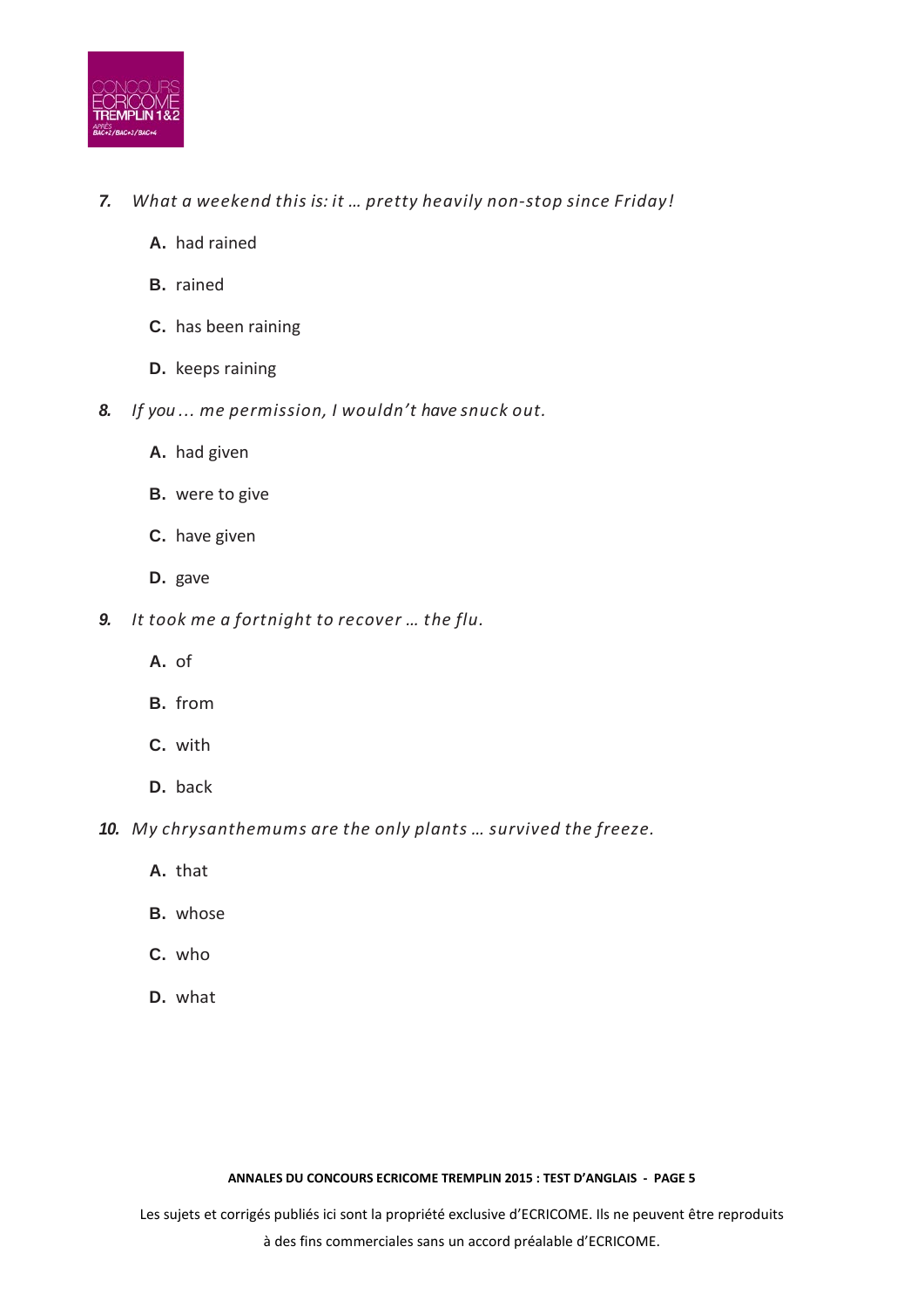*7. What a weekend this is: it … pretty heavily non-stop since Friday!*

- **A.** had rained
- **B.** rained
- **C.** has been raining
- **D.** keeps raining

*8. If you … me permission, I wouldn't have snuck out.*

- **A.** had given
- **B.** were to give
- **C.** have given
- **D.** gave

*9. It took me a fortnight to recover … the flu.*

- **A.** of
- **B.** from
- **C.** with
- **D.** back

*10. My chrysanthemums are the only plants … survived the freeze.*

- **A.** that
- **B.** whose
- **C.** who
- **D.** what

Les sujets et corrigés publiés ici sont la propriété exclusive d'ECRICOME. Ils ne peuvent être reproduits à des fins commerciales sans un accord préalable d'ECRICOME.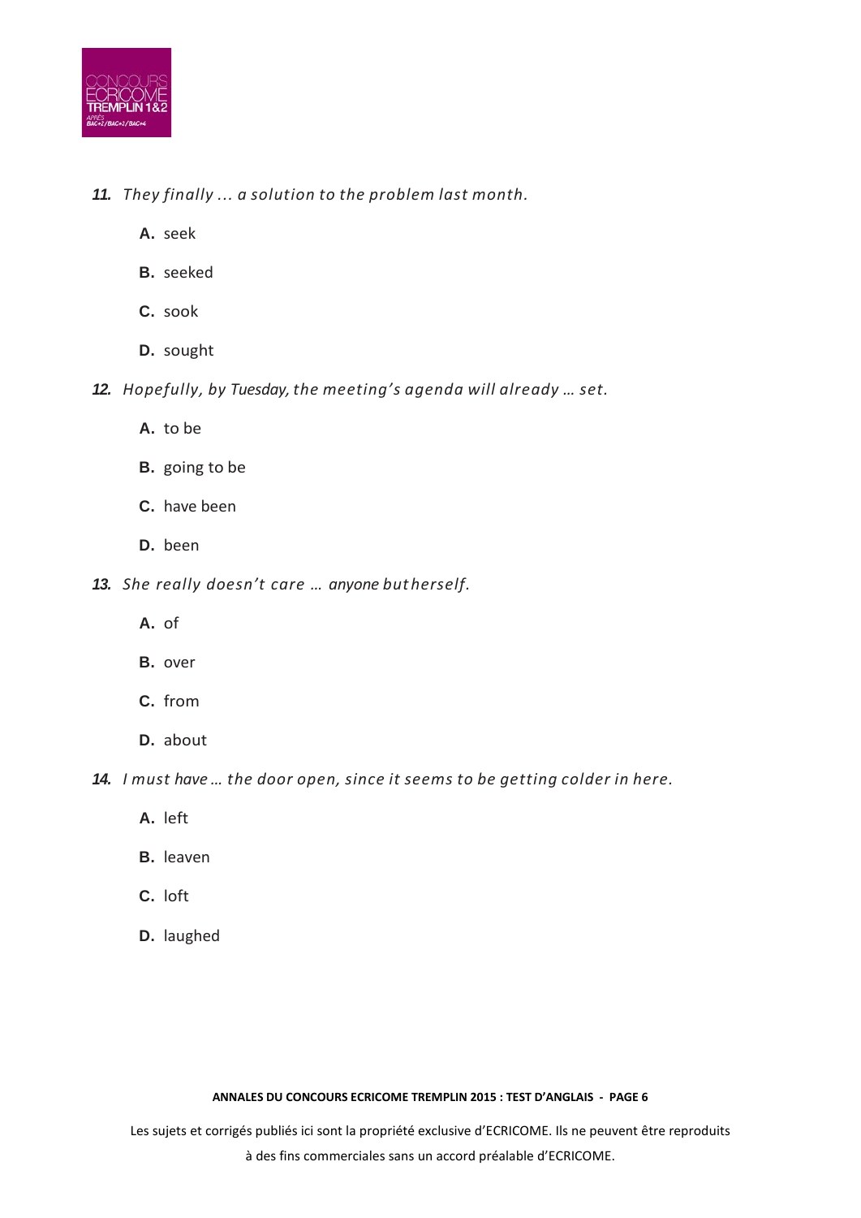11. *They finally ... a solution to the problem last month.*

   **A.** seek

   **B.** seeked

   **C.** sook

   **D.** sought

12. *Hopefully, by Tuesday, the meeting's agenda will already … set.*

   **A.** to be

   **B.** going to be

   **C.** have been

   **D.** been

13. *She really doesn't care … anyone but herself.*

   **A.** of

   **B.** over

   **C.** from

   **D.** about

14. *I must have … the door open, since it seems to be getting colder in here.*

   **A.** left

   **B.** leaven

   **C.** loft

   **D.** laughed

Les sujets et corrigés publiés ici sont la propriété exclusive d'ECRICOME. Ils ne peuvent être reproduits à des fins commerciales sans un accord préalable d'ECRICOME.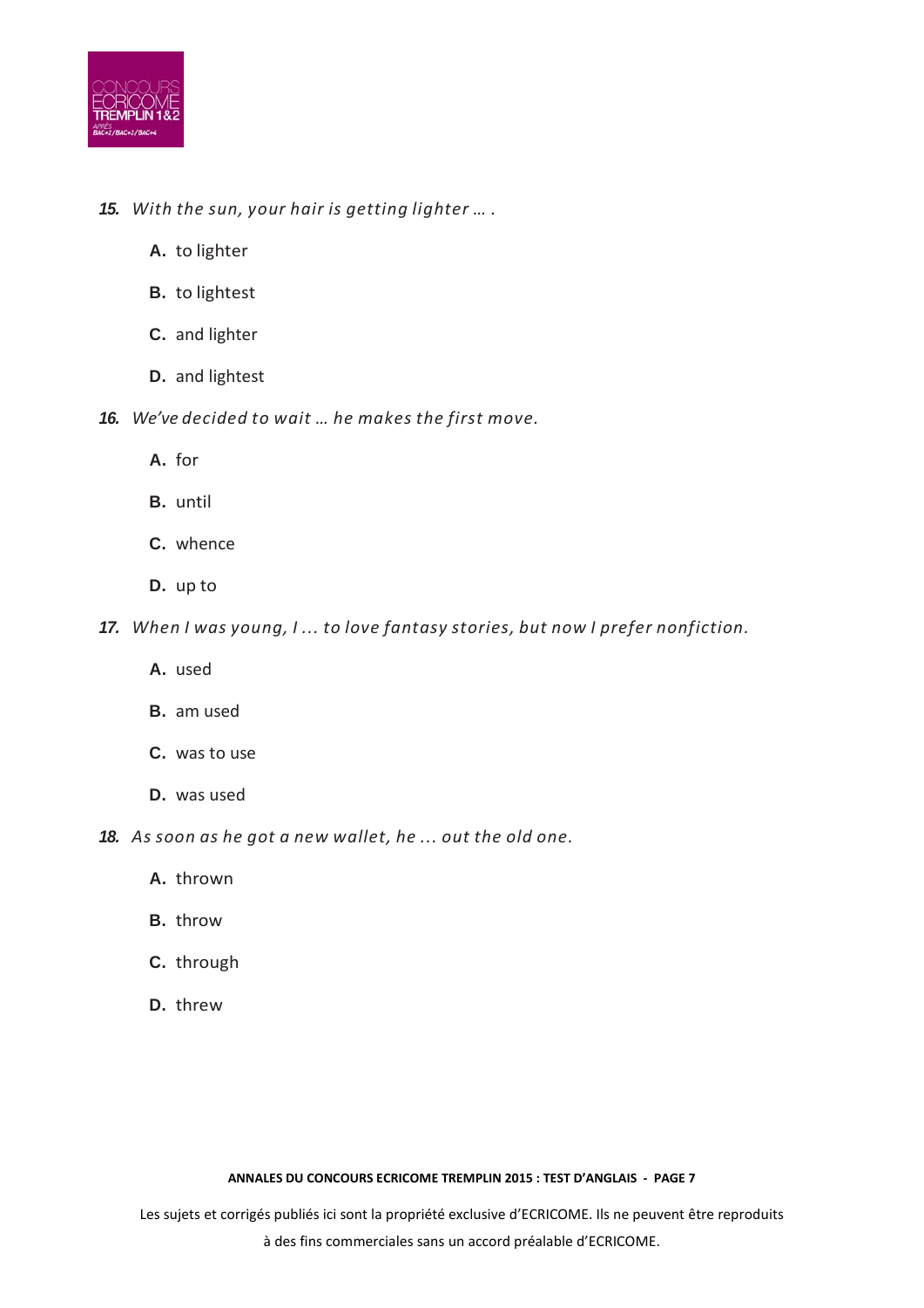15. *With the sun, your hair is getting lighter … .*

    **A.** to lighter

    **B.** to lightest

    **C.** and lighter

    **D.** and lightest

16. *We've decided to wait … he makes the first move.*

    **A.** for

    **B.** until

    **C.** whence

    **D.** up to

17. *When I was young, I ... to love fantasy stories, but now I prefer nonfiction.*

    **A.** used

    **B.** am used

    **C.** was to use

    **D.** was used

18. *As soon as he got a new wallet, he ... out the old one.*

    **A.** thrown

    **B.** throw

    **C.** through

    **D.** threw

Les sujets et corrigés publiés ici sont la propriété exclusive d'ECRICOME. Ils ne peuvent être reproduits à des fins commerciales sans un accord préalable d'ECRICOME.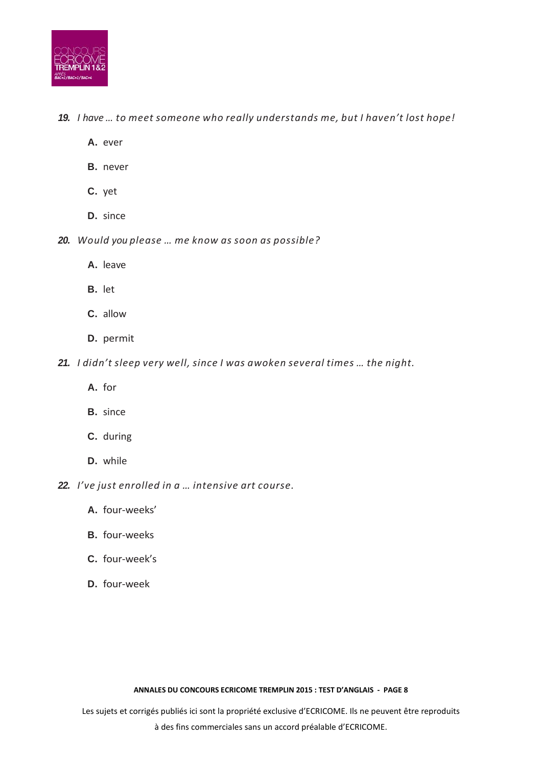*19. I have … to meet someone who really understands me, but I haven't lost hope!*

- **A.** ever
- **B.** never
- **C.** yet
- **D.** since

*20. Would you please … me know as soon as possible?*

- **A.** leave
- **B.** let
- **C.** allow
- **D.** permit

*21. I didn't sleep very well, since I was awoken several times … the night.*

- **A.** for
- **B.** since
- **C.** during
- **D.** while

*22. I've just enrolled in a … intensive art course.*

- **A.** four-weeks'
- **B.** four-weeks
- **C.** four-week's
- **D.** four-week

Les sujets et corrigés publiés ici sont la propriété exclusive d'ECRICOME. Ils ne peuvent être reproduits à des fins commerciales sans un accord préalable d'ECRICOME.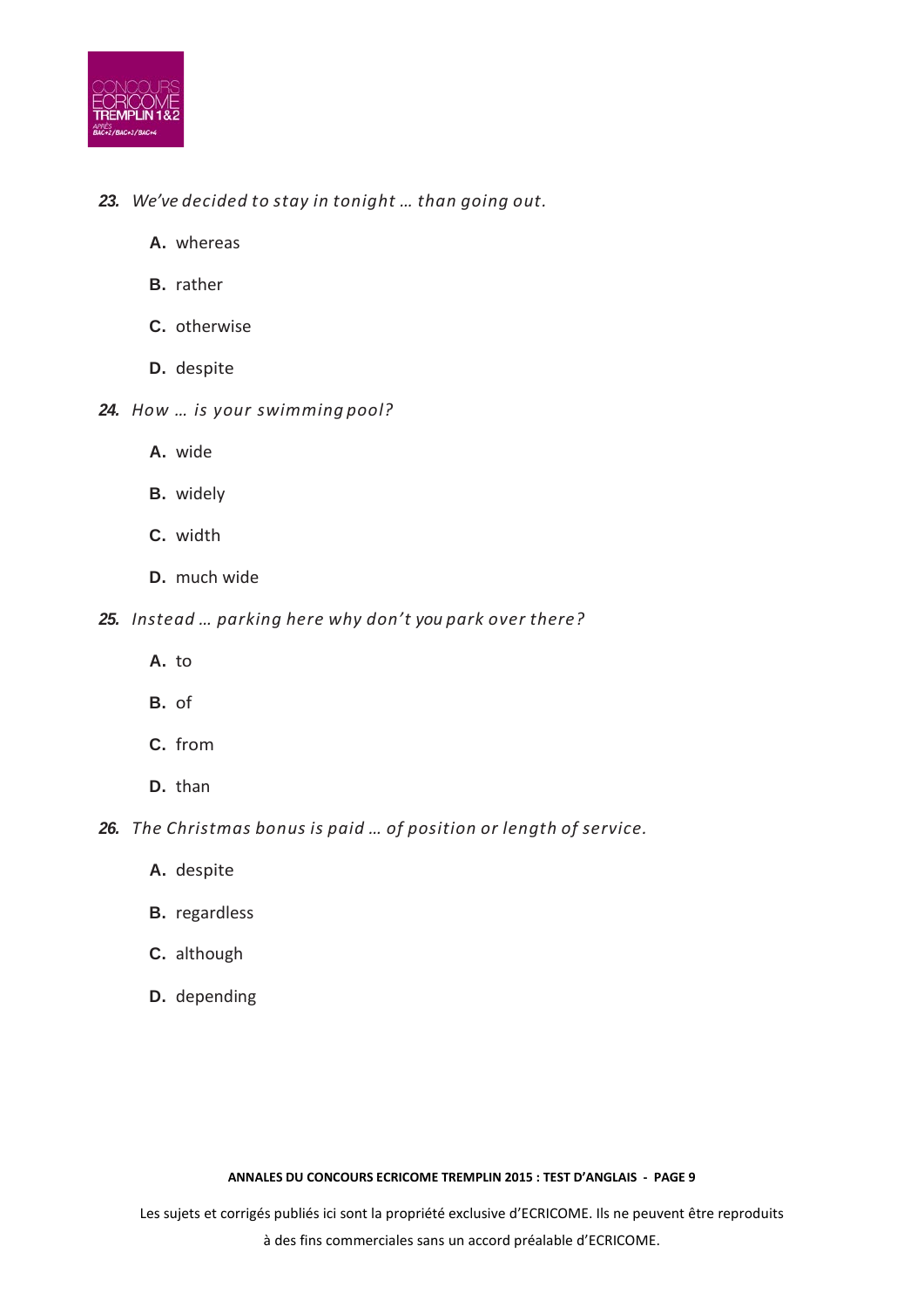23. *We've decided to stay in tonight … than going out.*

   **A.** whereas

   **B.** rather

   **C.** otherwise

   **D.** despite

24. *How … is your swimming pool?*

   **A.** wide

   **B.** widely

   **C.** width

   **D.** much wide

25. *Instead … parking here why don't you park over there?*

   **A.** to

   **B.** of

   **C.** from

   **D.** than

26. *The Christmas bonus is paid … of position or length of service.*

   **A.** despite

   **B.** regardless

   **C.** although

   **D.** depending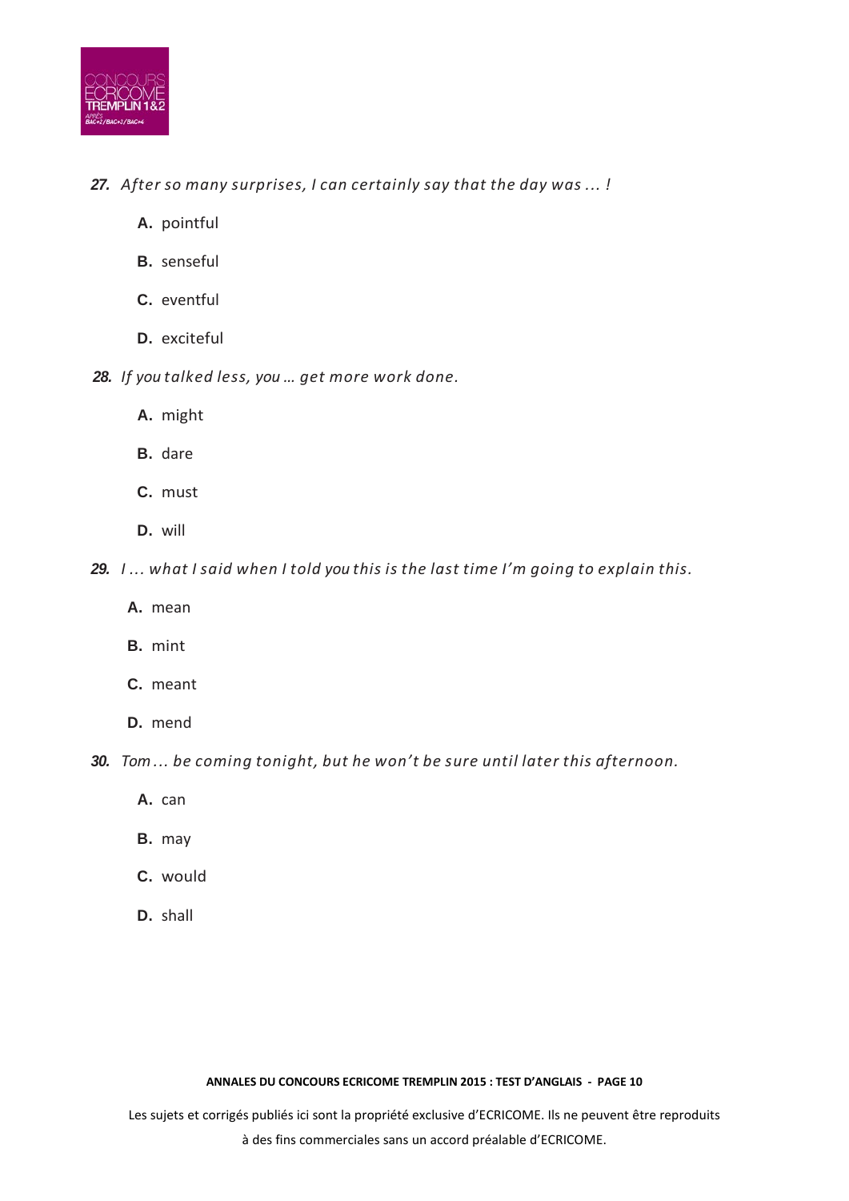**27.** *After so many surprises, I can certainly say that the day was … !*

- **A.** pointful
- **B.** senseful
- **C.** eventful
- **D.** exciteful

**28.** *If you talked less, you … get more work done.*

- **A.** might
- **B.** dare
- **C.** must
- **D.** will

**29.** *I … what I said when I told you this is the last time I'm going to explain this.*

- **A.** mean
- **B.** mint
- **C.** meant
- **D.** mend

**30.** *Tom … be coming tonight, but he won't be sure until later this afternoon.*

- **A.** can
- **B.** may
- **C.** would
- **D.** shall

Les sujets et corrigés publiés ici sont la propriété exclusive d'ECRICOME. Ils ne peuvent être reproduits à des fins commerciales sans un accord préalable d'ECRICOME.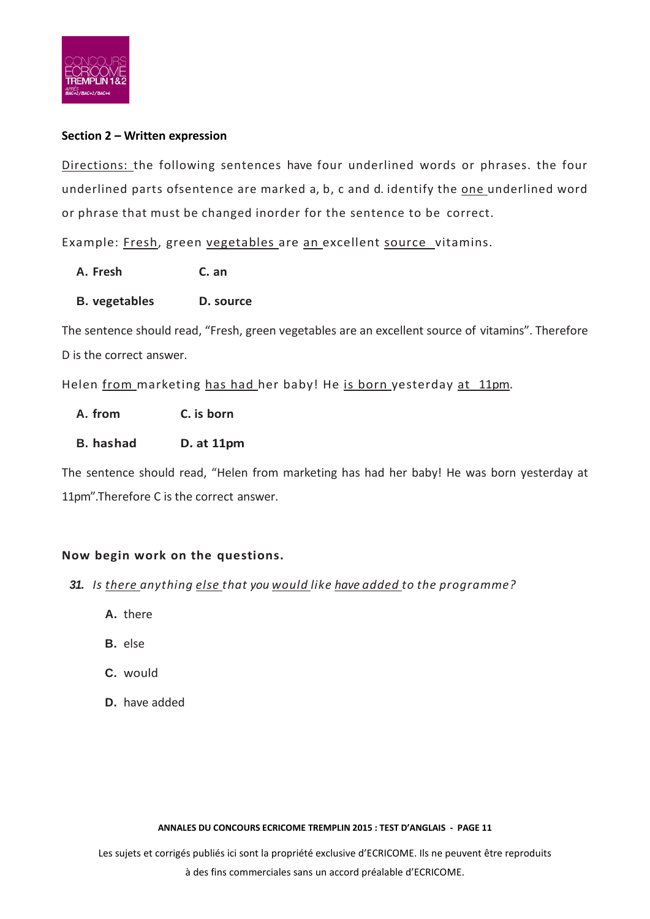### Section 2 – Written expression

<u>Directions:</u> the following sentences have four underlined words or phrases. the four underlined parts ofsentence are marked a, b, c and d. identify the <u>one</u> underlined word or phrase that must be changed inorder for the sentence to be correct.

Example: <u>Fresh</u>, green <u>vegetables</u> are <u>an</u> excellent <u>source</u> vitamins.

**A. Fresh** **C. an**

**B. vegetables** **D. source**

The sentence should read, "Fresh, green vegetables are an excellent source of vitamins". Therefore D is the correct answer.

Helen <u>from</u> marketing <u>has had</u> her baby! He <u>is born</u> yesterday <u>at 11pm</u>.

**A. from** **C. is born**

**B. hashad** **D. at 11pm**

The sentence should read, "Helen from marketing has had her baby! He was born yesterday at 11pm".Therefore C is the correct answer.

**Now begin work on the questions.**

**31.** *Is <u>there</u> anything <u>else</u> that you <u>would</u> like <u>have added</u> to the programme?*

**A.** there

**B.** else

**C.** would

**D.** have added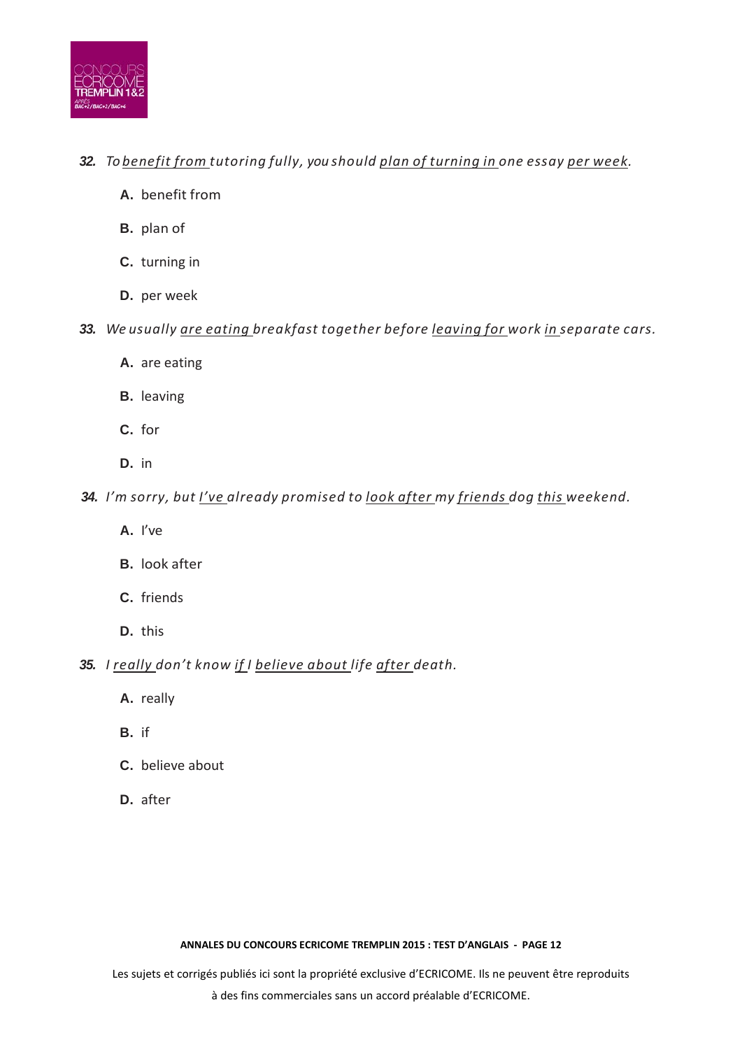**32.** *To <u>benefit from</u> tutoring fully, you should <u>plan of turning in</u> one essay <u>per week</u>.*

- **A.** benefit from
- **B.** plan of
- **C.** turning in
- **D.** per week

**33.** *We usually <u>are eating</u> breakfast together before <u>leaving for</u> work <u>in</u> separate cars.*

- **A.** are eating
- **B.** leaving
- **C.** for
- **D.** in

**34.** *I'm sorry, but <u>I've</u> already promised to <u>look after</u> my <u>friends</u> dog <u>this</u> weekend.*

- **A.** I've
- **B.** look after
- **C.** friends
- **D.** this

**35.** *I <u>really</u> don't know <u>if</u> I <u>believe about</u> life <u>after</u> death.*

- **A.** really
- **B.** if
- **C.** believe about
- **D.** after

**ANNALES DU CONCOURS ECRICOME TREMPLIN 2015 : TEST D'ANGLAIS**

Les sujets et corrigés publiés ici sont la propriété exclusive d'ECRICOME. Ils ne peuvent être reproduits à des fins commerciales sans un accord préalable d'ECRICOME.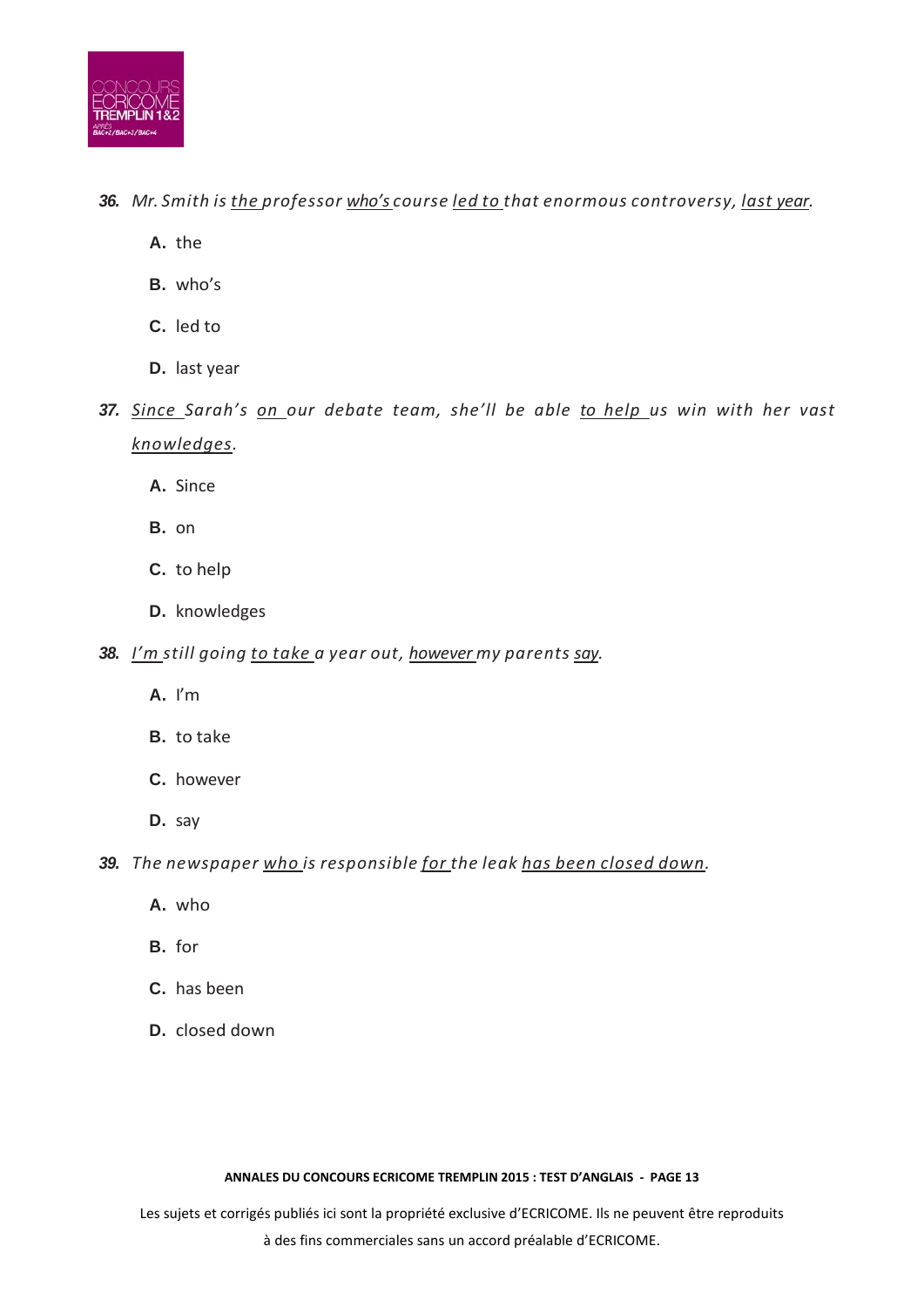36. *Mr. Smith is <u>the</u> professor <u>who's</u> course <u>led to</u> that enormous controversy, <u>last year</u>.*

   **A.** the

   **B.** who's

   **C.** led to

   **D.** last year

37. *<u>Since</u> Sarah's <u>on</u> our debate team, she'll be able <u>to help</u> us win with her vast <u>knowledges</u>.*

   **A.** Since

   **B.** on

   **C.** to help

   **D.** knowledges

38. *<u>I'm</u> still going <u>to take</u> a year out, <u>however</u> my parents <u>say</u>.*

   **A.** I'm

   **B.** to take

   **C.** however

   **D.** say

39. *The newspaper <u>who</u> is responsible <u>for</u> the leak <u>has been closed down</u>.*

   **A.** who

   **B.** for

   **C.** has been

   **D.** closed down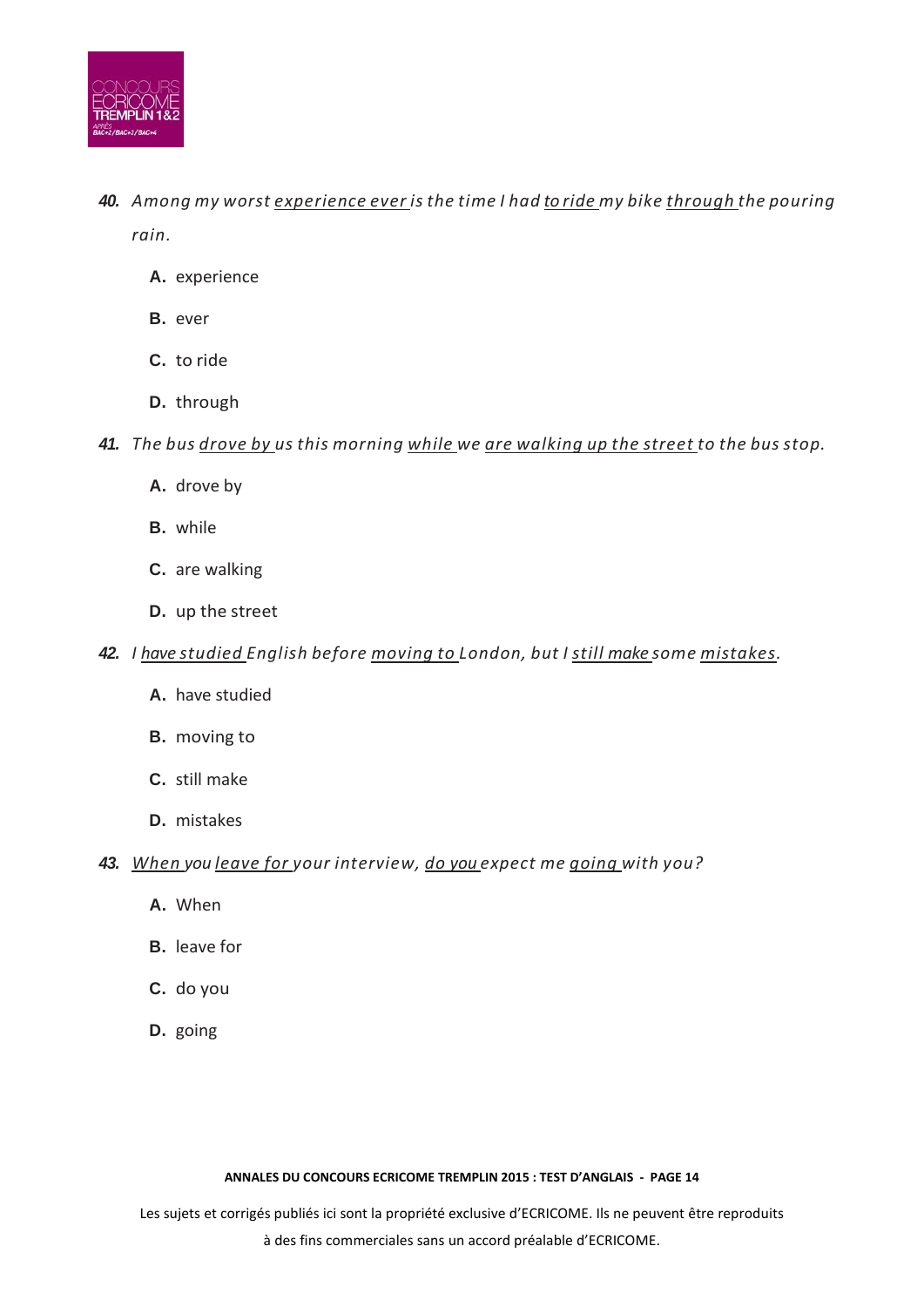40. *Among my worst <u>experience ever</u> is the time I had <u>to ride</u> my bike <u>through</u> the pouring rain.*

   **A.** experience

   **B.** ever

   **C.** to ride

   **D.** through

41. *The bus <u>drove by</u> us this morning <u>while</u> we <u>are walking up the street</u> to the bus stop.*

   **A.** drove by

   **B.** while

   **C.** are walking

   **D.** up the street

42. *I <u>have studied</u> English before <u>moving to</u> London, but I <u>still make</u> some <u>mistakes</u>.*

   **A.** have studied

   **B.** moving to

   **C.** still make

   **D.** mistakes

43. *<u>When</u> you <u>leave for</u> your interview, <u>do you</u> expect me <u>going</u> with you?*

   **A.** When

   **B.** leave for

   **C.** do you

   **D.** going

Les sujets et corrigés publiés ici sont la propriété exclusive d'ECRICOME. Ils ne peuvent être reproduits à des fins commerciales sans un accord préalable d'ECRICOME.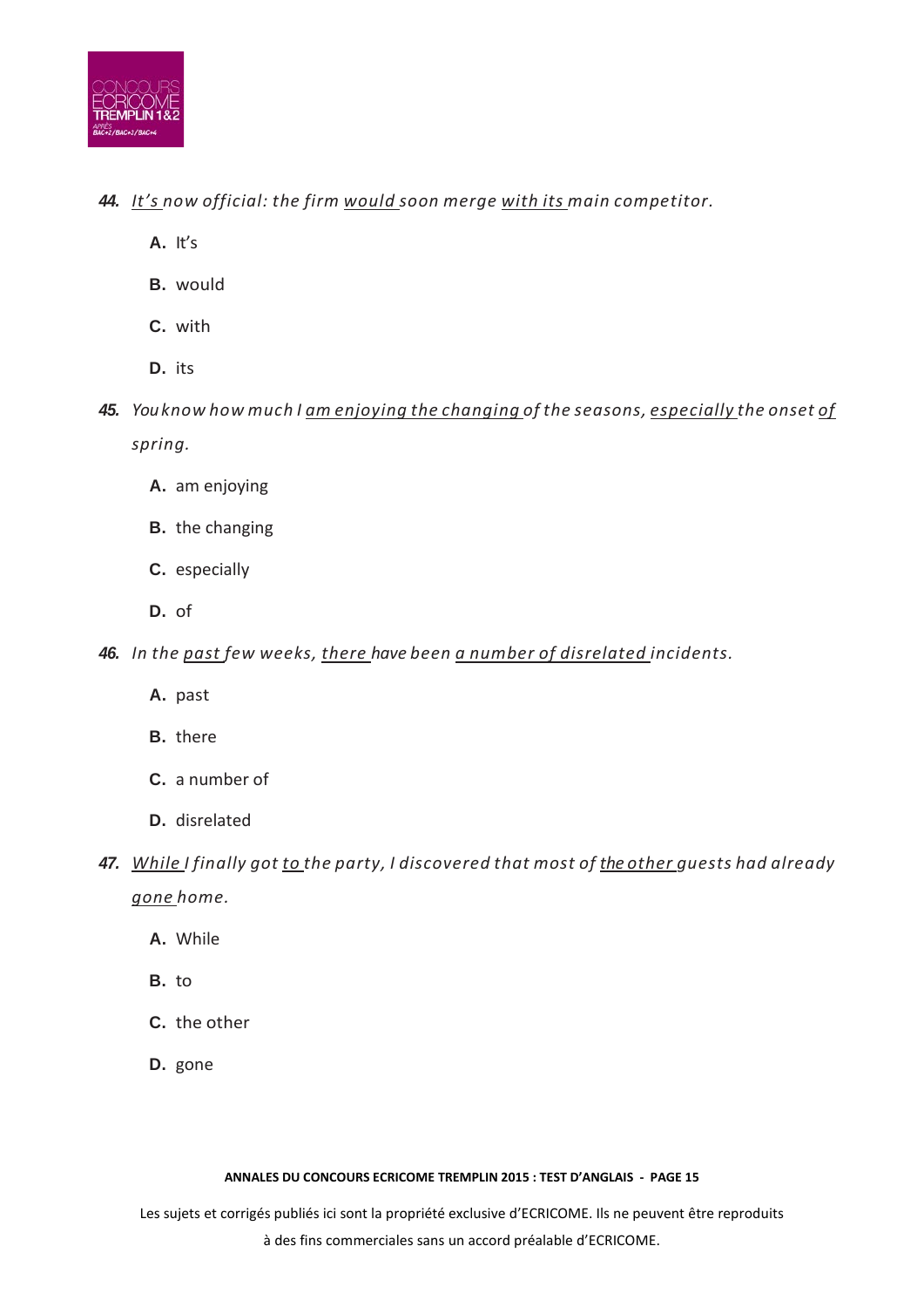**44.** *It's now official: the firm would soon merge with its main competitor.*

**A.** It's

**B.** would

**C.** with

**D.** its

**45.** *You know how much I am enjoying the changing of the seasons, especially the onset of spring.*

**A.** am enjoying

**B.** the changing

**C.** especially

**D.** of

**46.** *In the past few weeks, there have been a number of disrelated incidents.*

**A.** past

**B.** there

**C.** a number of

**D.** disrelated

**47.** *While I finally got to the party, I discovered that most of the other guests had already gone home.*

**A.** While

**B.** to

**C.** the other

**D.** gone

Les sujets et corrigés publiés ici sont la propriété exclusive d'ECRICOME. Ils ne peuvent être reproduits à des fins commerciales sans un accord préalable d'ECRICOME.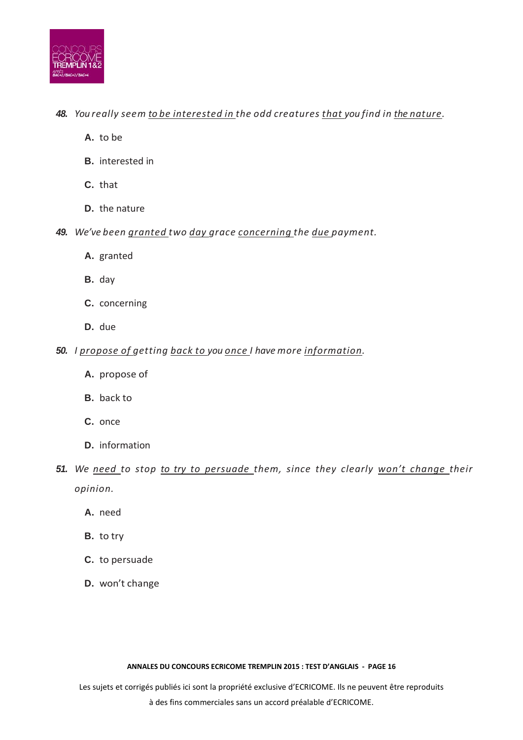**48.** *You really seem <u>to be interested in</u> the odd creatures <u>that</u> you find in <u>the nature</u>.*

**A.** to be

**B.** interested in

**C.** that

**D.** the nature

**49.** *We've been <u>granted</u> two <u>day</u> grace <u>concerning</u> the <u>due</u> payment.*

**A.** granted

**B.** day

**C.** concerning

**D.** due

**50.** *I <u>propose of</u> getting <u>back to</u> you <u>once</u> I have more <u>information</u>.*

**A.** propose of

**B.** back to

**C.** once

**D.** information

**51.** *We <u>need</u> to stop <u>to try to persuade</u> them, since they clearly <u>won't change</u> their opinion.*

**A.** need

**B.** to try

**C.** to persuade

**D.** won't change

Les sujets et corrigés publiés ici sont la propriété exclusive d'ECRICOME. Ils ne peuvent être reproduits à des fins commerciales sans un accord préalable d'ECRICOME.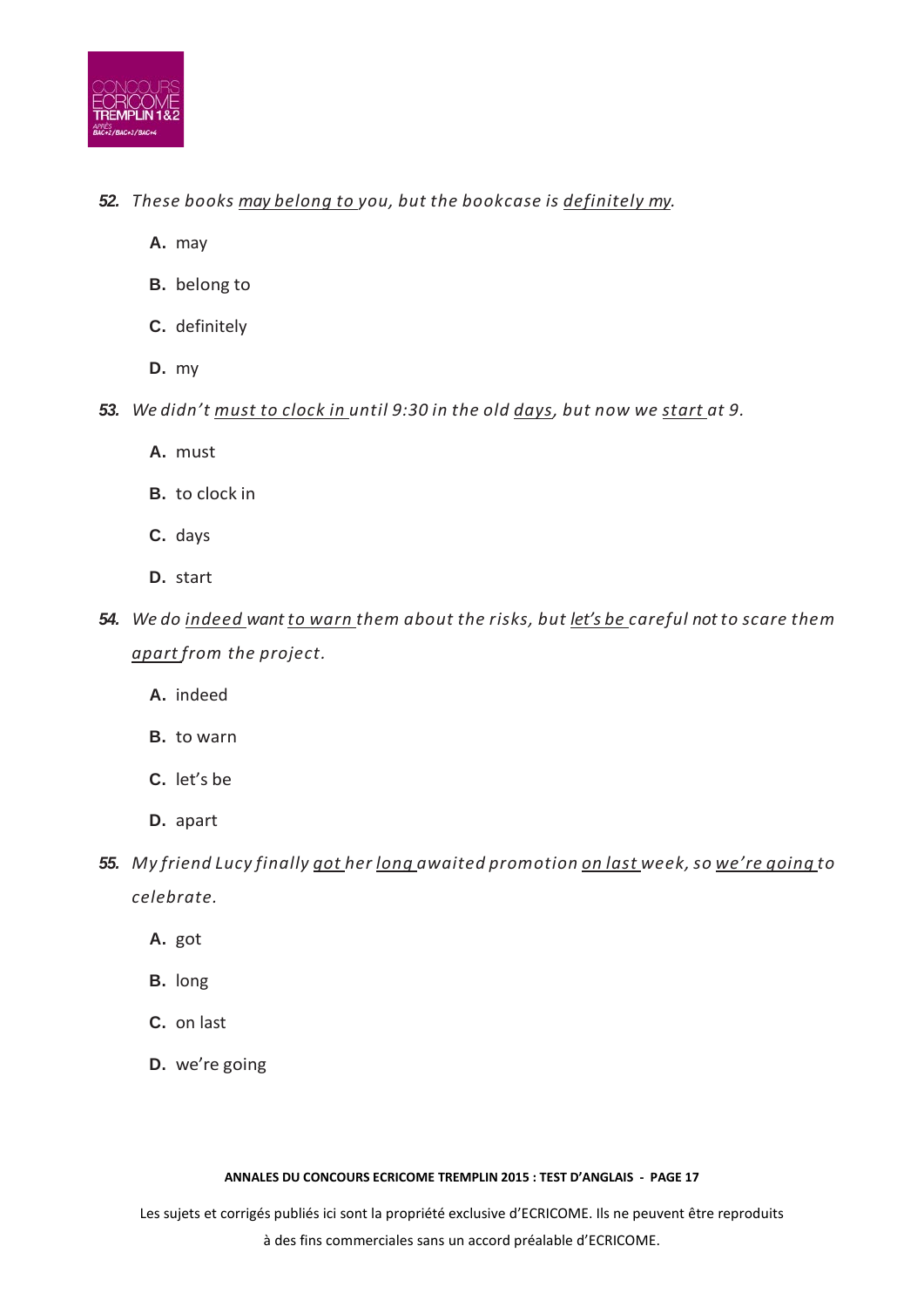**52.** *These books may belong to you, but the bookcase is definitely my.*

- **A.** may
- **B.** belong to
- **C.** definitely
- **D.** my

**53.** *We didn't must to clock in until 9:30 in the old days, but now we start at 9.*

- **A.** must
- **B.** to clock in
- **C.** days
- **D.** start

**54.** *We do indeed want to warn them about the risks, but let's be careful not to scare them apart from the project.*

- **A.** indeed
- **B.** to warn
- **C.** let's be
- **D.** apart

**55.** *My friend Lucy finally got her long awaited promotion on last week, so we're going to celebrate.*

- **A.** got
- **B.** long
- **C.** on last
- **D.** we're going

Les sujets et corrigés publiés ici sont la propriété exclusive d'ECRICOME. Ils ne peuvent être reproduits à des fins commerciales sans un accord préalable d'ECRICOME.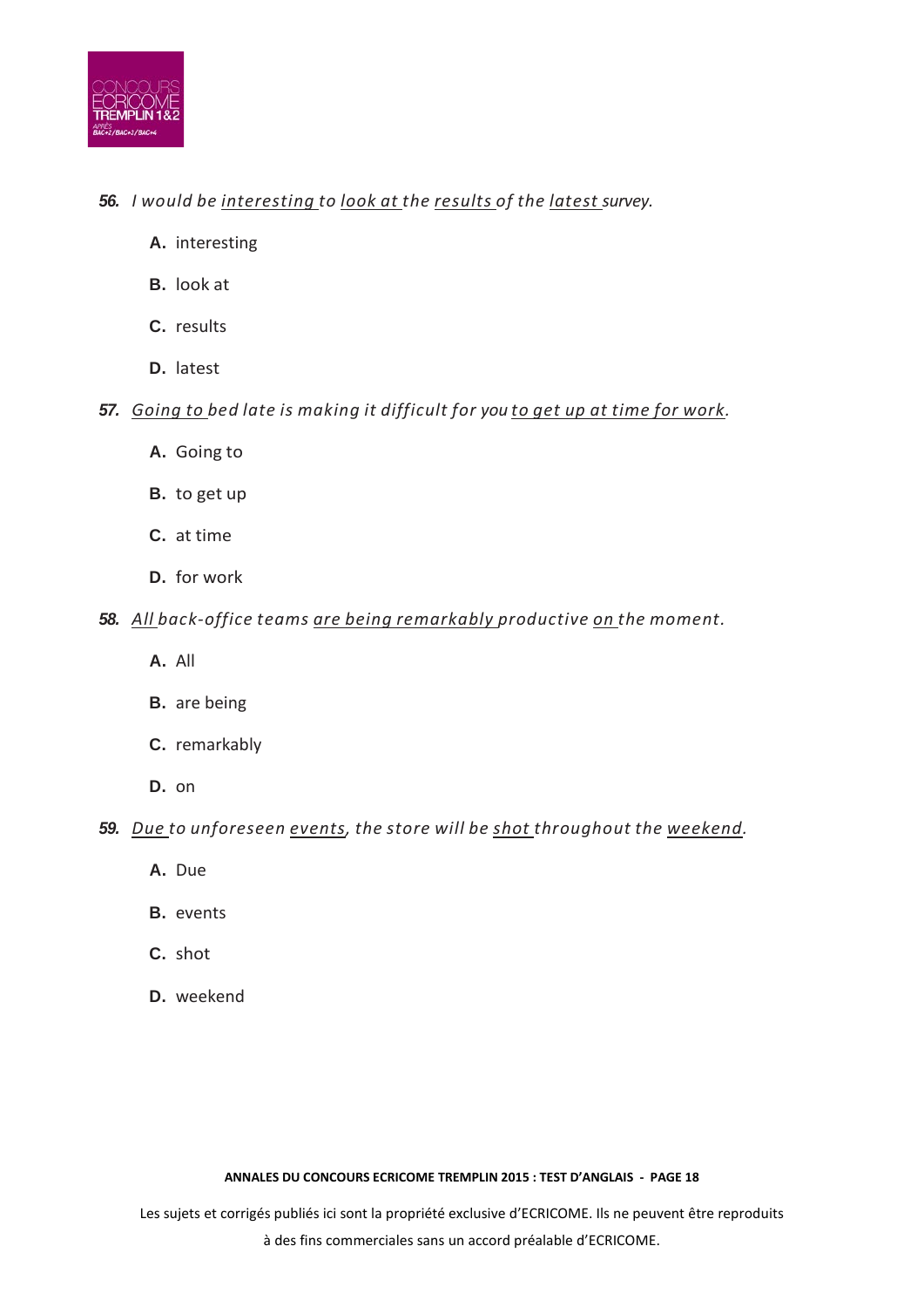**56.** *I would be <u>interesting</u> to <u>look at</u> the <u>results</u> of the <u>latest</u> survey.*

- **A.** interesting
- **B.** look at
- **C.** results
- **D.** latest

**57.** *<u>Going to</u> bed late is making it difficult for you <u>to get up</u> <u>at time</u> <u>for work</u>.*

- **A.** Going to
- **B.** to get up
- **C.** at time
- **D.** for work

**58.** *<u>All</u> back-office teams <u>are being</u> <u>remarkably</u> productive <u>on</u> the moment.*

- **A.** All
- **B.** are being
- **C.** remarkably
- **D.** on

**59.** *<u>Due</u> to unforeseen <u>events</u>, the store will be <u>shot</u> throughout the <u>weekend</u>.*

- **A.** Due
- **B.** events
- **C.** shot
- **D.** weekend

Les sujets et corrigés publiés ici sont la propriété exclusive d'ECRICOME. Ils ne peuvent être reproduits à des fins commerciales sans un accord préalable d'ECRICOME.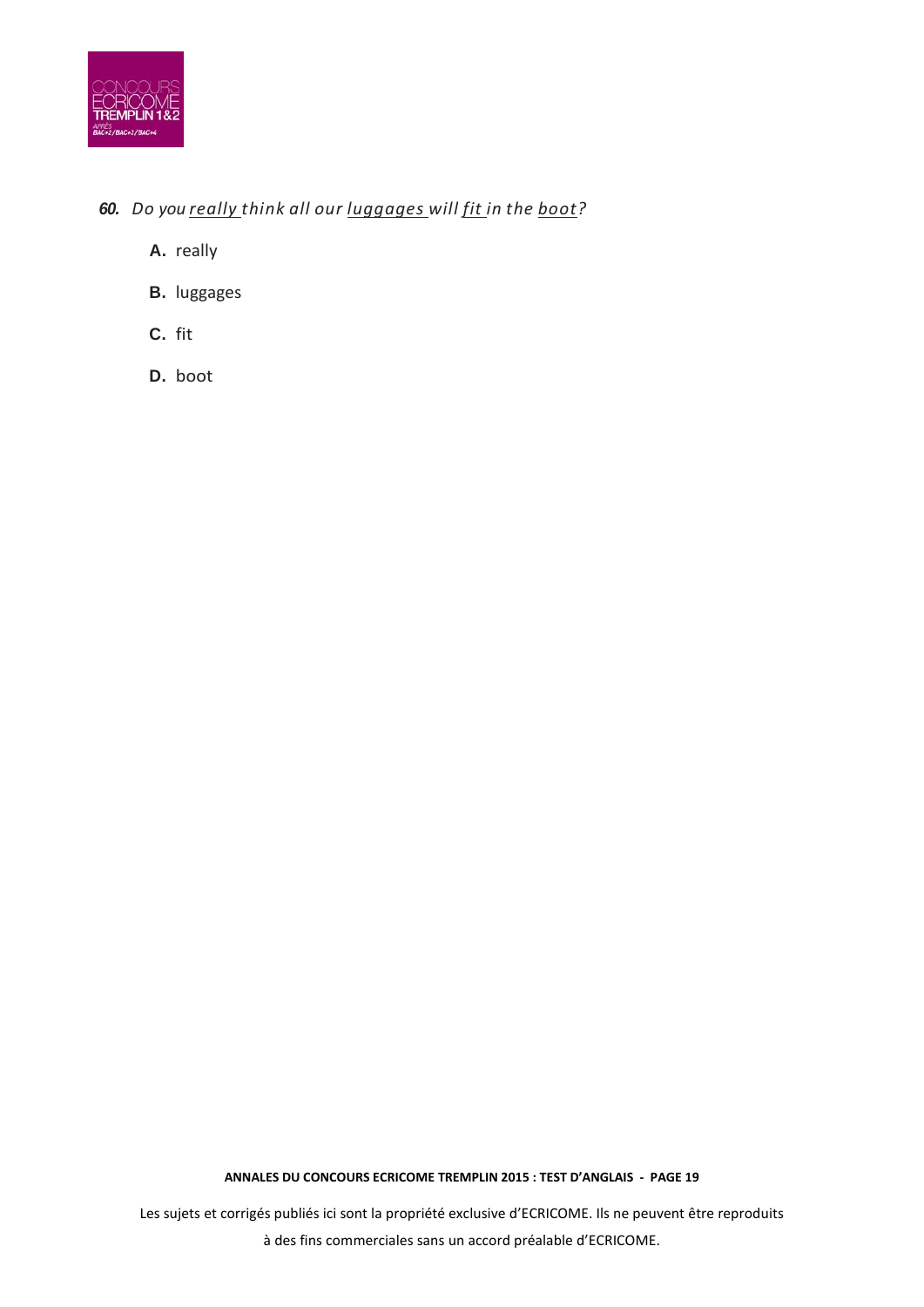***60.*** *Do you <u>really</u> think all our <u>luggages</u> will <u>fit</u> in the <u>boot</u>?*

**A.** really

**B.** luggages

**C.** fit

**D.** boot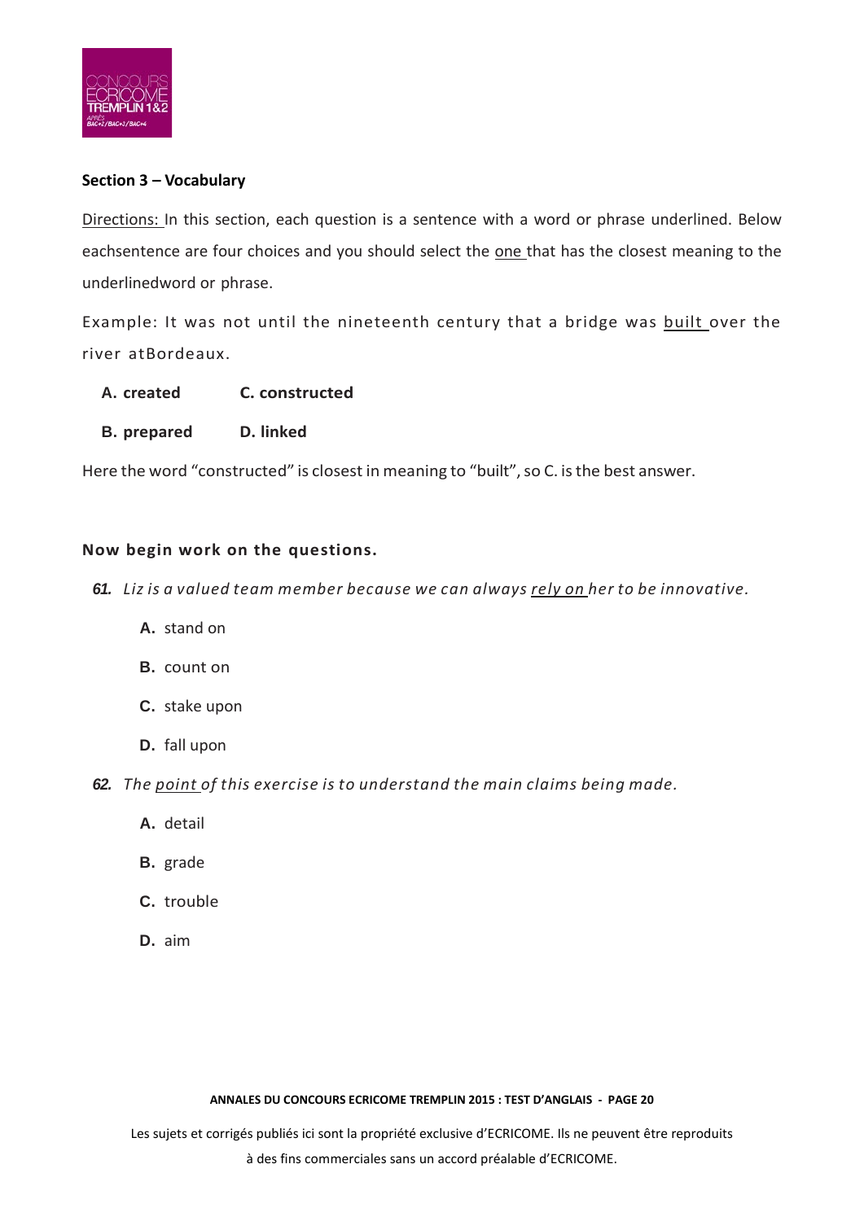### Section 3 – Vocabulary

<u>Directions:</u> In this section, each question is a sentence with a word or phrase underlined. Below eachsentence are four choices and you should select the <u>one</u> that has the closest meaning to the underlinedword or phrase.

Example: It was not until the nineteenth century that a bridge was <u>built</u> over the river atBordeaux.

**A. created** **C. constructed**

**B. prepared** **D. linked**

Here the word "constructed" is closest in meaning to "built", so C. is the best answer.

**Now begin work on the questions.**

***61.*** *Liz is a valued team member because we can always <u>rely on</u> her to be innovative.*

**A.** stand on

**B.** count on

**C.** stake upon

**D.** fall upon

***62.*** *The <u>point</u> of this exercise is to understand the main claims being made.*

**A.** detail

**B.** grade

**C.** trouble

**D.** aim

Les sujets et corrigés publiés ici sont la propriété exclusive d'ECRICOME. Ils ne peuvent être reproduits à des fins commerciales sans un accord préalable d'ECRICOME.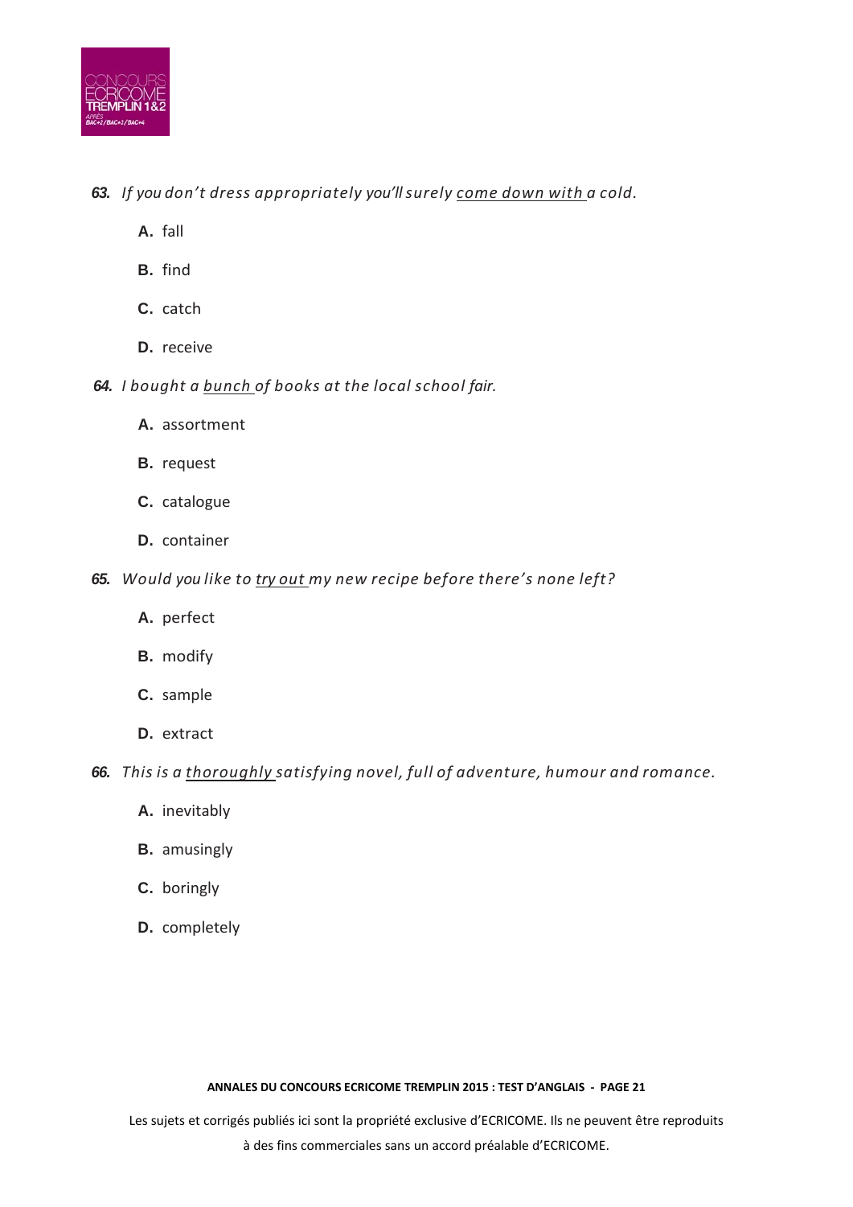**63.** *If you don't dress appropriately you'll surely <u>come down with</u> a cold.*

- **A.** fall
- **B.** find
- **C.** catch
- **D.** receive

**64.** *I bought a <u>bunch</u> of books at the local school fair.*

- **A.** assortment
- **B.** request
- **C.** catalogue
- **D.** container

**65.** *Would you like to <u>try out</u> my new recipe before there's none left?*

- **A.** perfect
- **B.** modify
- **C.** sample
- **D.** extract

**66.** *This is a <u>thoroughly</u> satisfying novel, full of adventure, humour and romance.*

- **A.** inevitably
- **B.** amusingly
- **C.** boringly
- **D.** completely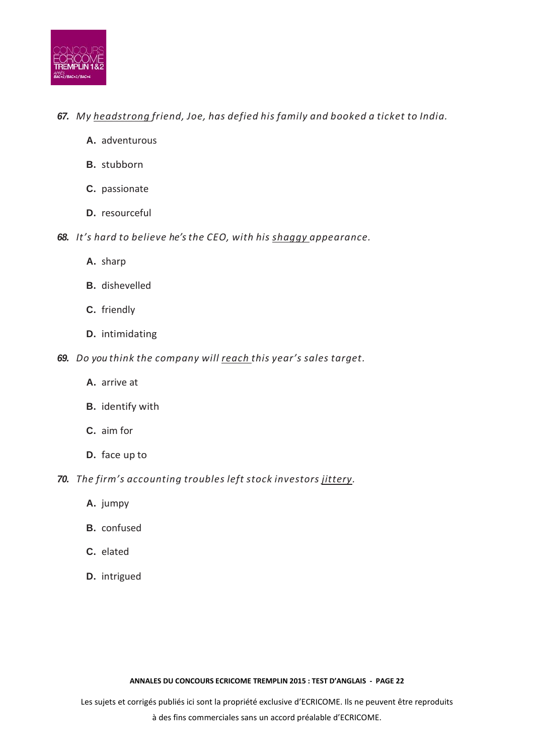**67.** *My* <u>*headstrong*</u> *friend, Joe, has defied his family and booked a ticket to India.*

- **A.** adventurous
- **B.** stubborn
- **C.** passionate
- **D.** resourceful

**68.** *It's hard to believe he's the CEO, with his* <u>*shaggy*</u> *appearance.*

- **A.** sharp
- **B.** dishevelled
- **C.** friendly
- **D.** intimidating

**69.** *Do you think the company will* <u>*reach*</u> *this year's sales target.*

- **A.** arrive at
- **B.** identify with
- **C.** aim for
- **D.** face up to

**70.** *The firm's accounting troubles left stock investors* <u>*jittery*</u>*.*

- **A.** jumpy
- **B.** confused
- **C.** elated
- **D.** intrigued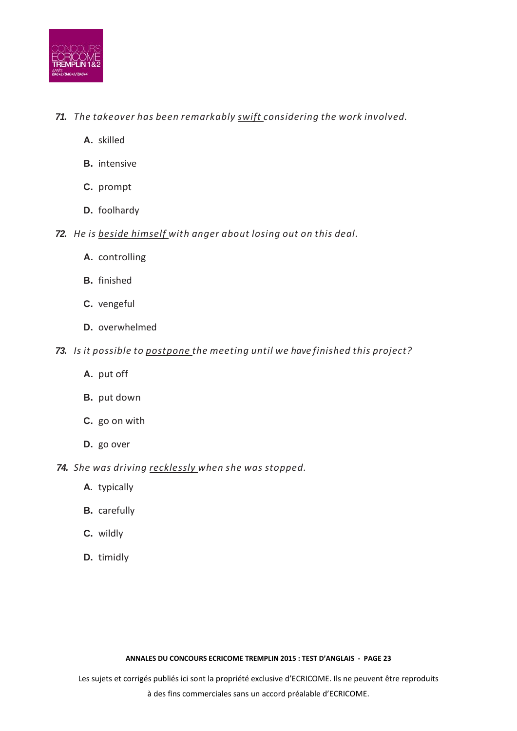**71.** *The takeover has been remarkably <u>swift</u> considering the work involved.*

- **A.** skilled
- **B.** intensive
- **C.** prompt
- **D.** foolhardy

**72.** *He is <u>beside himself</u> with anger about losing out on this deal.*

- **A.** controlling
- **B.** finished
- **C.** vengeful
- **D.** overwhelmed

**73.** *Is it possible to <u>postpone</u> the meeting until we have finished this project?*

- **A.** put off
- **B.** put down
- **C.** go on with
- **D.** go over

**74.** *She was driving <u>recklessly</u> when she was stopped.*

- **A.** typically
- **B.** carefully
- **C.** wildly
- **D.** timidly

Les sujets et corrigés publiés ici sont la propriété exclusive d'ECRICOME. Ils ne peuvent être reproduits à des fins commerciales sans un accord préalable d'ECRICOME.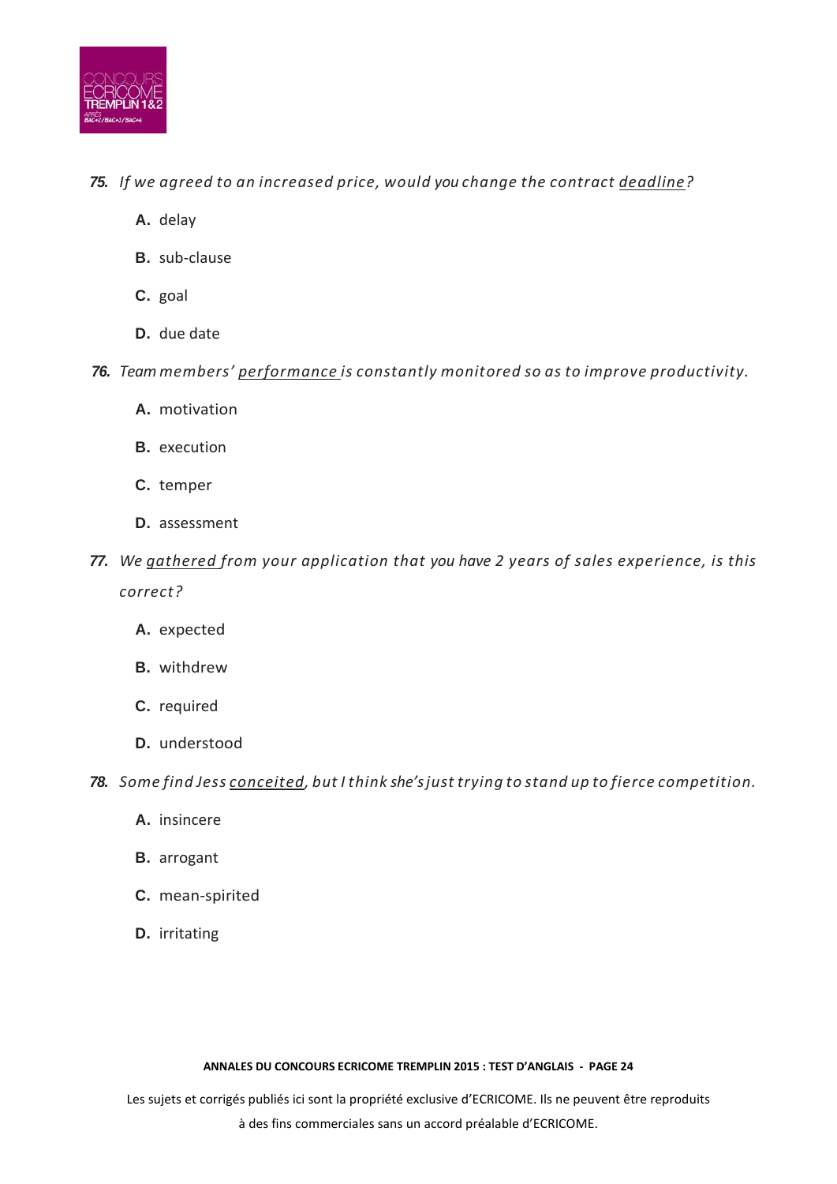**75.** *If we agreed to an increased price, would you change the contract <u>deadline</u>?*

- **A.** delay
- **B.** sub-clause
- **C.** goal
- **D.** due date

**76.** *Team members' <u>performance</u> is constantly monitored so as to improve productivity.*

- **A.** motivation
- **B.** execution
- **C.** temper
- **D.** assessment

**77.** *We <u>gathered</u> from your application that you have 2 years of sales experience, is this correct?*

- **A.** expected
- **B.** withdrew
- **C.** required
- **D.** understood

**78.** *Some find Jess <u>conceited</u>, but I think she's just trying to stand up to fierce competition.*

- **A.** insincere
- **B.** arrogant
- **C.** mean-spirited
- **D.** irritating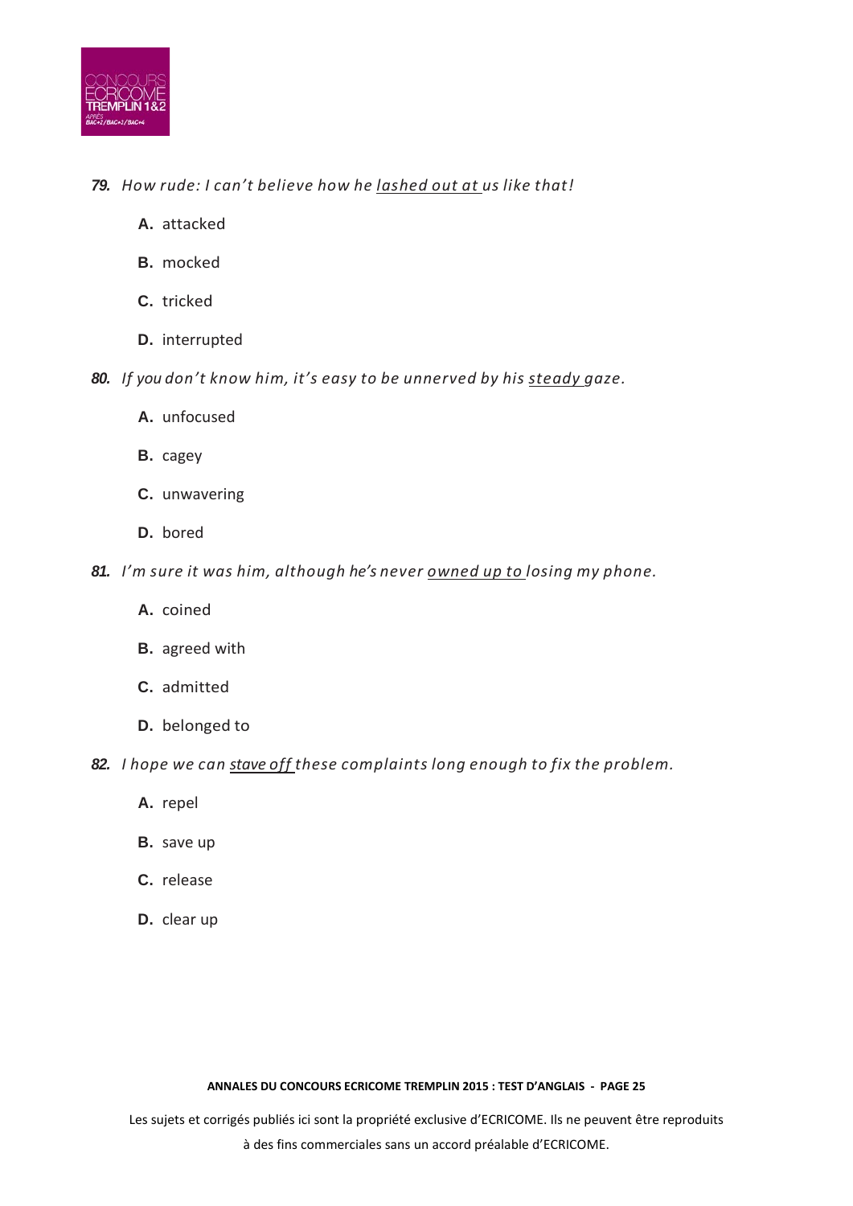***79.*** *How rude: I can't believe how he <u>lashed out at</u> us like that!*

**A.** attacked

**B.** mocked

**C.** tricked

**D.** interrupted

***80.*** *If you don't know him, it's easy to be unnerved by his <u>steady</u> gaze.*

**A.** unfocused

**B.** cagey

**C.** unwavering

**D.** bored

***81.*** *I'm sure it was him, although he's never <u>owned up to</u> losing my phone.*

**A.** coined

**B.** agreed with

**C.** admitted

**D.** belonged to

***82.*** *I hope we can <u>stave off</u> these complaints long enough to fix the problem.*

**A.** repel

**B.** save up

**C.** release

**D.** clear up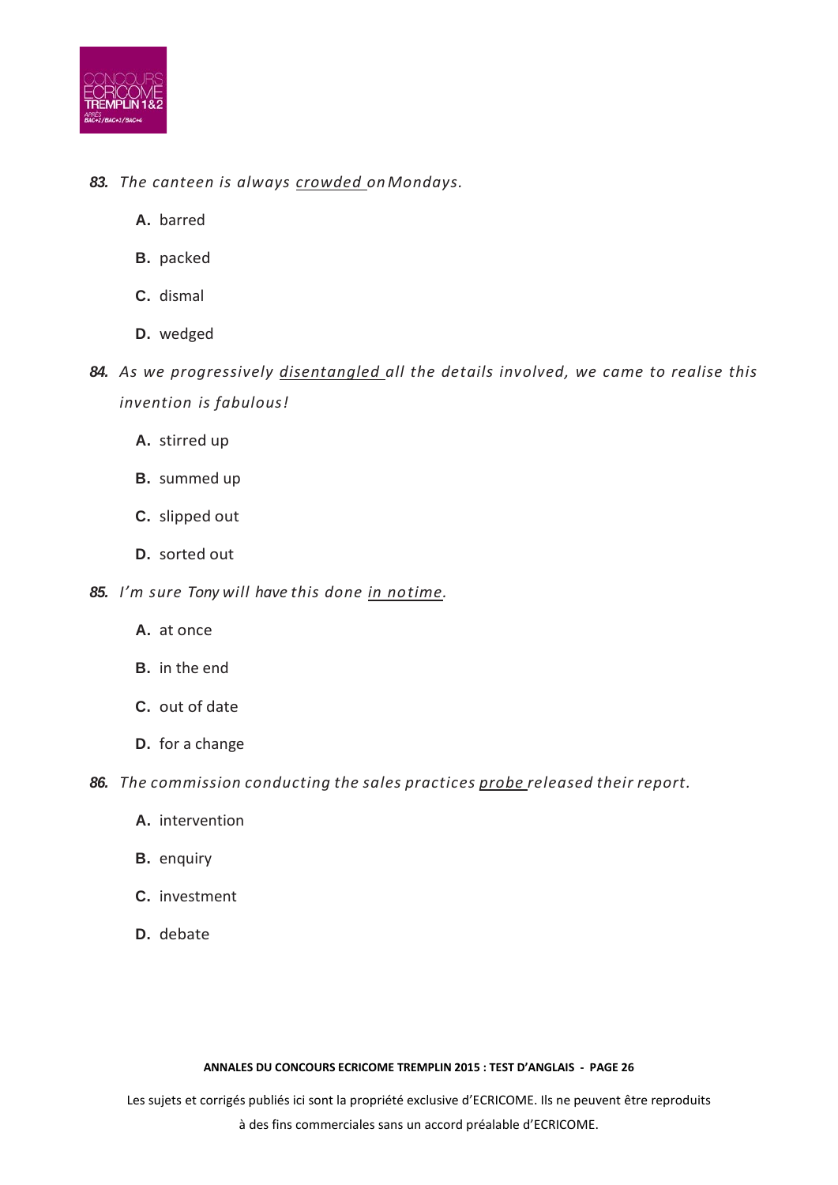**83.** *The canteen is always <u>crowded</u> on Mondays.*

- **A.** barred
- **B.** packed
- **C.** dismal
- **D.** wedged

**84.** *As we progressively <u>disentangled</u> all the details involved, we came to realise this invention is fabulous!*

- **A.** stirred up
- **B.** summed up
- **C.** slipped out
- **D.** sorted out

**85.** *I'm sure Tony will have this done <u>in no time</u>.*

- **A.** at once
- **B.** in the end
- **C.** out of date
- **D.** for a change

**86.** *The commission conducting the sales practices <u>probe</u> released their report.*

- **A.** intervention
- **B.** enquiry
- **C.** investment
- **D.** debate

Les sujets et corrigés publiés ici sont la propriété exclusive d'ECRICOME. Ils ne peuvent être reproduits à des fins commerciales sans un accord préalable d'ECRICOME.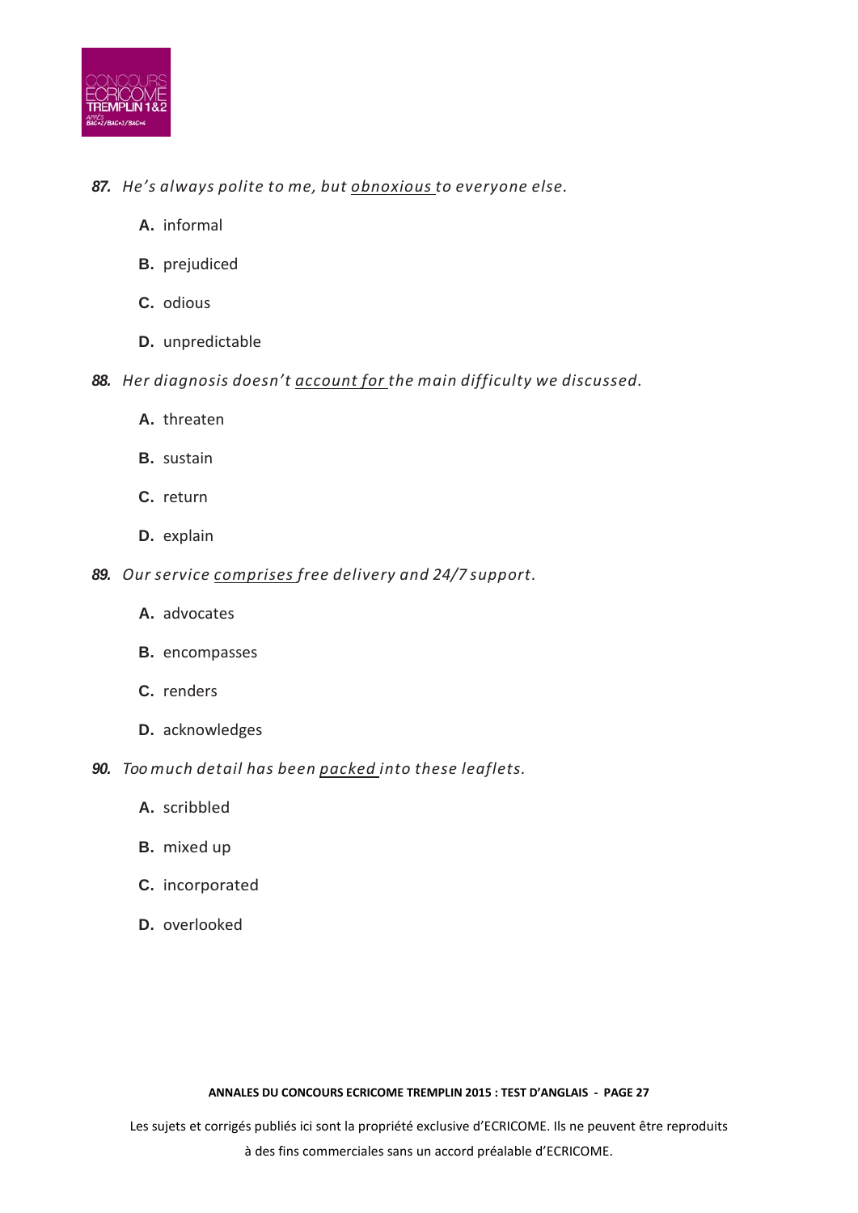*87. He's always polite to me, but <u>obnoxious</u> to everyone else.*

- **A.** informal
- **B.** prejudiced
- **C.** odious
- **D.** unpredictable

*88. Her diagnosis doesn't <u>account for</u> the main difficulty we discussed.*

- **A.** threaten
- **B.** sustain
- **C.** return
- **D.** explain

*89. Our service <u>comprises</u> free delivery and 24/7 support.*

- **A.** advocates
- **B.** encompasses
- **C.** renders
- **D.** acknowledges

*90. Too much detail has been <u>packed</u> into these leaflets.*

- **A.** scribbled
- **B.** mixed up
- **C.** incorporated
- **D.** overlooked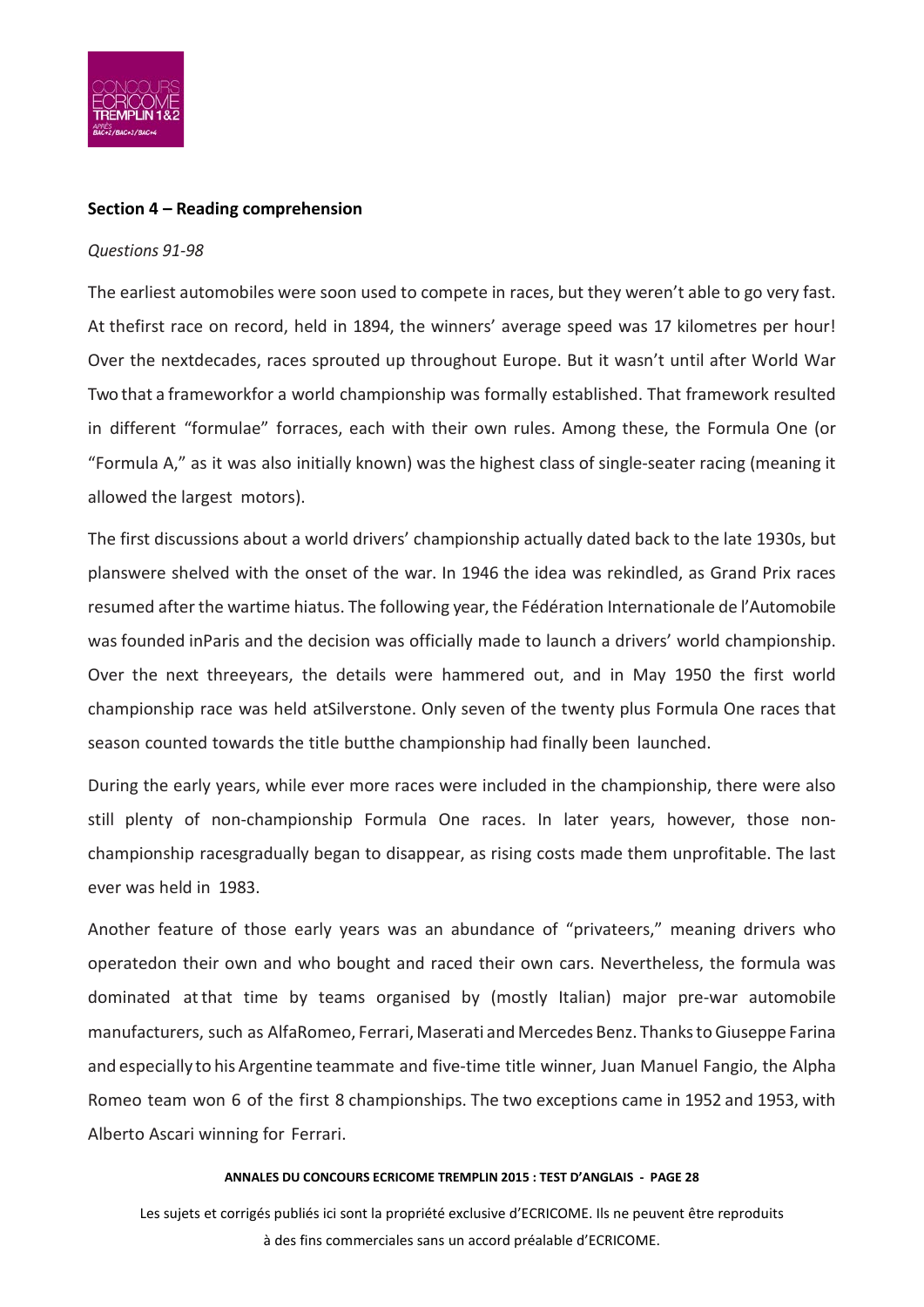## Section 4 – Reading comprehension

*Questions 91-98*

The earliest automobiles were soon used to compete in races, but they weren't able to go very fast. At thefirst race on record, held in 1894, the winners' average speed was 17 kilometres per hour! Over the nextdecades, races sprouted up throughout Europe. But it wasn't until after World War Two that a frameworkfor a world championship was formally established. That framework resulted in different "formulae" forraces, each with their own rules. Among these, the Formula One (or "Formula A," as it was also initially known) was the highest class of single-seater racing (meaning it allowed the largest motors).

The first discussions about a world drivers' championship actually dated back to the late 1930s, but planswere shelved with the onset of the war. In 1946 the idea was rekindled, as Grand Prix races resumed after the wartime hiatus. The following year, the Fédération Internationale de l'Automobile was founded inParis and the decision was officially made to launch a drivers' world championship. Over the next threeyears, the details were hammered out, and in May 1950 the first world championship race was held atSilverstone. Only seven of the twenty plus Formula One races that season counted towards the title butthe championship had finally been launched.

During the early years, while ever more races were included in the championship, there were also still plenty of non-championship Formula One races. In later years, however, those non-championship racesgradually began to disappear, as rising costs made them unprofitable. The last ever was held in 1983.

Another feature of those early years was an abundance of "privateers," meaning drivers who operatedon their own and who bought and raced their own cars. Nevertheless, the formula was dominated at that time by teams organised by (mostly Italian) major pre-war automobile manufacturers, such as AlfaRomeo, Ferrari, Maserati and Mercedes Benz. Thanks to Giuseppe Farina and especially to his Argentine teammate and five-time title winner, Juan Manuel Fangio, the Alpha Romeo team won 6 of the first 8 championships. The two exceptions came in 1952 and 1953, with Alberto Ascari winning for Ferrari.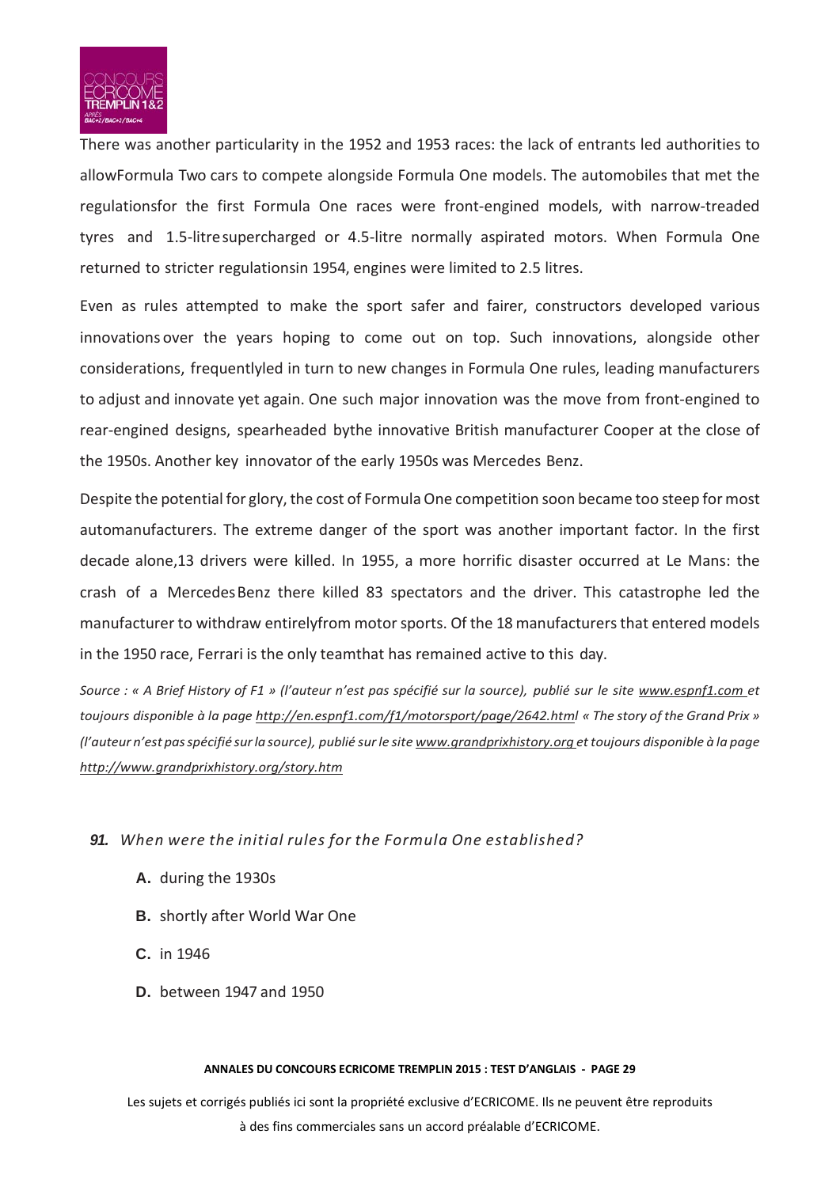There was another particularity in the 1952 and 1953 races: the lack of entrants led authorities to allowFormula Two cars to compete alongside Formula One models. The automobiles that met the regulationsfor the first Formula One races were front-engined models, with narrow-treaded tyres and 1.5-litresupercharged or 4.5-litre normally aspirated motors. When Formula One returned to stricter regulationsin 1954, engines were limited to 2.5 litres.

Even as rules attempted to make the sport safer and fairer, constructors developed various innovations over the years hoping to come out on top. Such innovations, alongside other considerations, frequentlyled in turn to new changes in Formula One rules, leading manufacturers to adjust and innovate yet again. One such major innovation was the move from front-engined to rear-engined designs, spearheaded bythe innovative British manufacturer Cooper at the close of the 1950s. Another key innovator of the early 1950s was Mercedes Benz.

Despite the potential for glory, the cost of Formula One competition soon became too steep for most automanufacturers. The extreme danger of the sport was another important factor. In the first decade alone,13 drivers were killed. In 1955, a more horrific disaster occurred at Le Mans: the crash of a MercedesBenz there killed 83 spectators and the driver. This catastrophe led the manufacturer to withdraw entirelyfrom motor sports. Of the 18 manufacturers that entered models in the 1950 race, Ferrari is the only teamthat has remained active to this day.

*Source : « A Brief History of F1 » (l'auteur n'est pas spécifié sur la source), publié sur le site www.espnf1.com et toujours disponible à la page http://en.espnf1.com/f1/motorsport/page/2642.html « The story of the Grand Prix » (l'auteur n'est pas spécifié sur la source), publié sur le site www.grandprixhistory.org et toujours disponible à la page http://www.grandprixhistory.org/story.htm*

**91.** *When were the initial rules for the Formula One established?*

- **A.** during the 1930s
- **B.** shortly after World War One
- **C.** in 1946
- **D.** between 1947 and 1950

Les sujets et corrigés publiés ici sont la propriété exclusive d'ECRICOME. Ils ne peuvent être reproduits à des fins commerciales sans un accord préalable d'ECRICOME.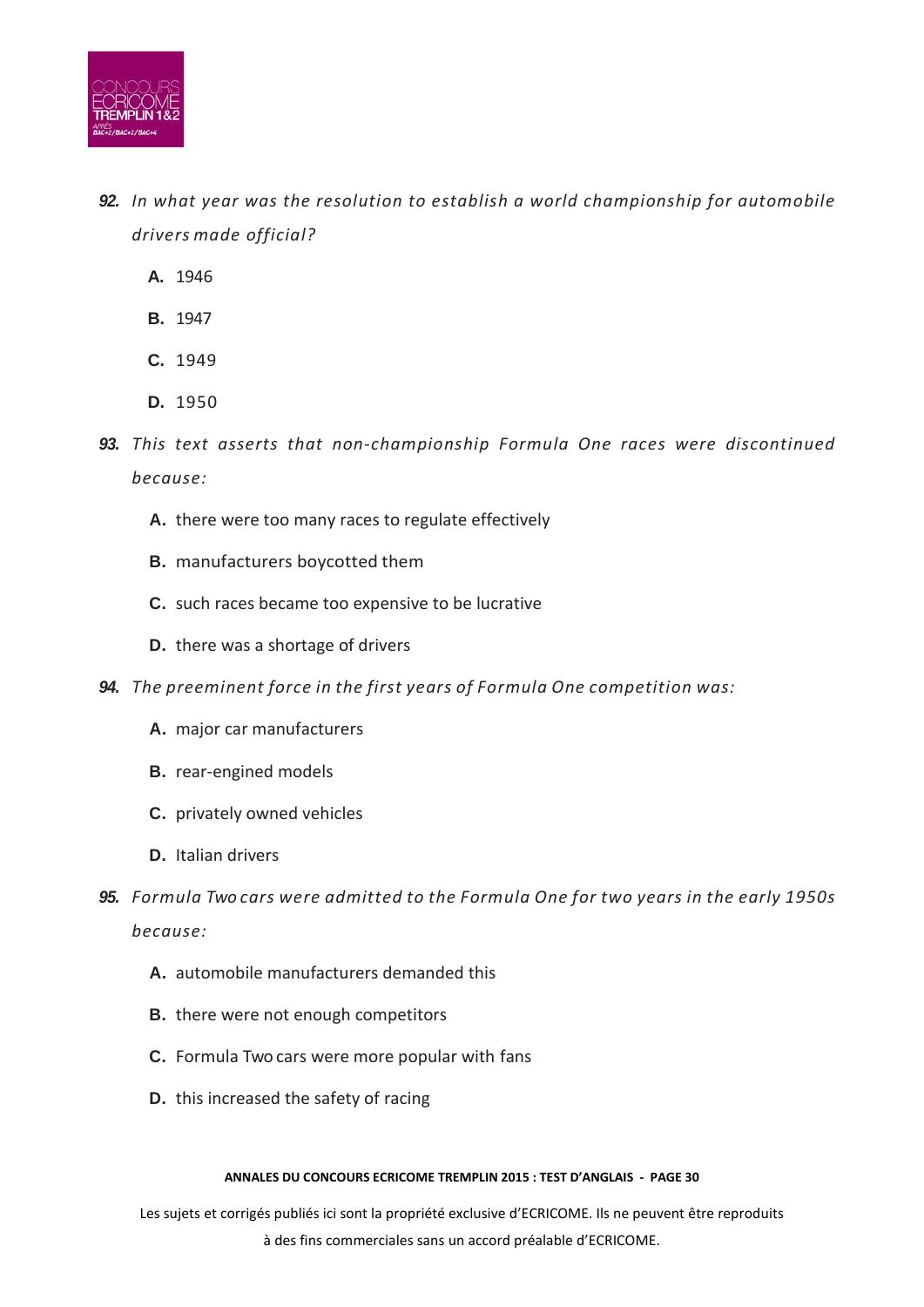**92.** *In what year was the resolution to establish a world championship for automobile drivers made official?*

- **A.** 1946
- **B.** 1947
- **C.** 1949
- **D.** 1950

**93.** *This text asserts that non-championship Formula One races were discontinued because:*

- **A.** there were too many races to regulate effectively
- **B.** manufacturers boycotted them
- **C.** such races became too expensive to be lucrative
- **D.** there was a shortage of drivers

**94.** *The preeminent force in the first years of Formula One competition was:*

- **A.** major car manufacturers
- **B.** rear-engined models
- **C.** privately owned vehicles
- **D.** Italian drivers

**95.** *Formula Two cars were admitted to the Formula One for two years in the early 1950s because:*

- **A.** automobile manufacturers demanded this
- **B.** there were not enough competitors
- **C.** Formula Two cars were more popular with fans
- **D.** this increased the safety of racing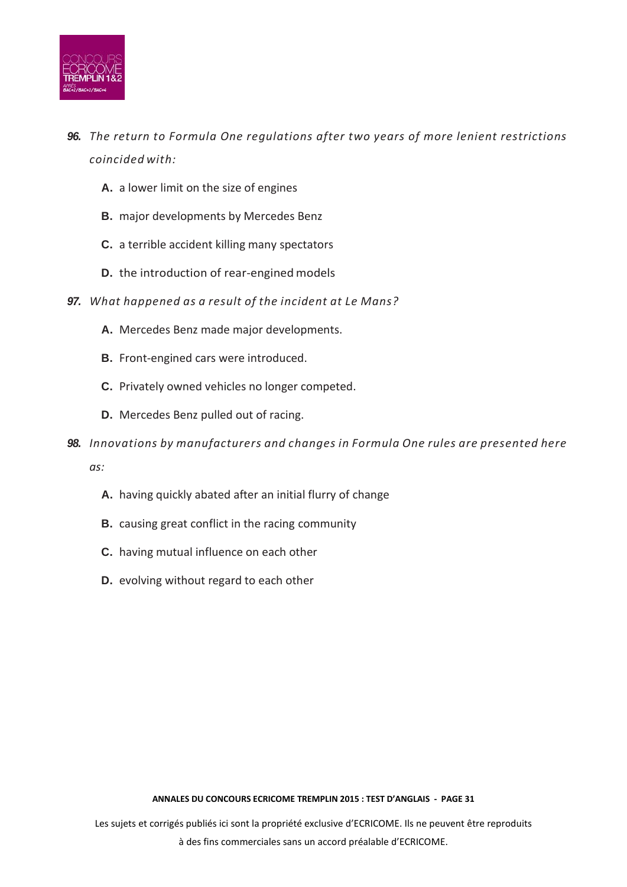**96.** *The return to Formula One regulations after two years of more lenient restrictions coincided with:*

- **A.** a lower limit on the size of engines
- **B.** major developments by Mercedes Benz
- **C.** a terrible accident killing many spectators
- **D.** the introduction of rear-engined models

**97.** *What happened as a result of the incident at Le Mans?*

- **A.** Mercedes Benz made major developments.
- **B.** Front-engined cars were introduced.
- **C.** Privately owned vehicles no longer competed.
- **D.** Mercedes Benz pulled out of racing.

**98.** *Innovations by manufacturers and changes in Formula One rules are presented here as:*

- **A.** having quickly abated after an initial flurry of change
- **B.** causing great conflict in the racing community
- **C.** having mutual influence on each other
- **D.** evolving without regard to each other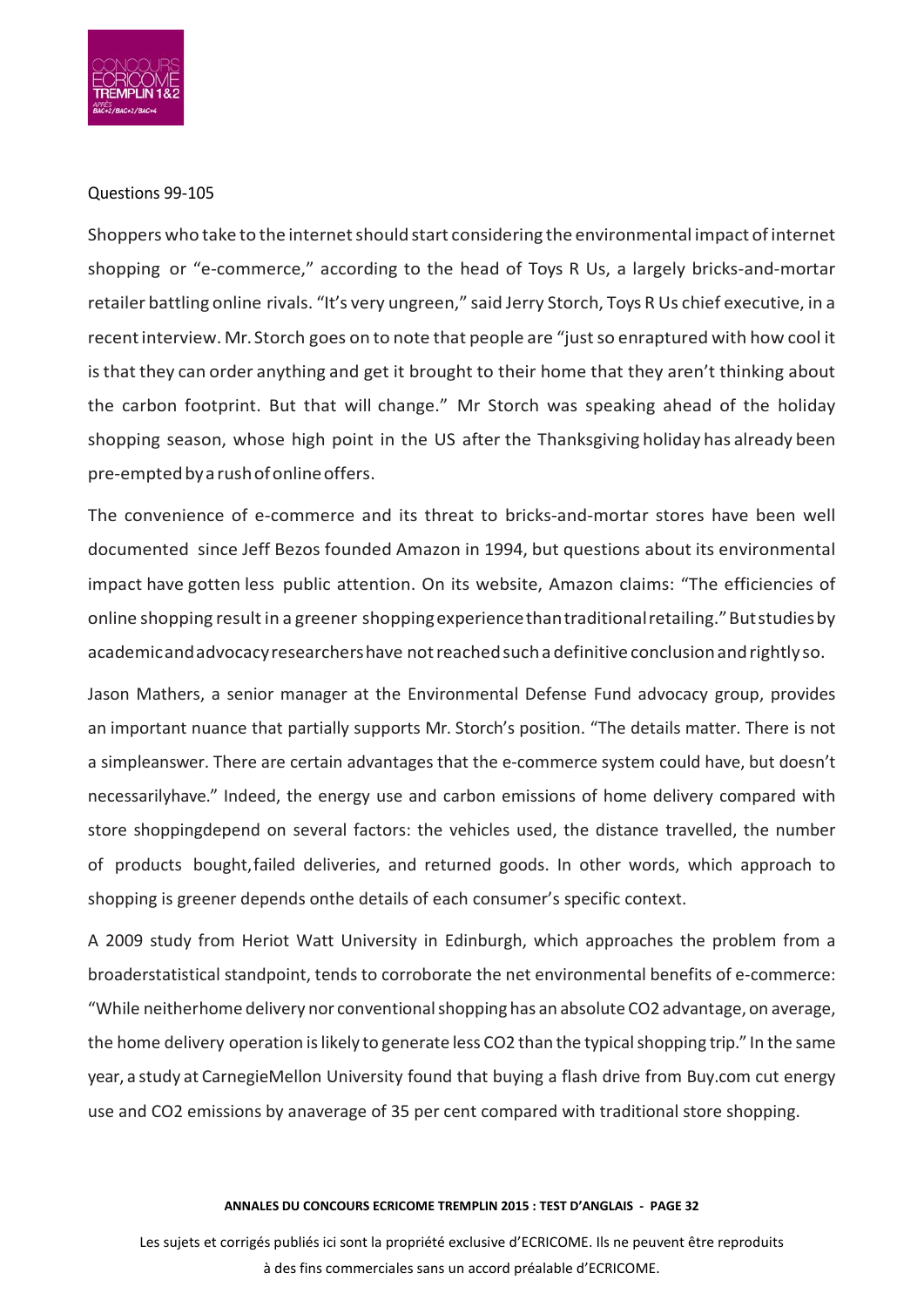Questions 99-105

Shoppers who take to the internet should start considering the environmental impact of internet shopping or "e-commerce," according to the head of Toys R Us, a largely bricks-and-mortar retailer battling online rivals. "It's very ungreen," said Jerry Storch, Toys R Us chief executive, in a recent interview. Mr. Storch goes on to note that people are "just so enraptured with how cool it is that they can order anything and get it brought to their home that they aren't thinking about the carbon footprint. But that will change." Mr Storch was speaking ahead of the holiday shopping season, whose high point in the US after the Thanksgiving holiday has already been pre-empted by a rush of online offers.

The convenience of e-commerce and its threat to bricks-and-mortar stores have been well documented since Jeff Bezos founded Amazon in 1994, but questions about its environmental impact have gotten less public attention. On its website, Amazon claims: "The efficiencies of online shopping result in a greener shopping experience than traditional retailing." But studies by academic and advocacy researchers have not reached such a definitive conclusion and rightly so.

Jason Mathers, a senior manager at the Environmental Defense Fund advocacy group, provides an important nuance that partially supports Mr. Storch's position. "The details matter. There is not a simple answer. There are certain advantages that the e-commerce system could have, but doesn't necessarily have." Indeed, the energy use and carbon emissions of home delivery compared with store shopping depend on several factors: the vehicles used, the distance travelled, the number of products bought, failed deliveries, and returned goods. In other words, which approach to shopping is greener depends on the details of each consumer's specific context.

A 2009 study from Heriot Watt University in Edinburgh, which approaches the problem from a broader statistical standpoint, tends to corroborate the net environmental benefits of e-commerce: "While neither home delivery nor conventional shopping has an absolute $CO_2$ advantage, on average, the home delivery operation is likely to generate less $CO_2$ than the typical shopping trip." In the same year, a study at Carnegie Mellon University found that buying a flash drive from Buy.com cut energy use and $CO_2$ emissions by an average of 35 per cent compared with traditional store shopping.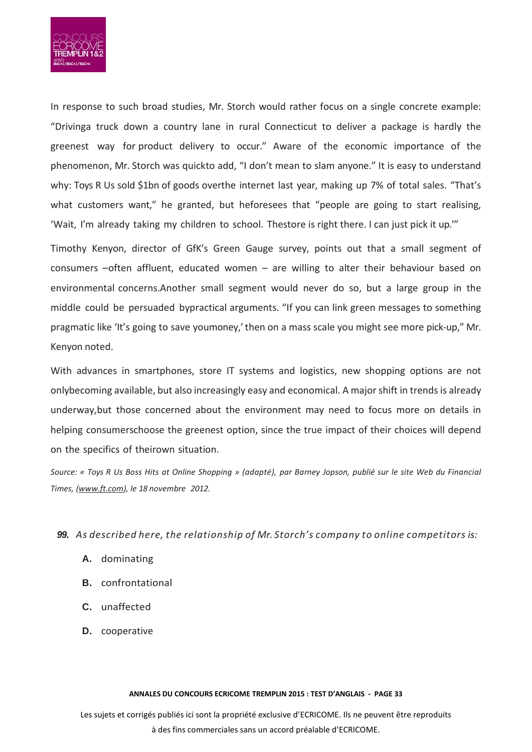In response to such broad studies, Mr. Storch would rather focus on a single concrete example: "Drivinga truck down a country lane in rural Connecticut to deliver a package is hardly the greenest way for product delivery to occur." Aware of the economic importance of the phenomenon, Mr. Storch was quickto add, "I don't mean to slam anyone." It is easy to understand why: Toys R Us sold $1bn of goods overthe internet last year, making up 7% of total sales. "That's what customers want," he granted, but heforesees that "people are going to start realising, 'Wait, I'm already taking my children to school. Thestore is right there. I can just pick it up.'"

Timothy Kenyon, director of GfK's Green Gauge survey, points out that a small segment of consumers –often affluent, educated women – are willing to alter their behaviour based on environmental concerns.Another small segment would never do so, but a large group in the middle could be persuaded bypractical arguments. "If you can link green messages to something pragmatic like 'It's going to save youmoney,' then on a mass scale you might see more pick-up," Mr. Kenyon noted.

With advances in smartphones, store IT systems and logistics, new shopping options are not onlybecoming available, but also increasingly easy and economical. A major shift in trends is already underway,but those concerned about the environment may need to focus more on details in helping consumerschoose the greenest option, since the true impact of their choices will depend on the specifics of theirown situation.

*Source: « Toys R Us Boss Hits at Online Shopping » (adapté), par Barney Jopson, publié sur le site Web du Financial Times, (www.ft.com), le 18 novembre 2012.*

***99.*** *As described here, the relationship of Mr. Storch's company to online competitors is:*

- **A.** dominating
- **B.** confrontational
- **C.** unaffected
- **D.** cooperative

Les sujets et corrigés publiés ici sont la propriété exclusive d'ECRICOME. Ils ne peuvent être reproduits à des fins commerciales sans un accord préalable d'ECRICOME.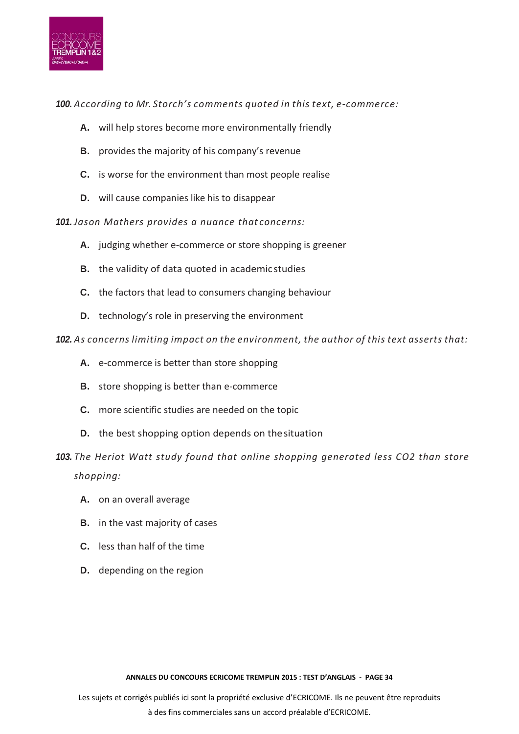**100.** *According to Mr. Storch's comments quoted in this text, e-commerce:*

- **A.** will help stores become more environmentally friendly
- **B.** provides the majority of his company's revenue
- **C.** is worse for the environment than most people realise
- **D.** will cause companies like his to disappear

**101.** *Jason Mathers provides a nuance that concerns:*

- **A.** judging whether e-commerce or store shopping is greener
- **B.** the validity of data quoted in academic studies
- **C.** the factors that lead to consumers changing behaviour
- **D.** technology's role in preserving the environment

**102.** *As concerns limiting impact on the environment, the author of this text asserts that:*

- **A.** e-commerce is better than store shopping
- **B.** store shopping is better than e-commerce
- **C.** more scientific studies are needed on the topic
- **D.** the best shopping option depends on the situation

**103.** *The Heriot Watt study found that online shopping generated less CO2 than store shopping:*

- **A.** on an overall average
- **B.** in the vast majority of cases
- **C.** less than half of the time
- **D.** depending on the region

Les sujets et corrigés publiés ici sont la propriété exclusive d'ECRICOME. Ils ne peuvent être reproduits à des fins commerciales sans un accord préalable d'ECRICOME.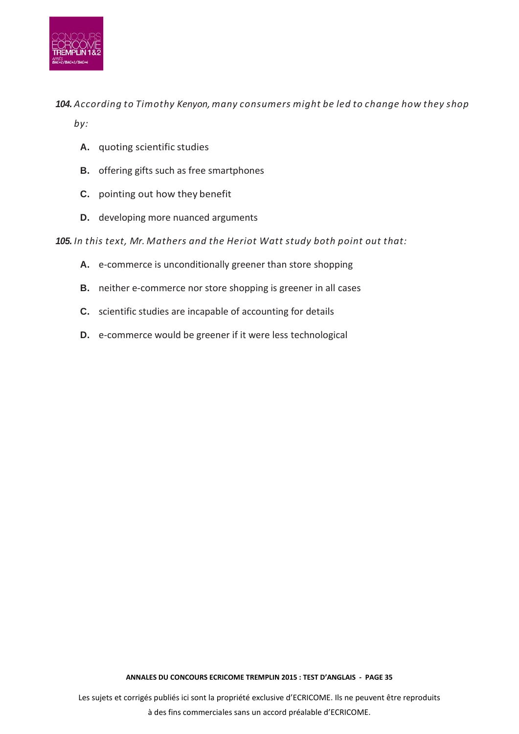***104.*** *According to Timothy Kenyon, many consumers might be led to change how they shop by:*

- **A.** quoting scientific studies
- **B.** offering gifts such as free smartphones
- **C.** pointing out how they benefit
- **D.** developing more nuanced arguments

***105.*** *In this text, Mr. Mathers and the Heriot Watt study both point out that:*

- **A.** e-commerce is unconditionally greener than store shopping
- **B.** neither e-commerce nor store shopping is greener in all cases
- **C.** scientific studies are incapable of accounting for details
- **D.** e-commerce would be greener if it were less technological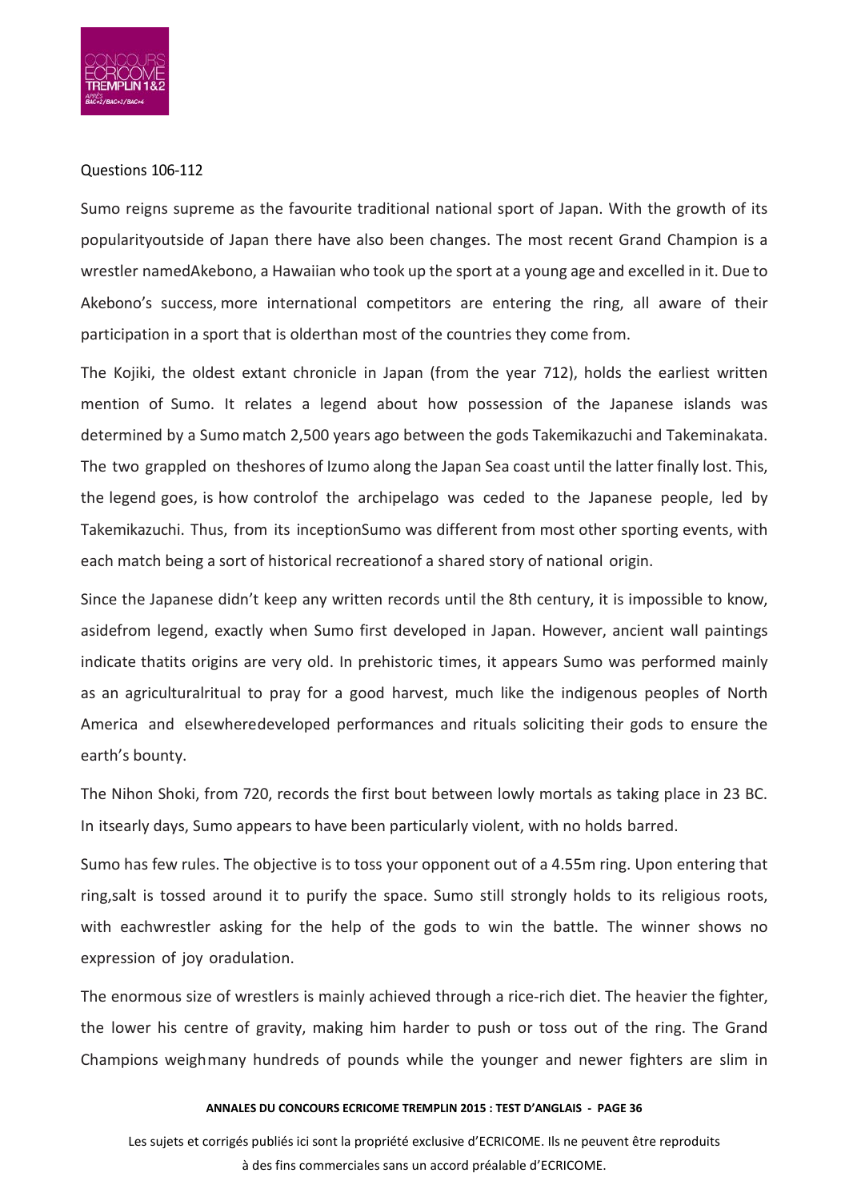Questions 106-112

Sumo reigns supreme as the favourite traditional national sport of Japan. With the growth of its popularityoutside of Japan there have also been changes. The most recent Grand Champion is a wrestler namedAkebono, a Hawaiian who took up the sport at a young age and excelled in it. Due to Akebono's success, more international competitors are entering the ring, all aware of their participation in a sport that is olderthan most of the countries they come from.

The Kojiki, the oldest extant chronicle in Japan (from the year 712), holds the earliest written mention of Sumo. It relates a legend about how possession of the Japanese islands was determined by a Sumo match 2,500 years ago between the gods Takemikazuchi and Takeminakata. The two grappled on theshores of Izumo along the Japan Sea coast until the latter finally lost. This, the legend goes, is how controlof the archipelago was ceded to the Japanese people, led by Takemikazuchi. Thus, from its inceptionSumo was different from most other sporting events, with each match being a sort of historical recreationof a shared story of national origin.

Since the Japanese didn't keep any written records until the 8th century, it is impossible to know, asidefrom legend, exactly when Sumo first developed in Japan. However, ancient wall paintings indicate thatits origins are very old. In prehistoric times, it appears Sumo was performed mainly as an agriculturalritual to pray for a good harvest, much like the indigenous peoples of North America and elsewheredeveloped performances and rituals soliciting their gods to ensure the earth's bounty.

The Nihon Shoki, from 720, records the first bout between lowly mortals as taking place in 23 BC. In itsearly days, Sumo appears to have been particularly violent, with no holds barred.

Sumo has few rules. The objective is to toss your opponent out of a 4.55m ring. Upon entering that ring,salt is tossed around it to purify the space. Sumo still strongly holds to its religious roots, with eachwrestler asking for the help of the gods to win the battle. The winner shows no expression of joy oradulation.

The enormous size of wrestlers is mainly achieved through a rice-rich diet. The heavier the fighter, the lower his centre of gravity, making him harder to push or toss out of the ring. The Grand Champions weighmany hundreds of pounds while the younger and newer fighters are slim in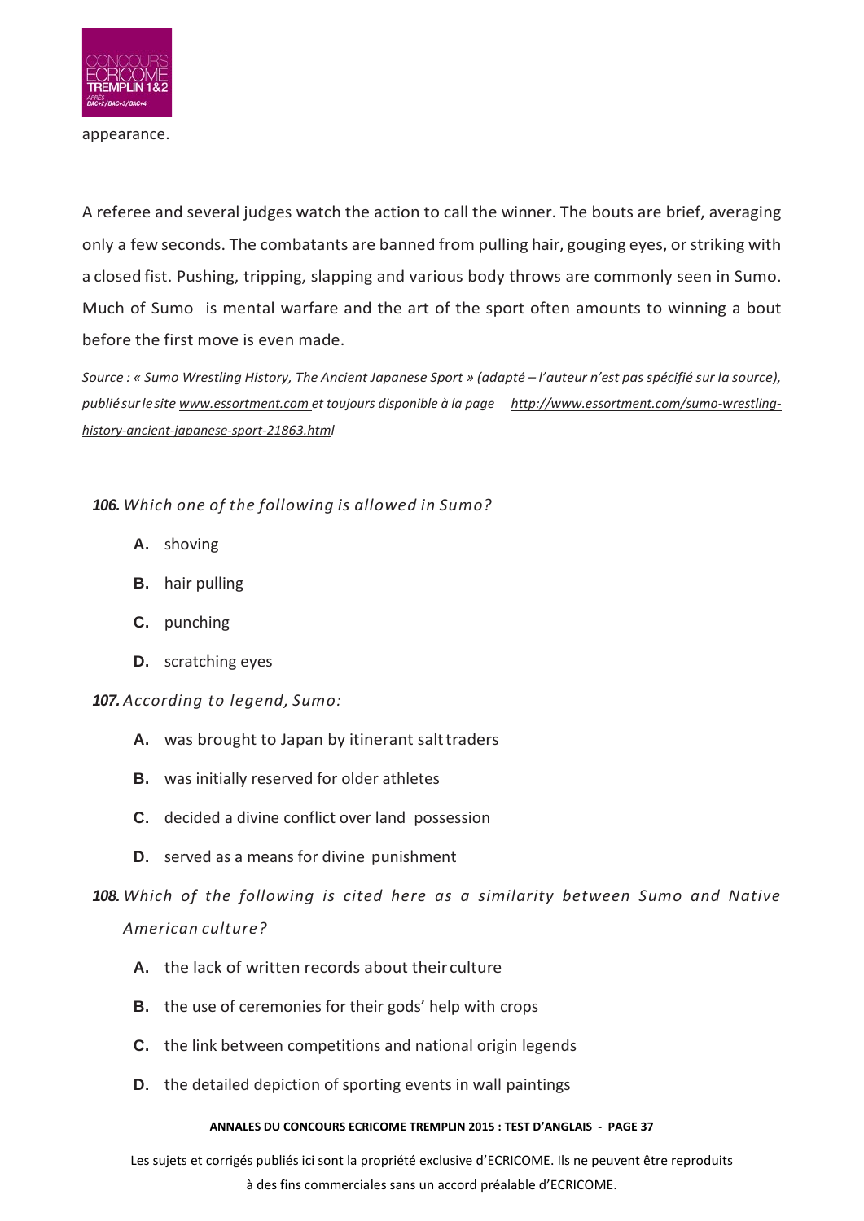appearance.

A referee and several judges watch the action to call the winner. The bouts are brief, averaging only a few seconds. The combatants are banned from pulling hair, gouging eyes, or striking with a closed fist. Pushing, tripping, slapping and various body throws are commonly seen in Sumo. Much of Sumo is mental warfare and the art of the sport often amounts to winning a bout before the first move is even made.

*Source : « Sumo Wrestling History, The Ancient Japanese Sport » (adapté – l'auteur n'est pas spécifié sur la source), publié sur le site www.essortment.com et toujours disponible à la page http://www.essortment.com/sumo-wrestling-history-ancient-japanese-sport-21863.html*

**106.** *Which one of the following is allowed in Sumo?*

- **A.** shoving
- **B.** hair pulling
- **C.** punching
- **D.** scratching eyes

**107.** *According to legend, Sumo:*

- **A.** was brought to Japan by itinerant salt traders
- **B.** was initially reserved for older athletes
- **C.** decided a divine conflict over land possession
- **D.** served as a means for divine punishment

**108.** *Which of the following is cited here as a similarity between Sumo and Native American culture?*

- **A.** the lack of written records about their culture
- **B.** the use of ceremonies for their gods' help with crops
- **C.** the link between competitions and national origin legends
- **D.** the detailed depiction of sporting events in wall paintings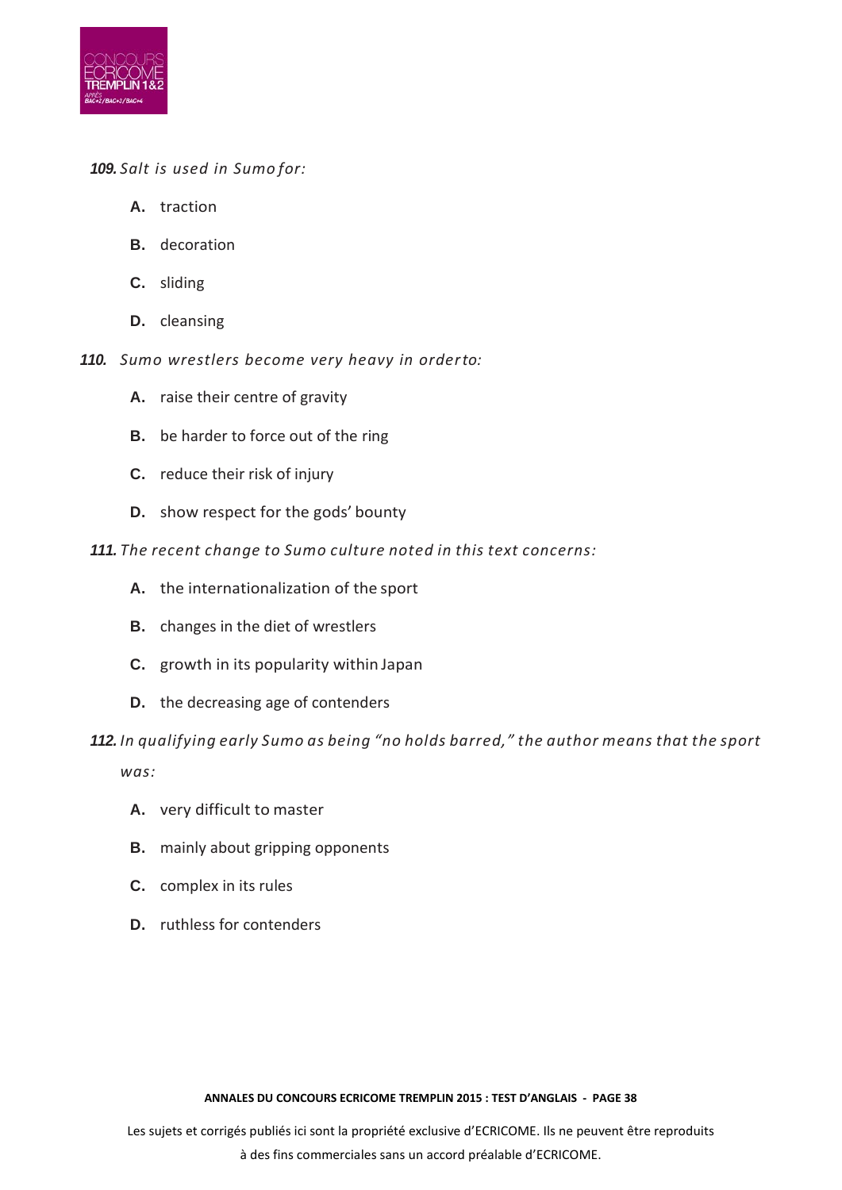***109.*** *Salt is used in Sumo for:*

- **A.** traction
- **B.** decoration
- **C.** sliding
- **D.** cleansing

***110.*** *Sumo wrestlers become very heavy in order to:*

- **A.** raise their centre of gravity
- **B.** be harder to force out of the ring
- **C.** reduce their risk of injury
- **D.** show respect for the gods' bounty

***111.*** *The recent change to Sumo culture noted in this text concerns:*

- **A.** the internationalization of the sport
- **B.** changes in the diet of wrestlers
- **C.** growth in its popularity within Japan
- **D.** the decreasing age of contenders

***112.*** *In qualifying early Sumo as being "no holds barred," the author means that the sport was:*

- **A.** very difficult to master
- **B.** mainly about gripping opponents
- **C.** complex in its rules
- **D.** ruthless for contenders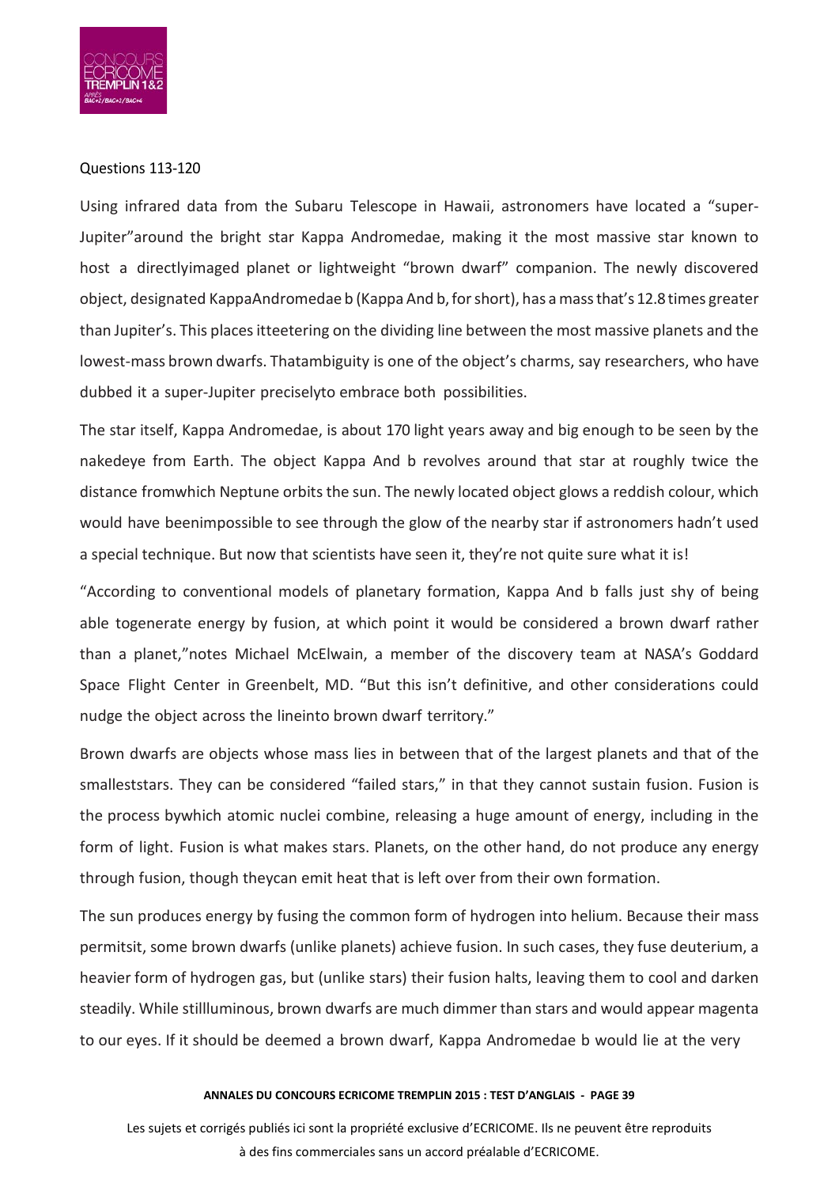Questions 113-120

Using infrared data from the Subaru Telescope in Hawaii, astronomers have located a "super-Jupiter"around the bright star Kappa Andromedae, making it the most massive star known to host a directlyimaged planet or lightweight "brown dwarf" companion. The newly discovered object, designated KappaAndromedae b (Kappa And b, for short), has a mass that's 12.8 times greater than Jupiter's. This places itteetering on the dividing line between the most massive planets and the lowest-mass brown dwarfs. Thatambiguity is one of the object's charms, say researchers, who have dubbed it a super-Jupiter preciselyto embrace both possibilities.

The star itself, Kappa Andromedae, is about 170 light years away and big enough to be seen by the nakedeye from Earth. The object Kappa And b revolves around that star at roughly twice the distance fromwhich Neptune orbits the sun. The newly located object glows a reddish colour, which would have beenimpossible to see through the glow of the nearby star if astronomers hadn't used a special technique. But now that scientists have seen it, they're not quite sure what it is!

"According to conventional models of planetary formation, Kappa And b falls just shy of being able togenerate energy by fusion, at which point it would be considered a brown dwarf rather than a planet,"notes Michael McElwain, a member of the discovery team at NASA's Goddard Space Flight Center in Greenbelt, MD. "But this isn't definitive, and other considerations could nudge the object across the lineinto brown dwarf territory."

Brown dwarfs are objects whose mass lies in between that of the largest planets and that of the smalleststars. They can be considered "failed stars," in that they cannot sustain fusion. Fusion is the process bywhich atomic nuclei combine, releasing a huge amount of energy, including in the form of light. Fusion is what makes stars. Planets, on the other hand, do not produce any energy through fusion, though theycan emit heat that is left over from their own formation.

The sun produces energy by fusing the common form of hydrogen into helium. Because their mass permitsit, some brown dwarfs (unlike planets) achieve fusion. In such cases, they fuse deuterium, a heavier form of hydrogen gas, but (unlike stars) their fusion halts, leaving them to cool and darken steadily. While stillluminous, brown dwarfs are much dimmer than stars and would appear magenta to our eyes. If it should be deemed a brown dwarf, Kappa Andromedae b would lie at the very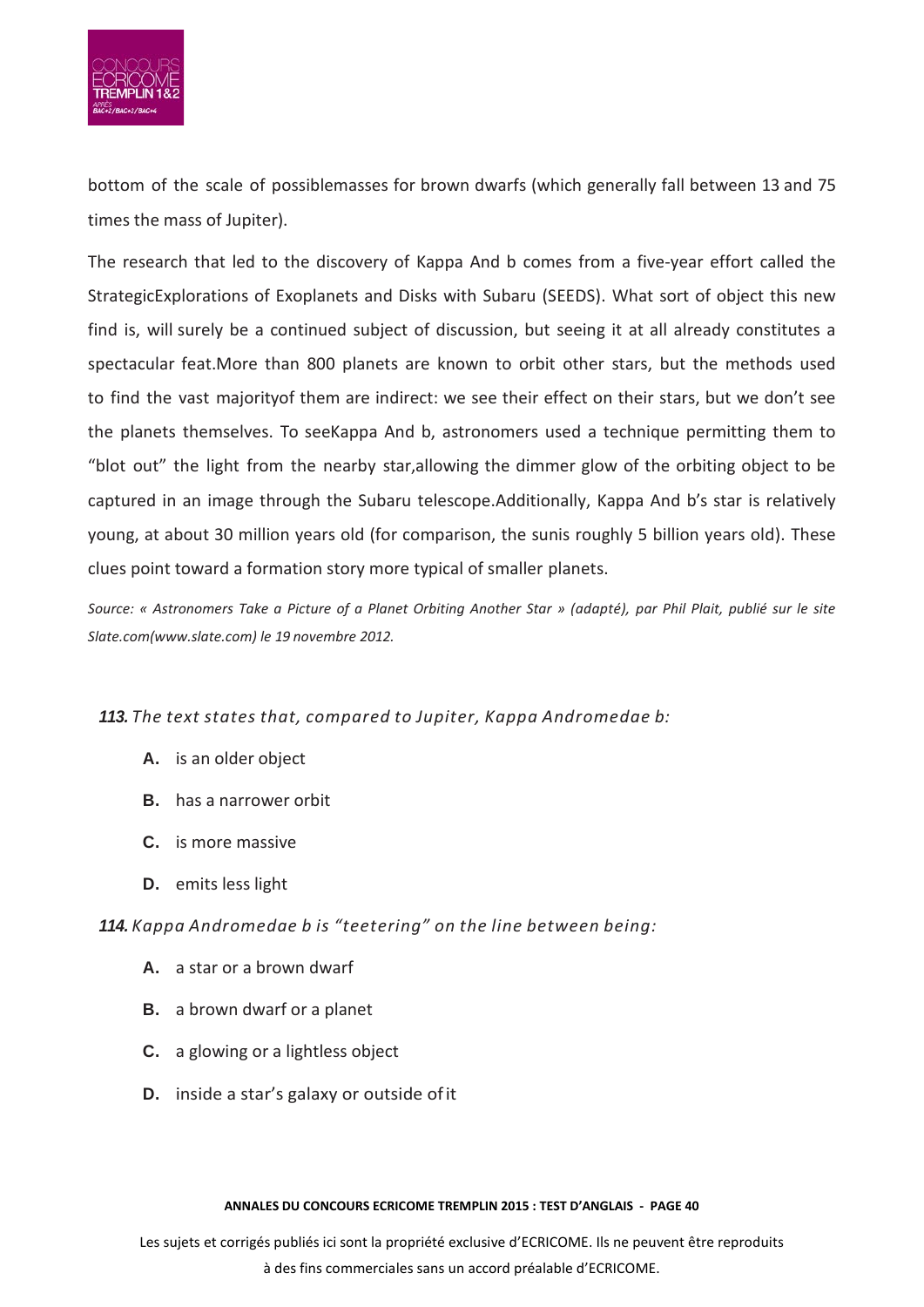bottom of the scale of possiblemasses for brown dwarfs (which generally fall between 13 and 75 times the mass of Jupiter).

The research that led to the discovery of Kappa And b comes from a five-year effort called the StrategicExplorations of Exoplanets and Disks with Subaru (SEEDS). What sort of object this new find is, will surely be a continued subject of discussion, but seeing it at all already constitutes a spectacular feat.More than 800 planets are known to orbit other stars, but the methods used to find the vast majorityof them are indirect: we see their effect on their stars, but we don't see the planets themselves. To seeKappa And b, astronomers used a technique permitting them to "blot out" the light from the nearby star,allowing the dimmer glow of the orbiting object to be captured in an image through the Subaru telescope.Additionally, Kappa And b's star is relatively young, at about 30 million years old (for comparison, the sunis roughly 5 billion years old). These clues point toward a formation story more typical of smaller planets.

*Source: « Astronomers Take a Picture of a Planet Orbiting Another Star » (adapté), par Phil Plait, publié sur le site Slate.com(www.slate.com) le 19 novembre 2012.*

***113.*** *The text states that, compared to Jupiter, Kappa Andromedae b:*

- **A.** is an older object
- **B.** has a narrower orbit
- **C.** is more massive
- **D.** emits less light

***114.*** *Kappa Andromedae b is "teetering" on the line between being:*

- **A.** a star or a brown dwarf
- **B.** a brown dwarf or a planet
- **C.** a glowing or a lightless object
- **D.** inside a star's galaxy or outside of it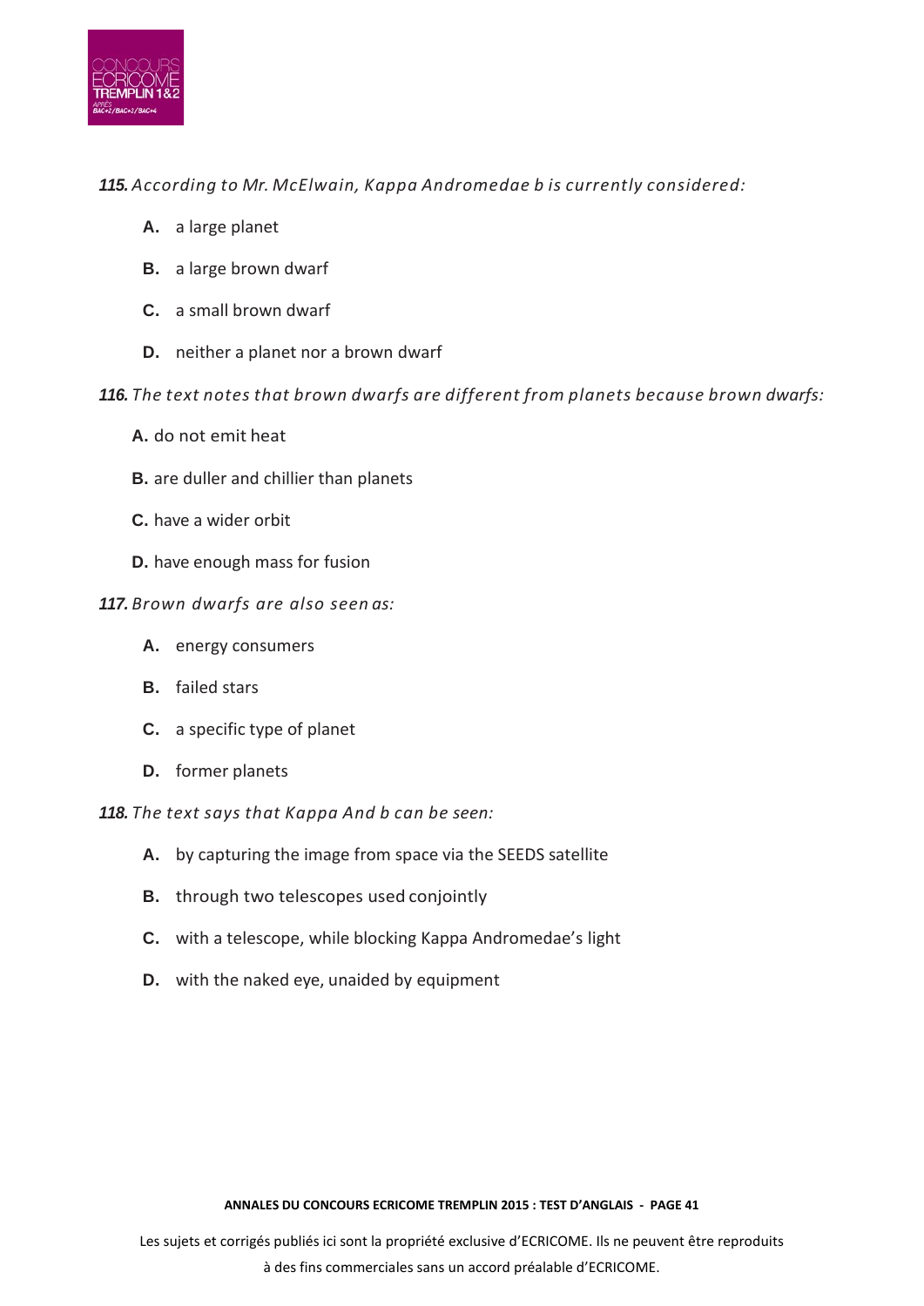***115.*** *According to Mr. McElwain, Kappa Andromedae b is currently considered:*

**A.** a large planet

**B.** a large brown dwarf

**C.** a small brown dwarf

**D.** neither a planet nor a brown dwarf

***116.*** *The text notes that brown dwarfs are different from planets because brown dwarfs:*

**A.** do not emit heat

**B.** are duller and chillier than planets

**C.** have a wider orbit

**D.** have enough mass for fusion

***117.*** *Brown dwarfs are also seen as:*

**A.** energy consumers

**B.** failed stars

**C.** a specific type of planet

**D.** former planets

***118.*** *The text says that Kappa And b can be seen:*

**A.** by capturing the image from space via the SEEDS satellite

**B.** through two telescopes used conjointly

**C.** with a telescope, while blocking Kappa Andromedae's light

**D.** with the naked eye, unaided by equipment

Les sujets et corrigés publiés ici sont la propriété exclusive d'ECRICOME. Ils ne peuvent être reproduits à des fins commerciales sans un accord préalable d'ECRICOME.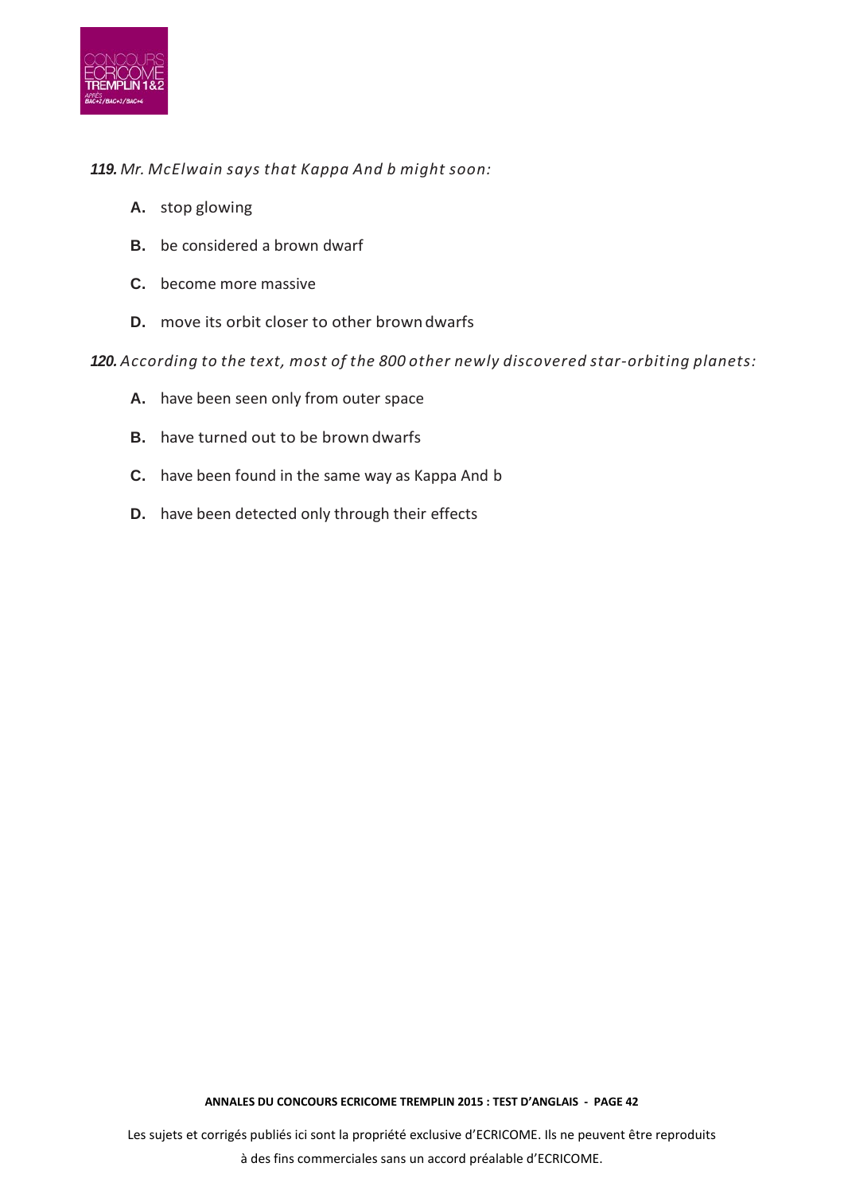***119.*** *Mr. McElwain says that Kappa And b might soon:*

- **A.** stop glowing
- **B.** be considered a brown dwarf
- **C.** become more massive
- **D.** move its orbit closer to other brown dwarfs

***120.*** *According to the text, most of the 800 other newly discovered star-orbiting planets:*

- **A.** have been seen only from outer space
- **B.** have turned out to be brown dwarfs
- **C.** have been found in the same way as Kappa And b
- **D.** have been detected only through their effects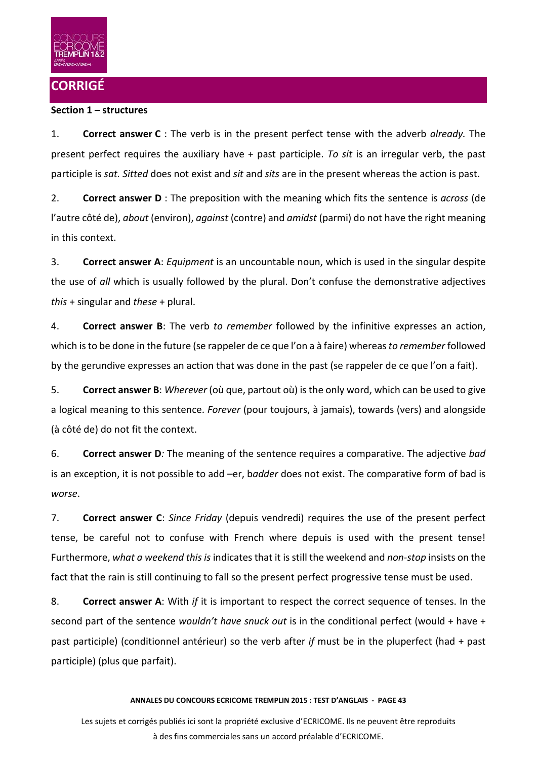## CORRIGÉ

**Section 1 – structures**

1. **Correct answer C** : The verb is in the present perfect tense with the adverb *already.* The present perfect requires the auxiliary have + past participle. *To sit* is an irregular verb, the past participle is *sat. Sitted* does not exist and *sit* and *sits* are in the present whereas the action is past.

2. **Correct answer D** : The preposition with the meaning which fits the sentence is *across* (de l'autre côté de), *about* (environ), *against* (contre) and *amidst* (parmi) do not have the right meaning in this context.

3. **Correct answer A**: *Equipment* is an uncountable noun, which is used in the singular despite the use of *all* which is usually followed by the plural. Don't confuse the demonstrative adjectives *this* + singular and *these* + plural.

4. **Correct answer B**: The verb *to remember* followed by the infinitive expresses an action, which is to be done in the future (se rappeler de ce que l'on a à faire) whereas *to remember* followed by the gerundive expresses an action that was done in the past (se rappeler de ce que l'on a fait).

5. **Correct answer B**: *Wherever* (où que, partout où) is the only word, which can be used to give a logical meaning to this sentence. *Forever* (pour toujours, à jamais), towards (vers) and alongside (à côté de) do not fit the context.

6. **Correct answer D***:* The meaning of the sentence requires a comparative. The adjective *bad* is an exception, it is not possible to add –er, b*adder* does not exist. The comparative form of bad is *worse*.

7. **Correct answer C**: *Since Friday* (depuis vendredi) requires the use of the present perfect tense, be careful not to confuse with French where depuis is used with the present tense! Furthermore, *what a weekend this is* indicates that it is still the weekend and *non-stop* insists on the fact that the rain is still continuing to fall so the present perfect progressive tense must be used.

8. **Correct answer A**: With *if* it is important to respect the correct sequence of tenses. In the second part of the sentence *wouldn't have snuck out* is in the conditional perfect (would + have + past participle) (conditionnel antérieur) so the verb after *if* must be in the pluperfect (had + past participle) (plus que parfait).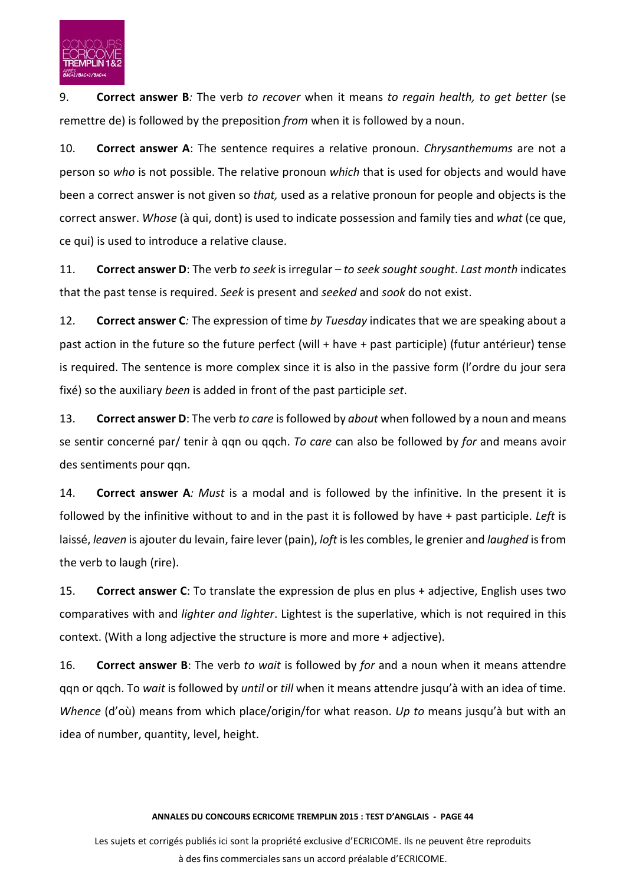9. **Correct answer B***:* The verb *to recover* when it means *to regain health, to get better* (se remettre de) is followed by the preposition *from* when it is followed by a noun.

10. **Correct answer A**: The sentence requires a relative pronoun. *Chrysanthemums* are not a person so *who* is not possible. The relative pronoun *which* that is used for objects and would have been a correct answer is not given so *that,* used as a relative pronoun for people and objects is the correct answer. *Whose* (à qui, dont) is used to indicate possession and family ties and *what* (ce que, ce qui) is used to introduce a relative clause.

11. **Correct answer D**: The verb *to seek* is irregular – *to seek sought sought*. *Last month* indicates that the past tense is required. *Seek* is present and *seeked* and *sook* do not exist.

12. **Correct answer C***:* The expression of time *by Tuesday* indicates that we are speaking about a past action in the future so the future perfect (will + have + past participle) (futur antérieur) tense is required. The sentence is more complex since it is also in the passive form (l'ordre du jour sera fixé) so the auxiliary *been* is added in front of the past participle *set*.

13. **Correct answer D**: The verb *to care* is followed by *about* when followed by a noun and means se sentir concerné par/ tenir à qqn ou qqch. *To care* can also be followed by *for* and means avoir des sentiments pour qqn.

14. **Correct answer A***: Must* is a modal and is followed by the infinitive. In the present it is followed by the infinitive without to and in the past it is followed by have + past participle. *Left* is laissé, *leaven* is ajouter du levain, faire lever (pain), *loft* is les combles, le grenier and *laughed* is from the verb to laugh (rire).

15. **Correct answer C**: To translate the expression de plus en plus + adjective, English uses two comparatives with and *lighter and lighter*. Lightest is the superlative, which is not required in this context. (With a long adjective the structure is more and more + adjective).

16. **Correct answer B**: The verb *to wait* is followed by *for* and a noun when it means attendre qqn or qqch. To *wait* is followed by *until* or *till* when it means attendre jusqu'à with an idea of time. *Whence* (d'où) means from which place/origin/for what reason. *Up to* means jusqu'à but with an idea of number, quantity, level, height.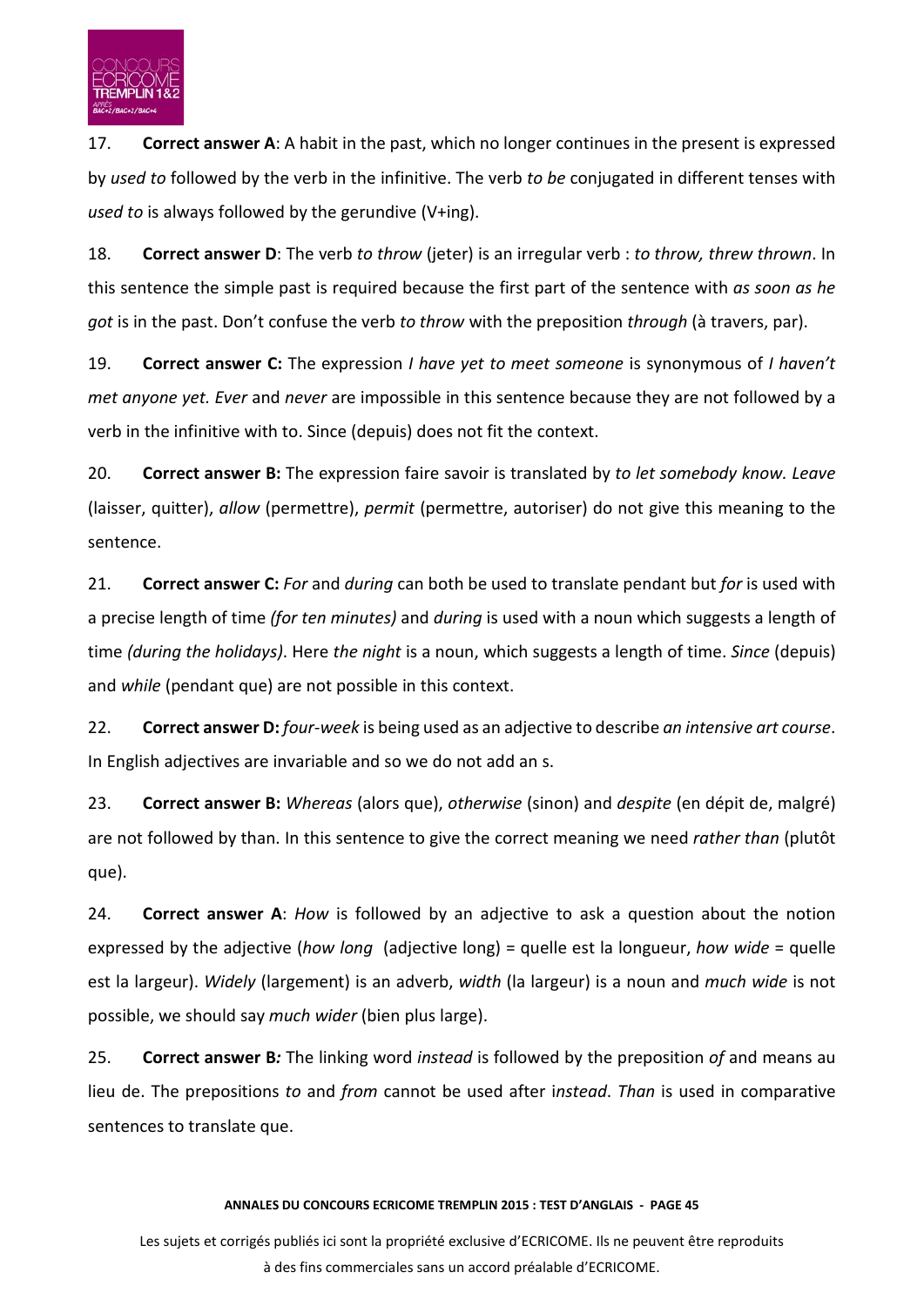17. **Correct answer A**: A habit in the past, which no longer continues in the present is expressed by *used to* followed by the verb in the infinitive. The verb *to be* conjugated in different tenses with *used to* is always followed by the gerundive (V+ing).

18. **Correct answer D**: The verb *to throw* (jeter) is an irregular verb : *to throw, threw thrown*. In this sentence the simple past is required because the first part of the sentence with *as soon as he got* is in the past. Don't confuse the verb *to throw* with the preposition *through* (à travers, par).

19. **Correct answer C:** The expression *I have yet to meet someone* is synonymous of *I haven't met anyone yet. Ever* and *never* are impossible in this sentence because they are not followed by a verb in the infinitive with to. Since (depuis) does not fit the context.

20. **Correct answer B:** The expression faire savoir is translated by *to let somebody know. Leave* (laisser, quitter), *allow* (permettre), *permit* (permettre, autoriser) do not give this meaning to the sentence.

21. **Correct answer C:** *For* and *during* can both be used to translate pendant but *for* is used with a precise length of time *(for ten minutes)* and *during* is used with a noun which suggests a length of time *(during the holidays)*. Here *the night* is a noun, which suggests a length of time. *Since* (depuis) and *while* (pendant que) are not possible in this context.

22. **Correct answer D:** *four-week* is being used as an adjective to describe *an intensive art course*. In English adjectives are invariable and so we do not add an s.

23. **Correct answer B:** *Whereas* (alors que), *otherwise* (sinon) and *despite* (en dépit de, malgré) are not followed by than. In this sentence to give the correct meaning we need *rather than* (plutôt que).

24. **Correct answer A**: *How* is followed by an adjective to ask a question about the notion expressed by the adjective (*how long* (adjective long) = quelle est la longueur, *how wide* = quelle est la largeur). *Widely* (largement) is an adverb, *width* (la largeur) is a noun and *much wide* is not possible, we should say *much wider* (bien plus large).

25. **Correct answer B***:* The linking word *instead* is followed by the preposition *of* and means au lieu de. The prepositions *to* and *from* cannot be used after i*nstead*. *Than* is used in comparative sentences to translate que.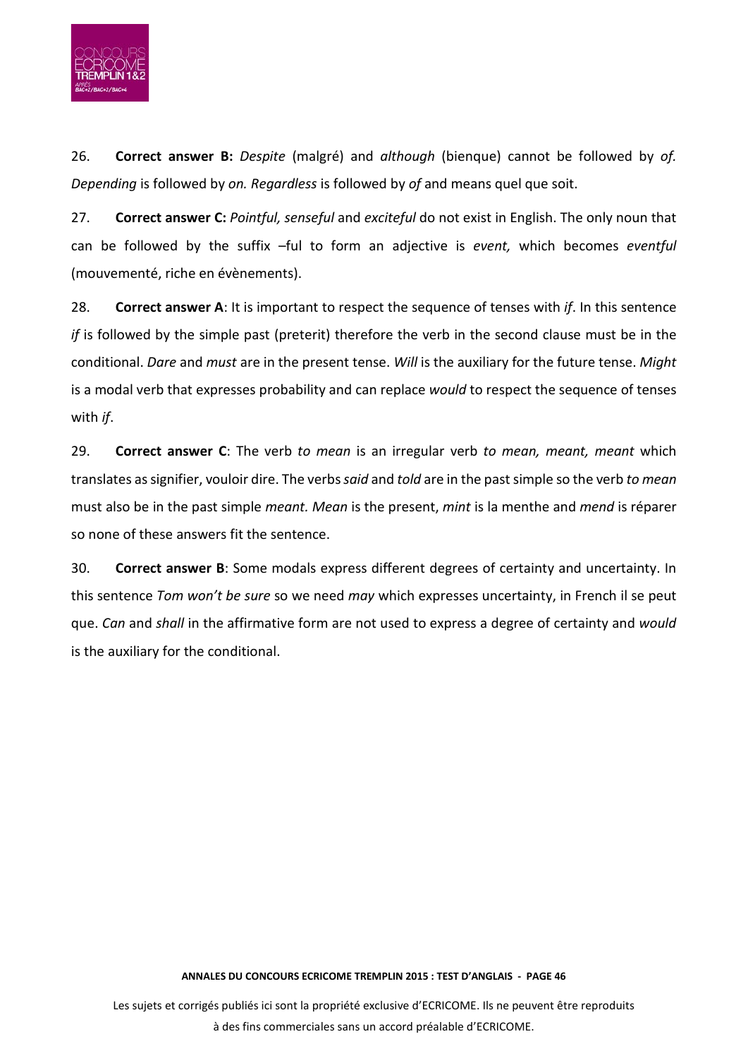26. **Correct answer B:** *Despite* (malgré) and *although* (bienque) cannot be followed by *of. Depending* is followed by *on. Regardless* is followed by *of* and means quel que soit.

27. **Correct answer C:** *Pointful, senseful* and *exciteful* do not exist in English. The only noun that can be followed by the suffix –ful to form an adjective is *event,* which becomes *eventful* (mouvementé, riche en évènements).

28. **Correct answer A**: It is important to respect the sequence of tenses with *if*. In this sentence *if* is followed by the simple past (preterit) therefore the verb in the second clause must be in the conditional. *Dare* and *must* are in the present tense. *Will* is the auxiliary for the future tense. *Might* is a modal verb that expresses probability and can replace *would* to respect the sequence of tenses with *if*.

29. **Correct answer C**: The verb *to mean* is an irregular verb *to mean, meant, meant* which translates as signifier, vouloir dire. The verbs *said* and *told* are in the past simple so the verb *to mean* must also be in the past simple *meant. Mean* is the present, *mint* is la menthe and *mend* is réparer so none of these answers fit the sentence.

30. **Correct answer B**: Some modals express different degrees of certainty and uncertainty. In this sentence *Tom won't be sure* so we need *may* which expresses uncertainty, in French il se peut que. *Can* and *shall* in the affirmative form are not used to express a degree of certainty and *would* is the auxiliary for the conditional.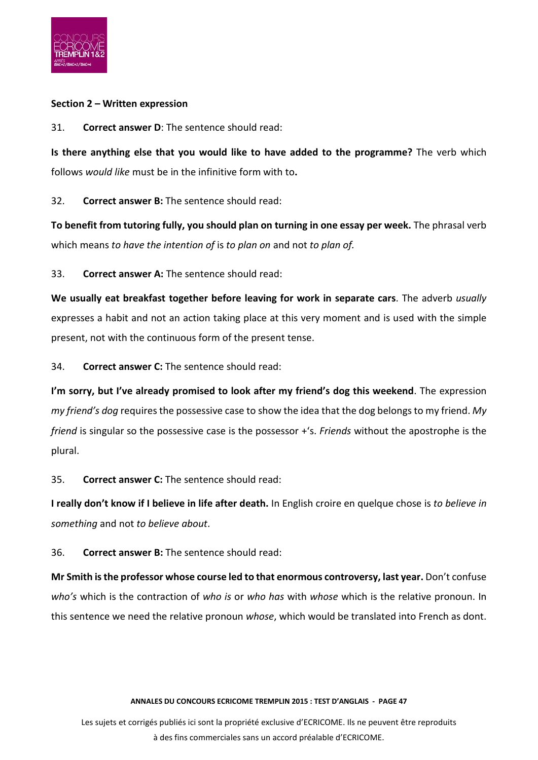**Section 2 – Written expression**

31. **Correct answer D**: The sentence should read:

**Is there anything else that you would like to have added to the programme?** The verb which follows *would like* must be in the infinitive form with to**.**

32. **Correct answer B:** The sentence should read:

**To benefit from tutoring fully, you should plan on turning in one essay per week.** The phrasal verb which means *to have the intention of* is *to plan on* and not *to plan of.*

33. **Correct answer A:** The sentence should read:

**We usually eat breakfast together before leaving for work in separate cars**. The adverb *usually* expresses a habit and not an action taking place at this very moment and is used with the simple present, not with the continuous form of the present tense.

34. **Correct answer C:** The sentence should read:

**I'm sorry, but I've already promised to look after my friend's dog this weekend**. The expression *my friend's dog* requires the possessive case to show the idea that the dog belongs to my friend. *My friend* is singular so the possessive case is the possessor +'s. *Friends* without the apostrophe is the plural.

35. **Correct answer C:** The sentence should read:

**I really don't know if I believe in life after death.** In English croire en quelque chose is *to believe in something* and not *to believe about*.

36. **Correct answer B:** The sentence should read:

**Mr Smith is the professor whose course led to that enormous controversy, last year.** Don't confuse *who's* which is the contraction of *who is* or *who has* with *whose* which is the relative pronoun. In this sentence we need the relative pronoun *whose*, which would be translated into French as dont.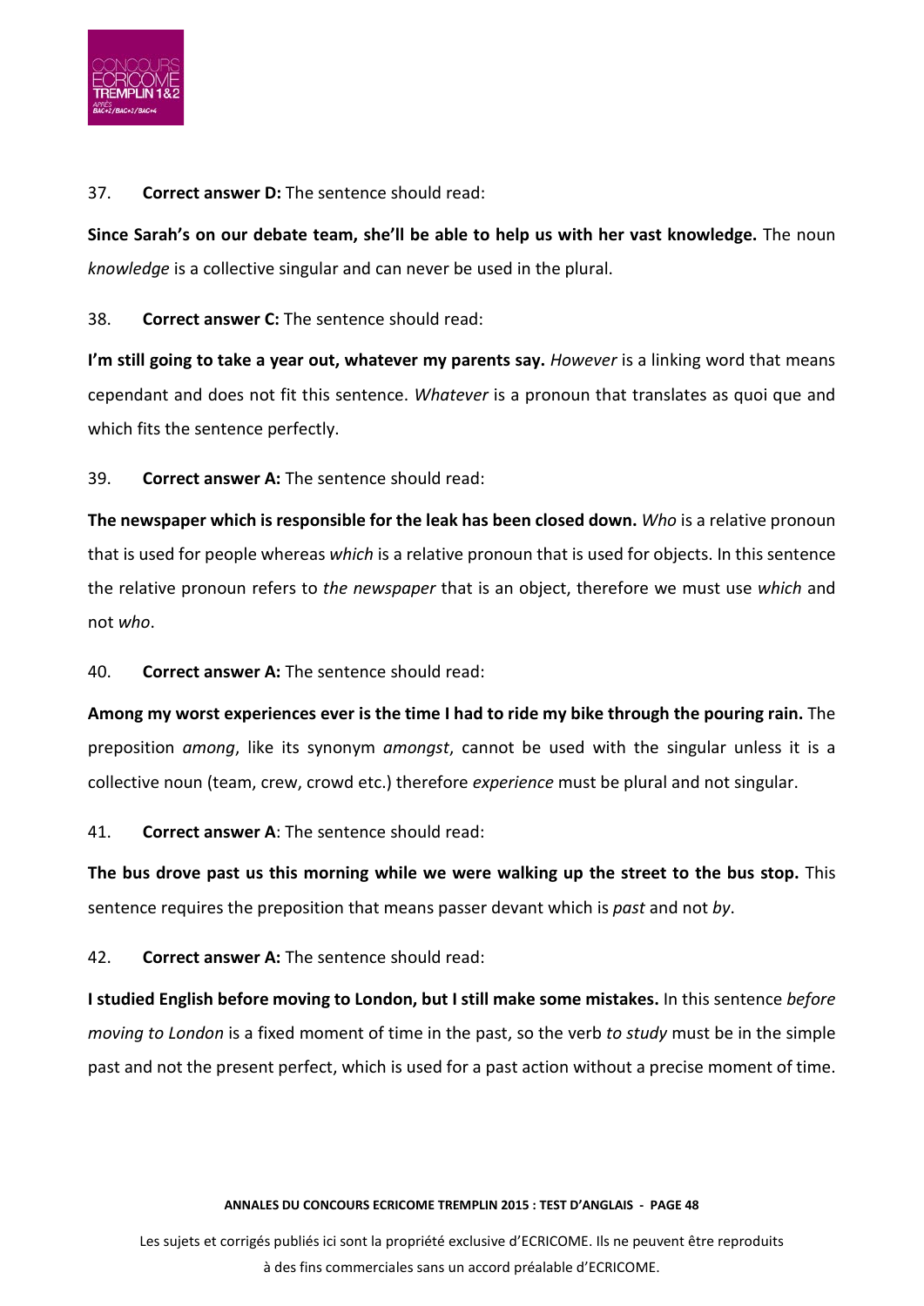37. **Correct answer D:** The sentence should read:

**Since Sarah's on our debate team, she'll be able to help us with her vast knowledge.** The noun *knowledge* is a collective singular and can never be used in the plural.

38. **Correct answer C:** The sentence should read:

**I'm still going to take a year out, whatever my parents say.** *However* is a linking word that means cependant and does not fit this sentence. *Whatever* is a pronoun that translates as quoi que and which fits the sentence perfectly.

39. **Correct answer A:** The sentence should read:

**The newspaper which is responsible for the leak has been closed down.** *Who* is a relative pronoun that is used for people whereas *which* is a relative pronoun that is used for objects. In this sentence the relative pronoun refers to *the newspaper* that is an object, therefore we must use *which* and not *who*.

40. **Correct answer A:** The sentence should read:

**Among my worst experiences ever is the time I had to ride my bike through the pouring rain.** The preposition *among*, like its synonym *amongst*, cannot be used with the singular unless it is a collective noun (team, crew, crowd etc.) therefore *experience* must be plural and not singular.

41. **Correct answer A**: The sentence should read:

**The bus drove past us this morning while we were walking up the street to the bus stop.** This sentence requires the preposition that means passer devant which is *past* and not *by*.

42. **Correct answer A:** The sentence should read:

**I studied English before moving to London, but I still make some mistakes.** In this sentence *before moving to London* is a fixed moment of time in the past, so the verb *to study* must be in the simple past and not the present perfect, which is used for a past action without a precise moment of time.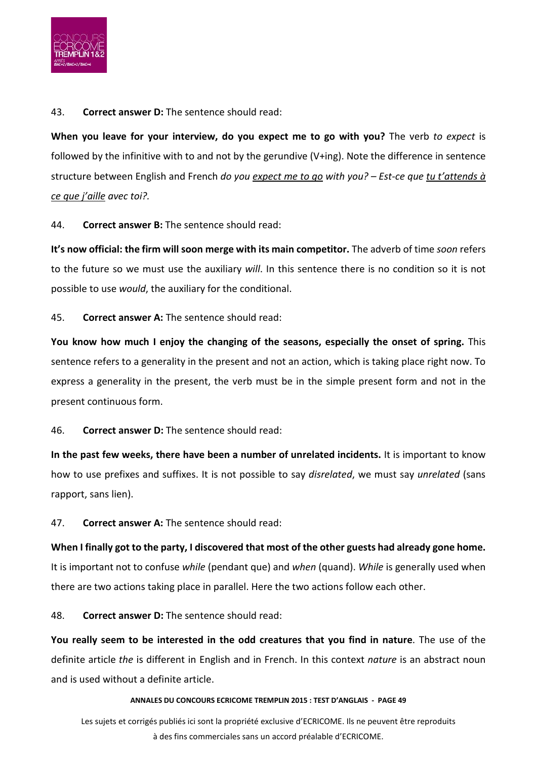43. **Correct answer D:** The sentence should read:

**When you leave for your interview, do you expect me to go with you?** The verb *to expect* is followed by the infinitive with to and not by the gerundive (V+ing). Note the difference in sentence structure between English and French *do you <u>expect me to go</u> with you? – Est-ce que <u>tu t'attends à ce que j'aille</u> avec toi?.*

44. **Correct answer B:** The sentence should read:

**It's now official: the firm will soon merge with its main competitor.** The adverb of time *soon* refers to the future so we must use the auxiliary *will*. In this sentence there is no condition so it is not possible to use *would*, the auxiliary for the conditional.

45. **Correct answer A:** The sentence should read:

**You know how much I enjoy the changing of the seasons, especially the onset of spring.** This sentence refers to a generality in the present and not an action, which is taking place right now. To express a generality in the present, the verb must be in the simple present form and not in the present continuous form.

46. **Correct answer D:** The sentence should read:

**In the past few weeks, there have been a number of unrelated incidents.** It is important to know how to use prefixes and suffixes. It is not possible to say *disrelated*, we must say *unrelated* (sans rapport, sans lien).

47. **Correct answer A:** The sentence should read:

**When I finally got to the party, I discovered that most of the other guests had already gone home.** It is important not to confuse *while* (pendant que) and *when* (quand). *While* is generally used when there are two actions taking place in parallel. Here the two actions follow each other.

48. **Correct answer D:** The sentence should read:

**You really seem to be interested in the odd creatures that you find in nature**. The use of the definite article *the* is different in English and in French. In this context *nature* is an abstract noun and is used without a definite article.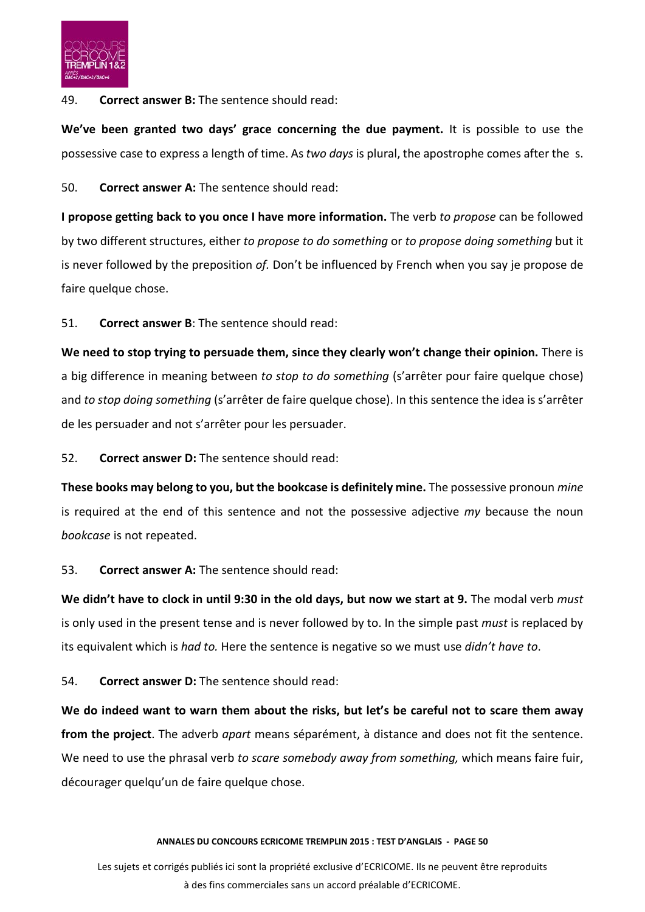49. **Correct answer B:** The sentence should read:

**We've been granted two days' grace concerning the due payment.** It is possible to use the possessive case to express a length of time. As *two days* is plural, the apostrophe comes after the s.

50. **Correct answer A:** The sentence should read:

**I propose getting back to you once I have more information.** The verb *to propose* can be followed by two different structures, either *to propose to do something* or *to propose doing something* but it is never followed by the preposition *of.* Don't be influenced by French when you say je propose de faire quelque chose.

51. **Correct answer B**: The sentence should read:

**We need to stop trying to persuade them, since they clearly won't change their opinion.** There is a big difference in meaning between *to stop to do something* (s'arrêter pour faire quelque chose) and *to stop doing something* (s'arrêter de faire quelque chose). In this sentence the idea is s'arrêter de les persuader and not s'arrêter pour les persuader.

52. **Correct answer D:** The sentence should read:

**These books may belong to you, but the bookcase is definitely mine.** The possessive pronoun *mine* is required at the end of this sentence and not the possessive adjective *my* because the noun *bookcase* is not repeated.

53. **Correct answer A:** The sentence should read:

**We didn't have to clock in until 9:30 in the old days, but now we start at 9.** The modal verb *must* is only used in the present tense and is never followed by to. In the simple past *must* is replaced by its equivalent which is *had to.* Here the sentence is negative so we must use *didn't have to*.

54. **Correct answer D:** The sentence should read:

**We do indeed want to warn them about the risks, but let's be careful not to scare them away from the project**. The adverb *apart* means séparément, à distance and does not fit the sentence. We need to use the phrasal verb *to scare somebody away from something,* which means faire fuir, décourager quelqu'un de faire quelque chose.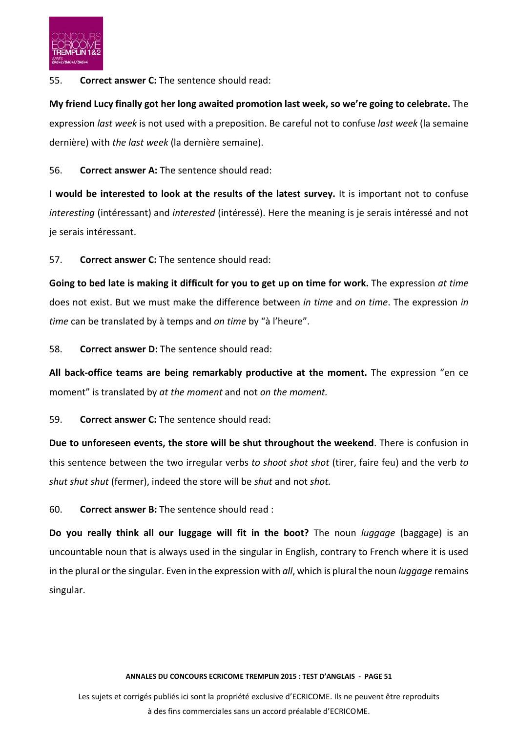55. **Correct answer C:** The sentence should read:

**My friend Lucy finally got her long awaited promotion last week, so we're going to celebrate.** The expression *last week* is not used with a preposition. Be careful not to confuse *last week* (la semaine dernière) with *the last week* (la dernière semaine).

56. **Correct answer A:** The sentence should read:

**I would be interested to look at the results of the latest survey.** It is important not to confuse *interesting* (intéressant) and *interested* (intéressé). Here the meaning is je serais intéressé and not je serais intéressant.

57. **Correct answer C:** The sentence should read:

**Going to bed late is making it difficult for you to get up on time for work.** The expression *at time* does not exist. But we must make the difference between *in time* and *on time*. The expression *in time* can be translated by à temps and *on time* by "à l'heure".

58. **Correct answer D:** The sentence should read:

**All back-office teams are being remarkably productive at the moment.** The expression "en ce moment" is translated by *at the moment* and not *on the moment.*

59. **Correct answer C:** The sentence should read:

**Due to unforeseen events, the store will be shut throughout the weekend**. There is confusion in this sentence between the two irregular verbs *to shoot shot shot* (tirer, faire feu) and the verb *to shut shut shut* (fermer), indeed the store will be *shut* and not *shot.*

60. **Correct answer B:** The sentence should read :

**Do you really think all our luggage will fit in the boot?** The noun *luggage* (baggage) is an uncountable noun that is always used in the singular in English, contrary to French where it is used in the plural or the singular. Even in the expression with *all*, which is plural the noun *luggage* remains singular.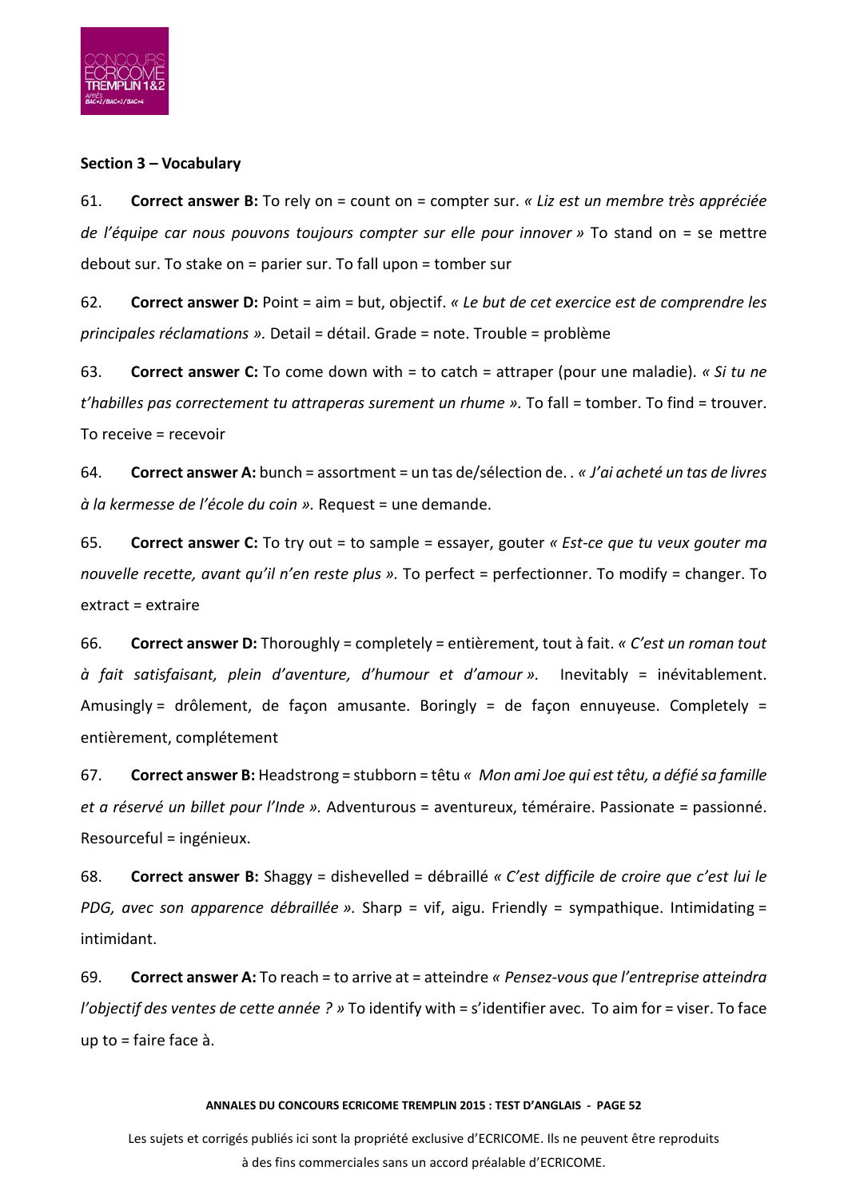**Section 3 – Vocabulary**

61. **Correct answer B:** To rely on = count on = compter sur. *« Liz est un membre très appréciée de l'équipe car nous pouvons toujours compter sur elle pour innover »* To stand on = se mettre debout sur. To stake on = parier sur. To fall upon = tomber sur

62. **Correct answer D:** Point = aim = but, objectif. *« Le but de cet exercice est de comprendre les principales réclamations ».* Detail = détail. Grade = note. Trouble = problème

63. **Correct answer C:** To come down with = to catch = attraper (pour une maladie). *« Si tu ne t'habilles pas correctement tu attraperas surement un rhume ».* To fall = tomber. To find = trouver. To receive = recevoir

64. **Correct answer A:** bunch = assortment = un tas de/sélection de. . *« J'ai acheté un tas de livres à la kermesse de l'école du coin ».* Request = une demande.

65. **Correct answer C:** To try out = to sample = essayer, gouter *« Est-ce que tu veux gouter ma nouvelle recette, avant qu'il n'en reste plus ».* To perfect = perfectionner. To modify = changer. To extract = extraire

66. **Correct answer D:** Thoroughly = completely = entièrement, tout à fait. *« C'est un roman tout à fait satisfaisant, plein d'aventure, d'humour et d'amour ».* Inevitably = inévitablement. Amusingly = drôlement, de façon amusante. Boringly = de façon ennuyeuse. Completely = entièrement, complétement

67. **Correct answer B:** Headstrong = stubborn = têtu *« Mon ami Joe qui est têtu, a défié sa famille et a réservé un billet pour l'Inde ».* Adventurous = aventureux, téméraire. Passionate = passionné. Resourceful = ingénieux.

68. **Correct answer B:** Shaggy = dishevelled = débraillé *« C'est difficile de croire que c'est lui le PDG, avec son apparence débraillée ».* Sharp = vif, aigu. Friendly = sympathique. Intimidating = intimidant.

69. **Correct answer A:** To reach = to arrive at = atteindre *« Pensez-vous que l'entreprise atteindra l'objectif des ventes de cette année ? »* To identify with = s'identifier avec. To aim for = viser. To face up to = faire face à.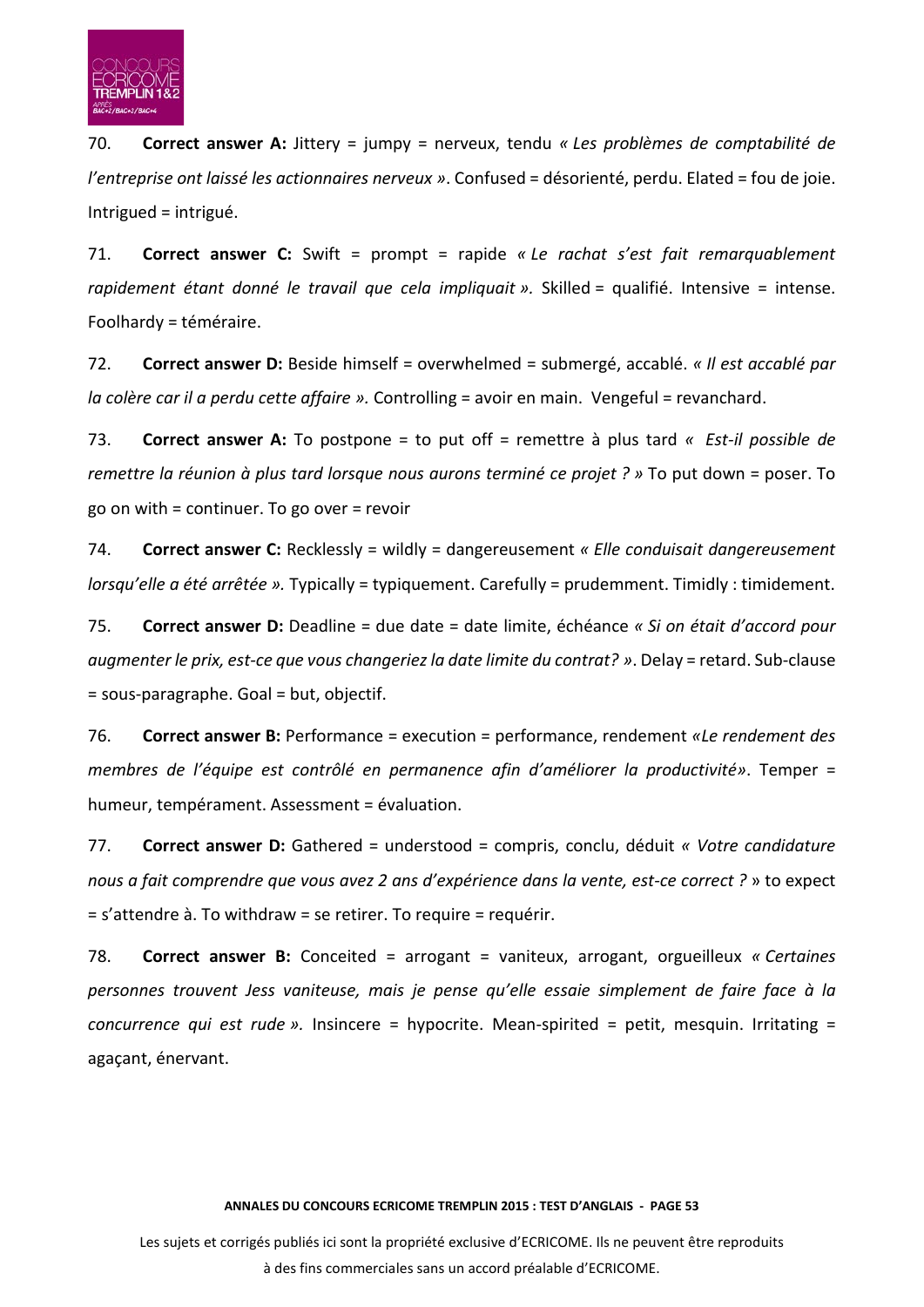70. **Correct answer A:** Jittery = jumpy = nerveux, tendu *« Les problèmes de comptabilité de l'entreprise ont laissé les actionnaires nerveux »*. Confused = désorienté, perdu. Elated = fou de joie. Intrigued = intrigué.

71. **Correct answer C:** Swift = prompt = rapide *« Le rachat s'est fait remarquablement rapidement étant donné le travail que cela impliquait ».* Skilled = qualifié. Intensive = intense. Foolhardy = téméraire.

72. **Correct answer D:** Beside himself = overwhelmed = submergé, accablé. *« Il est accablé par la colère car il a perdu cette affaire ».* Controlling = avoir en main. Vengeful = revanchard.

73. **Correct answer A:** To postpone = to put off = remettre à plus tard *« Est-il possible de remettre la réunion à plus tard lorsque nous aurons terminé ce projet ? »* To put down = poser. To go on with = continuer. To go over = revoir

74. **Correct answer C:** Recklessly = wildly = dangereusement *« Elle conduisait dangereusement lorsqu'elle a été arrêtée ».* Typically = typiquement. Carefully = prudemment. Timidly : timidement.

75. **Correct answer D:** Deadline = due date = date limite, échéance *« Si on était d'accord pour augmenter le prix, est-ce que vous changeriez la date limite du contrat? »*. Delay = retard. Sub-clause = sous-paragraphe. Goal = but, objectif.

76. **Correct answer B:** Performance = execution = performance, rendement *«Le rendement des membres de l'équipe est contrôlé en permanence afin d'améliorer la productivité»*. Temper = humeur, tempérament. Assessment = évaluation.

77. **Correct answer D:** Gathered = understood = compris, conclu, déduit *« Votre candidature nous a fait comprendre que vous avez 2 ans d'expérience dans la vente, est-ce correct ?* » to expect = s'attendre à. To withdraw = se retirer. To require = requérir.

78. **Correct answer B:** Conceited = arrogant = vaniteux, arrogant, orgueilleux *« Certaines personnes trouvent Jess vaniteuse, mais je pense qu'elle essaie simplement de faire face à la concurrence qui est rude ».* Insincere = hypocrite. Mean-spirited = petit, mesquin. Irritating = agaçant, énervant.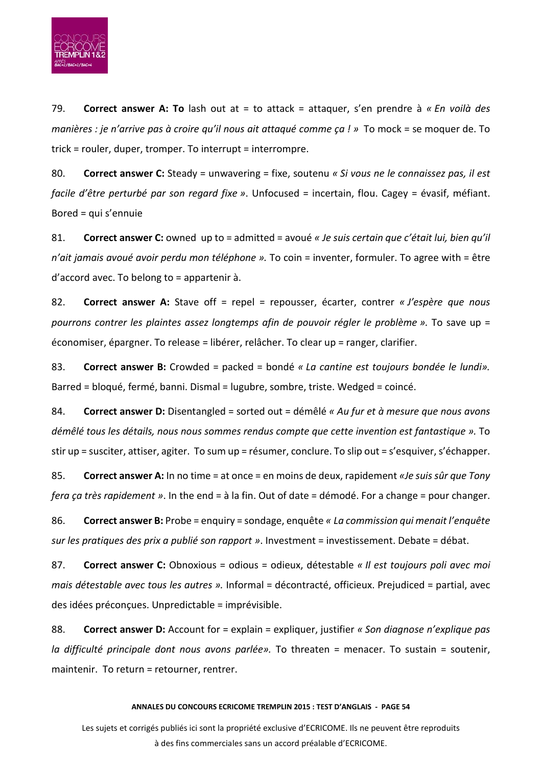79. **Correct answer A: To** lash out at = to attack = attaquer, s'en prendre à *« En voilà des manières : je n'arrive pas à croire qu'il nous ait attaqué comme ça ! »* To mock = se moquer de. To trick = rouler, duper, tromper. To interrupt = interrompre.

80. **Correct answer C:** Steady = unwavering = fixe, soutenu *« Si vous ne le connaissez pas, il est facile d'être perturbé par son regard fixe »*. Unfocused = incertain, flou. Cagey = évasif, méfiant. Bored = qui s'ennuie

81. **Correct answer C:** owned up to = admitted = avoué *« Je suis certain que c'était lui, bien qu'il n'ait jamais avoué avoir perdu mon téléphone ».* To coin = inventer, formuler. To agree with = être d'accord avec. To belong to = appartenir à.

82. **Correct answer A:** Stave off = repel = repousser, écarter, contrer *« J'espère que nous pourrons contrer les plaintes assez longtemps afin de pouvoir régler le problème ».* To save up = économiser, épargner. To release = libérer, relâcher. To clear up = ranger, clarifier.

83. **Correct answer B:** Crowded = packed = bondé *« La cantine est toujours bondée le lundi».* Barred = bloqué, fermé, banni. Dismal = lugubre, sombre, triste. Wedged = coincé.

84. **Correct answer D:** Disentangled = sorted out = démêlé *« Au fur et à mesure que nous avons démêlé tous les détails, nous nous sommes rendus compte que cette invention est fantastique ».* To stir up = susciter, attiser, agiter. To sum up = résumer, conclure. To slip out = s'esquiver, s'échapper.

85. **Correct answer A:** In no time = at once = en moins de deux, rapidement *«Je suis sûr que Tony fera ça très rapidement »*. In the end = à la fin. Out of date = démodé. For a change = pour changer.

86. **Correct answer B:** Probe = enquiry = sondage, enquête *« La commission qui menait l'enquête sur les pratiques des prix a publié son rapport »*. Investment = investissement. Debate = débat.

87. **Correct answer C:** Obnoxious = odious = odieux, détestable *« Il est toujours poli avec moi mais détestable avec tous les autres ».* Informal = décontracté, officieux. Prejudiced = partial, avec des idées préconçues. Unpredictable = imprévisible.

88. **Correct answer D:** Account for = explain = expliquer, justifier *« Son diagnose n'explique pas la difficulté principale dont nous avons parlée».* To threaten = menacer. To sustain = soutenir, maintenir. To return = retourner, rentrer.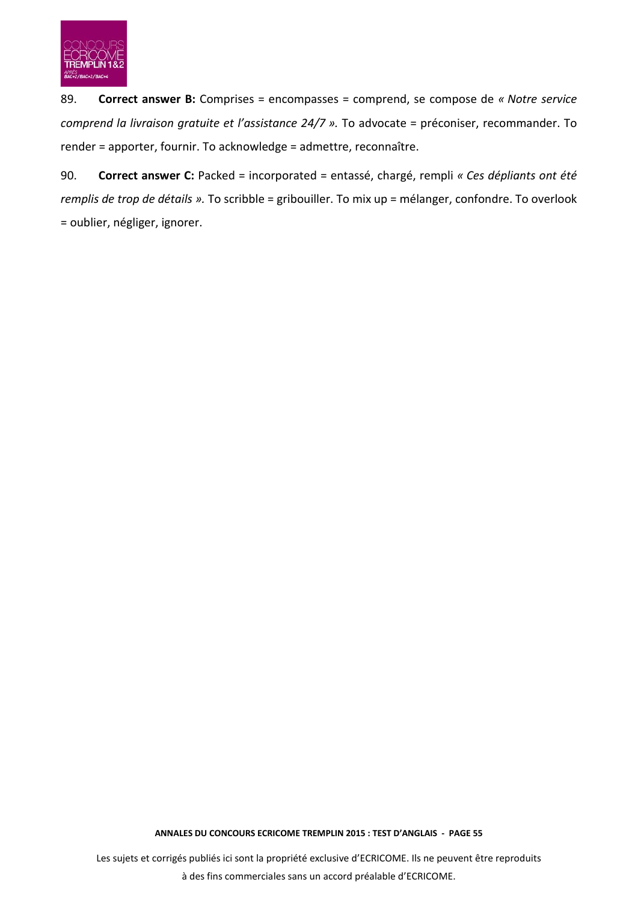89. **Correct answer B:** Comprises = encompasses = comprend, se compose de *« Notre service comprend la livraison gratuite et l'assistance 24/7 ».* To advocate = préconiser, recommander. To render = apporter, fournir. To acknowledge = admettre, reconnaître.

90. **Correct answer C:** Packed = incorporated = entassé, chargé, rempli *« Ces dépliants ont été remplis de trop de détails ».* To scribble = gribouiller. To mix up = mélanger, confondre. To overlook = oublier, négliger, ignorer.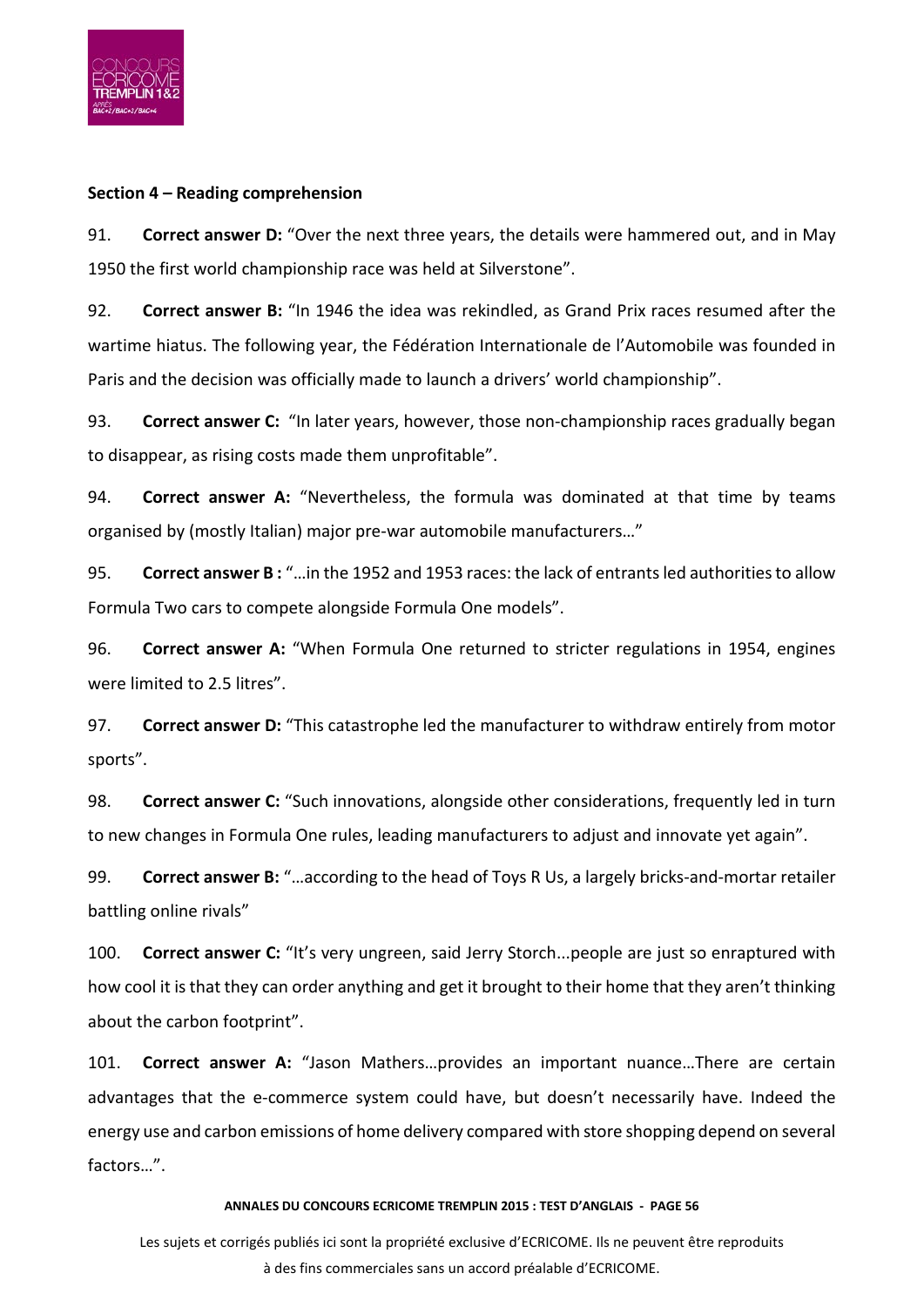**Section 4 – Reading comprehension**

91. **Correct answer D:** "Over the next three years, the details were hammered out, and in May 1950 the first world championship race was held at Silverstone".

92. **Correct answer B:** "In 1946 the idea was rekindled, as Grand Prix races resumed after the wartime hiatus. The following year, the Fédération Internationale de l'Automobile was founded in Paris and the decision was officially made to launch a drivers' world championship".

93. **Correct answer C:** "In later years, however, those non-championship races gradually began to disappear, as rising costs made them unprofitable".

94. **Correct answer A:** "Nevertheless, the formula was dominated at that time by teams organised by (mostly Italian) major pre-war automobile manufacturers…"

95. **Correct answer B :** "…in the 1952 and 1953 races: the lack of entrants led authorities to allow Formula Two cars to compete alongside Formula One models".

96. **Correct answer A:** "When Formula One returned to stricter regulations in 1954, engines were limited to 2.5 litres".

97. **Correct answer D:** "This catastrophe led the manufacturer to withdraw entirely from motor sports".

98. **Correct answer C:** "Such innovations, alongside other considerations, frequently led in turn to new changes in Formula One rules, leading manufacturers to adjust and innovate yet again".

99. **Correct answer B:** "…according to the head of Toys R Us, a largely bricks-and-mortar retailer battling online rivals"

100. **Correct answer C:** "It's very ungreen, said Jerry Storch...people are just so enraptured with how cool it is that they can order anything and get it brought to their home that they aren't thinking about the carbon footprint".

101. **Correct answer A:** "Jason Mathers…provides an important nuance…There are certain advantages that the e-commerce system could have, but doesn't necessarily have. Indeed the energy use and carbon emissions of home delivery compared with store shopping depend on several factors…".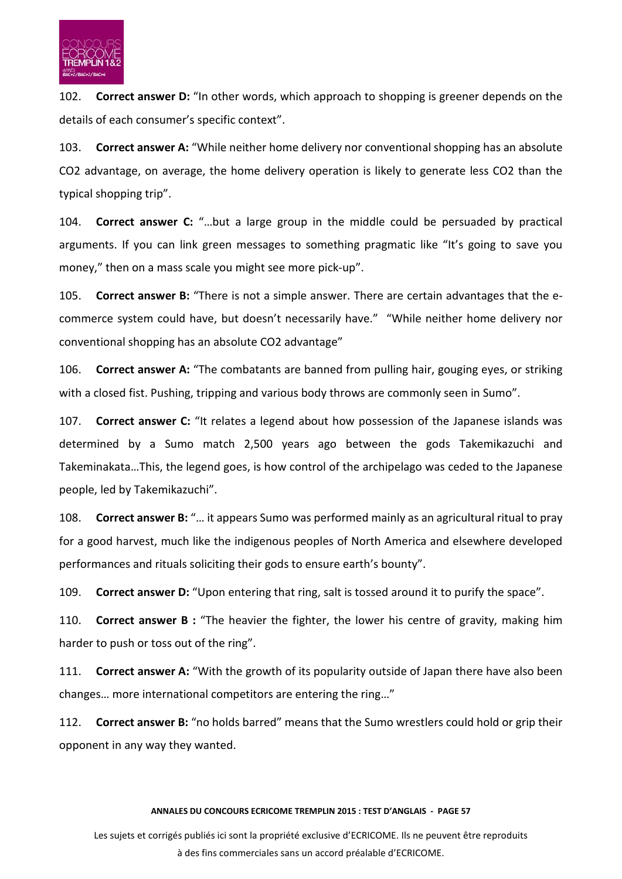102. **Correct answer D:** "In other words, which approach to shopping is greener depends on the details of each consumer's specific context".

103. **Correct answer A:** "While neither home delivery nor conventional shopping has an absolute $CO_2$ advantage, on average, the home delivery operation is likely to generate less $CO_2$ than the typical shopping trip".

104. **Correct answer C:** "…but a large group in the middle could be persuaded by practical arguments. If you can link green messages to something pragmatic like "It's going to save you money," then on a mass scale you might see more pick-up".

105. **Correct answer B:** "There is not a simple answer. There are certain advantages that the e-commerce system could have, but doesn't necessarily have." "While neither home delivery nor conventional shopping has an absolute $CO_2$ advantage"

106. **Correct answer A:** "The combatants are banned from pulling hair, gouging eyes, or striking with a closed fist. Pushing, tripping and various body throws are commonly seen in Sumo".

107. **Correct answer C:** "It relates a legend about how possession of the Japanese islands was determined by a Sumo match 2,500 years ago between the gods Takemikazuchi and Takeminakata…This, the legend goes, is how control of the archipelago was ceded to the Japanese people, led by Takemikazuchi".

108. **Correct answer B:** "… it appears Sumo was performed mainly as an agricultural ritual to pray for a good harvest, much like the indigenous peoples of North America and elsewhere developed performances and rituals soliciting their gods to ensure earth's bounty".

109. **Correct answer D:** "Upon entering that ring, salt is tossed around it to purify the space".

110. **Correct answer B :** "The heavier the fighter, the lower his centre of gravity, making him harder to push or toss out of the ring".

111. **Correct answer A:** "With the growth of its popularity outside of Japan there have also been changes… more international competitors are entering the ring…"

112. **Correct answer B:** "no holds barred" means that the Sumo wrestlers could hold or grip their opponent in any way they wanted.

Les sujets et corrigés publiés ici sont la propriété exclusive d'ECRICOME. Ils ne peuvent être reproduits à des fins commerciales sans un accord préalable d'ECRICOME.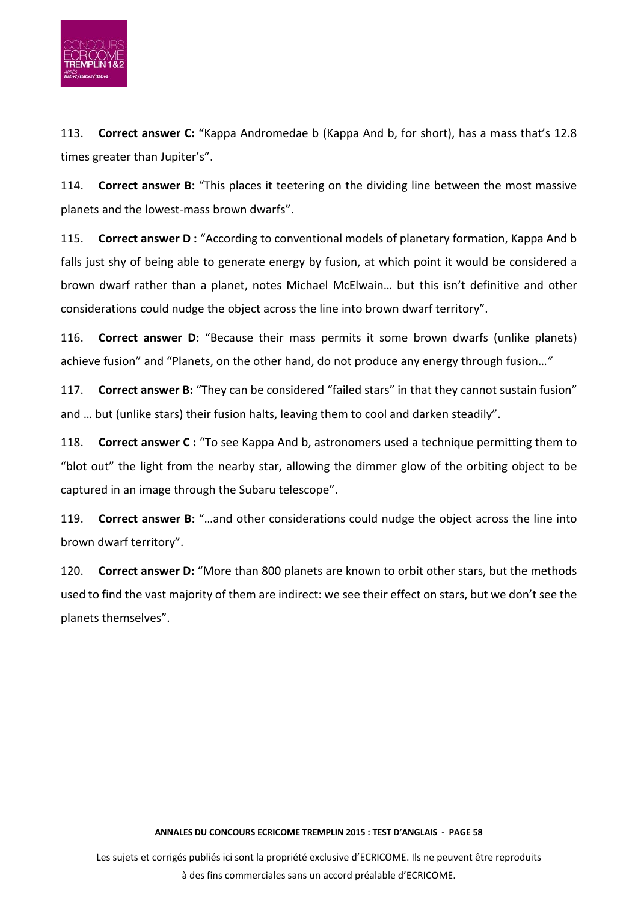113. **Correct answer C:** "Kappa Andromedae b (Kappa And b, for short), has a mass that's 12.8 times greater than Jupiter's".

114. **Correct answer B:** "This places it teetering on the dividing line between the most massive planets and the lowest-mass brown dwarfs".

115. **Correct answer D :** "According to conventional models of planetary formation, Kappa And b falls just shy of being able to generate energy by fusion, at which point it would be considered a brown dwarf rather than a planet, notes Michael McElwain… but this isn't definitive and other considerations could nudge the object across the line into brown dwarf territory".

116. **Correct answer D:** "Because their mass permits it some brown dwarfs (unlike planets) achieve fusion" and "Planets, on the other hand, do not produce any energy through fusion…"

117. **Correct answer B:** "They can be considered "failed stars" in that they cannot sustain fusion" and … but (unlike stars) their fusion halts, leaving them to cool and darken steadily".

118. **Correct answer C :** "To see Kappa And b, astronomers used a technique permitting them to "blot out" the light from the nearby star, allowing the dimmer glow of the orbiting object to be captured in an image through the Subaru telescope".

119. **Correct answer B:** "…and other considerations could nudge the object across the line into brown dwarf territory".

120. **Correct answer D:** "More than 800 planets are known to orbit other stars, but the methods used to find the vast majority of them are indirect: we see their effect on stars, but we don't see the planets themselves".

Les sujets et corrigés publiés ici sont la propriété exclusive d'ECRICOME. Ils ne peuvent être reproduits à des fins commerciales sans un accord préalable d'ECRICOME.